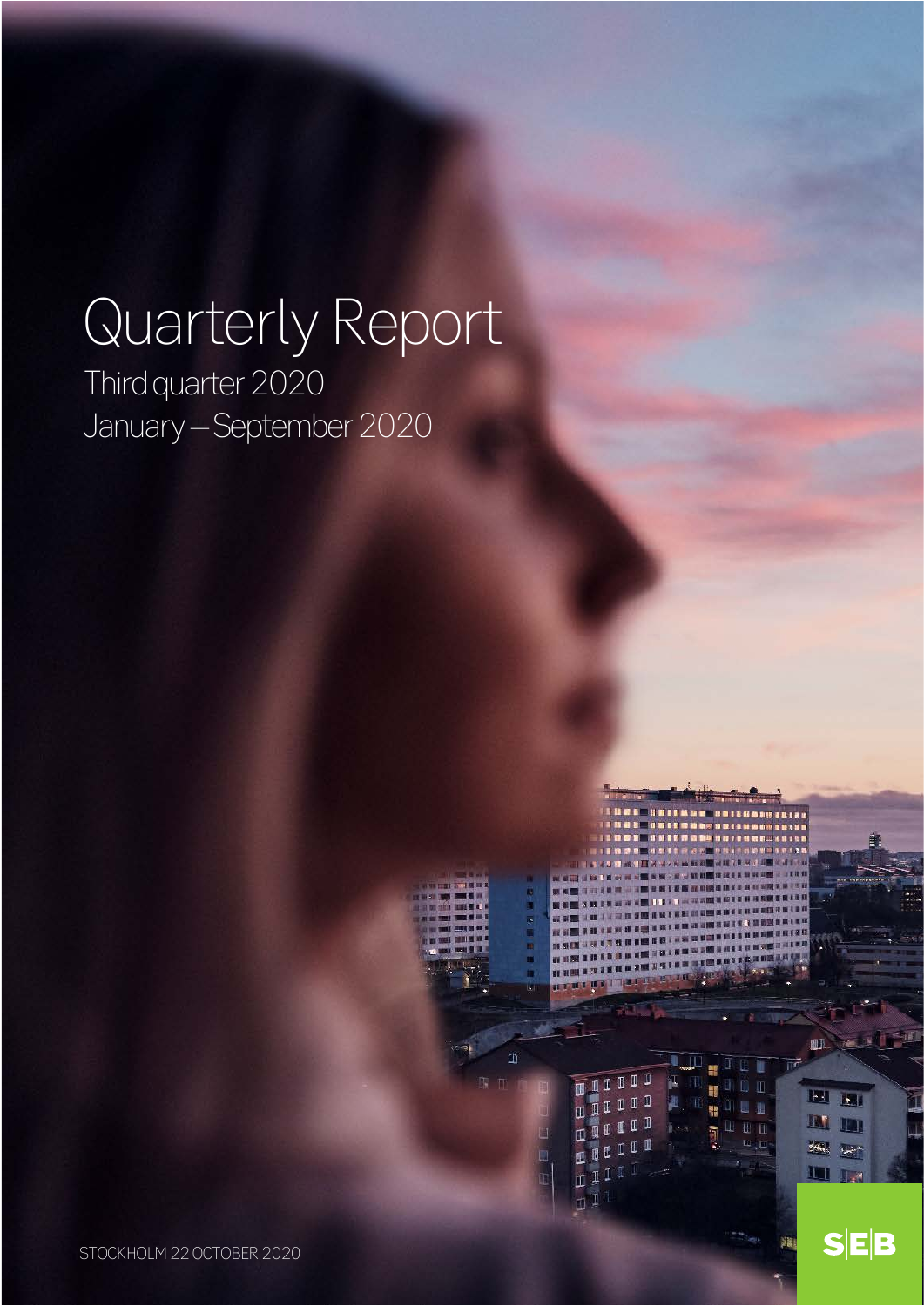# Quarterly Report

Third quarter 2020

January – September 2020

STOCKHOLM 22 OCTOBER 2020

SEB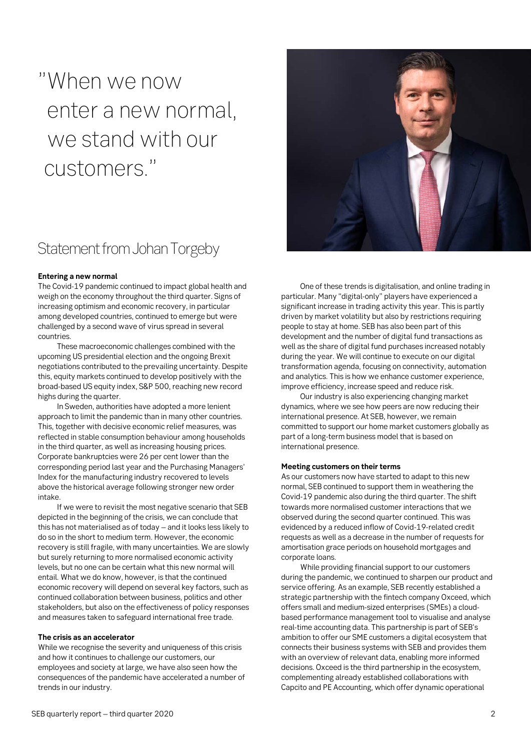"When we now enter a new normal, we stand with our customers."

# Statement from Johan Torgeby

**Entering a new normal**

The Covid-19 pandemic continued to impact global health and weigh on the economy throughout the third quarter. Signs of increasing optimism and economic recovery, in particular among developed countries, continued to emerge but were challenged by a second wave of virus spread in several countries.

These macroeconomic challenges combined with the upcoming US presidential election and the ongoing Brexit negotiations contributed to the prevailing uncertainty. Despite this, equity markets continued to develop positively with the broad-based US equity index, S&P 500, reaching new record highs during the quarter.

In Sweden, authorities have adopted a more lenient approach to limit the pandemic than in many other countries. This, together with decisive economic relief measures, was reflected in stable consumption behaviour among households in the third quarter, as well as increasing housing prices. Corporate bankruptcies were 26 per cent lower than the corresponding period last year and the Purchasing Managers' Index for the manufacturing industry recovered to levels above the historical average following stronger new order intake.

If we were to revisit the most negative scenario that SEB depicted in the beginning of the crisis, we can conclude that this has not materialised as of today – and it looks less likely to do so in the short to medium term. However, the economic recovery is still fragile, with many uncertainties. We are slowly but surely returning to more normalised economic activity levels, but no one can be certain what this new normal will entail. What we do know, however, is that the continued economic recovery will depend on several key factors, such as continued collaboration between business, politics and other stakeholders, but also on the effectiveness of policy responses and measures taken to safeguard international free trade.

**The crisis as an accelerator**

While we recognise the severity and uniqueness of this crisis and how it continues to challenge our customers, our employees and society at large, we have also seen how the consequences of the pandemic have accelerated a number of trends in our industry.

One of these trends is digitalisation, and online trading in particular. Many "digital-only" players have experienced a significant increase in trading activity this year. This is partly driven by market volatility but also by restrictions requiring people to stay at home. SEB has also been part of this development and the number of digital fund transactions as well as the share of digital fund purchases increased notably during the year. We will continue to execute on our digital transformation agenda, focusing on connectivity, automation and analytics. This is how we enhance customer experience, improve efficiency, increase speed and reduce risk.

Our industry is also experiencing changing market dynamics, where we see how peers are now reducing their international presence. At SEB, however, we remain committed to support our home market customers globally as part of a long-term business model that is based on international presence.

**Meeting customers on their terms**

As our customers now have started to adapt to this new normal, SEB continued to support them in weathering the Covid-19 pandemic also during the third quarter. The shift towards more normalised customer interactions that we observed during the second quarter continued. This was evidenced by a reduced inflow of Covid-19-related credit requests as well as a decrease in the number of requests for amortisation grace periods on household mortgages and corporate loans.

While providing financial support to our customers during the pandemic, we continued to sharpen our product and service offering. As an example, SEB recently established a strategic partnership with the fintech company Oxceed, which offers small and medium-sized enterprises (SMEs) a cloud-based performance management tool to visualise and analyse real-time accounting data. This partnership is part of SEB's ambition to offer our SME customers a digital ecosystem that connects their business systems with SEB and provides them with an overview of relevant data, enabling more informed decisions. Oxceed is the third partnership in the ecosystem, complementing already established collaborations with Capcito and PE Accounting, which offer dynamic operational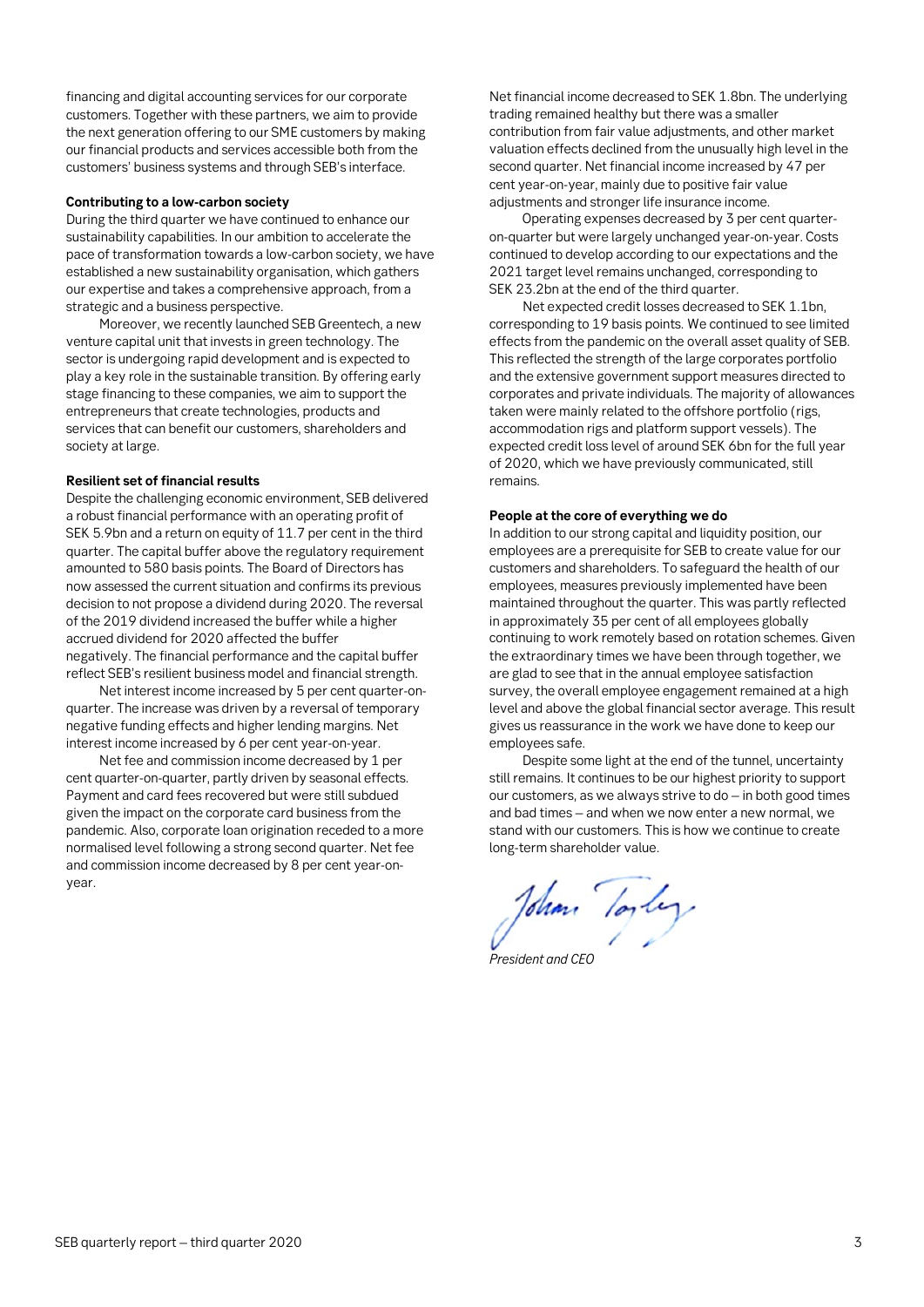financing and digital accounting services for our corporate customers. Together with these partners, we aim to provide the next generation offering to our SME customers by making our financial products and services accessible both from the customers' business systems and through SEB's interface.

**Contributing to a low-carbon society**

During the third quarter we have continued to enhance our sustainability capabilities. In our ambition to accelerate the pace of transformation towards a low-carbon society, we have established a new sustainability organisation, which gathers our expertise and takes a comprehensive approach, from a strategic and a business perspective.

Moreover, we recently launched SEB Greentech, a new venture capital unit that invests in green technology. The sector is undergoing rapid development and is expected to play a key role in the sustainable transition. By offering early stage financing to these companies, we aim to support the entrepreneurs that create technologies, products and services that can benefit our customers, shareholders and society at large.

**Resilient set of financial results**

Despite the challenging economic environment, SEB delivered a robust financial performance with an operating profit of SEK 5.9bn and a return on equity of 11.7 per cent in the third quarter. The capital buffer above the regulatory requirement amounted to 580 basis points. The Board of Directors has now assessed the current situation and confirms its previous decision to not propose a dividend during 2020. The reversal of the 2019 dividend increased the buffer while a higher accrued dividend for 2020 affected the buffer negatively. The financial performance and the capital buffer reflect SEB's resilient business model and financial strength.

Net interest income increased by 5 per cent quarter-on-quarter. The increase was driven by a reversal of temporary negative funding effects and higher lending margins. Net interest income increased by 6 per cent year-on-year.

Net fee and commission income decreased by 1 per cent quarter-on-quarter, partly driven by seasonal effects. Payment and card fees recovered but were still subdued given the impact on the corporate card business from the pandemic. Also, corporate loan origination receded to a more normalised level following a strong second quarter. Net fee and commission income decreased by 8 per cent year-on-year.

Net financial income decreased to SEK 1.8bn. The underlying trading remained healthy but there was a smaller contribution from fair value adjustments, and other market valuation effects declined from the unusually high level in the second quarter. Net financial income increased by 47 per cent year-on-year, mainly due to positive fair value adjustments and stronger life insurance income.

Operating expenses decreased by 3 per cent quarter-on-quarter but were largely unchanged year-on-year. Costs continued to develop according to our expectations and the 2021 target level remains unchanged, corresponding to SEK 23.2bn at the end of the third quarter.

Net expected credit losses decreased to SEK 1.1bn, corresponding to 19 basis points. We continued to see limited effects from the pandemic on the overall asset quality of SEB. This reflected the strength of the large corporates portfolio and the extensive government support measures directed to corporates and private individuals. The majority of allowances taken were mainly related to the offshore portfolio (rigs, accommodation rigs and platform support vessels). The expected credit loss level of around SEK 6bn for the full year of 2020, which we have previously communicated, still remains.

**People at the core of everything we do**

In addition to our strong capital and liquidity position, our employees are a prerequisite for SEB to create value for our customers and shareholders. To safeguard the health of our employees, measures previously implemented have been maintained throughout the quarter. This was partly reflected in approximately 35 per cent of all employees globally continuing to work remotely based on rotation schemes. Given the extraordinary times we have been through together, we are glad to see that in the annual employee satisfaction survey, the overall employee engagement remained at a high level and above the global financial sector average. This result gives us reassurance in the work we have done to keep our employees safe.

Despite some light at the end of the tunnel, uncertainty still remains. It continues to be our highest priority to support our customers, as we always strive to do – in both good times and bad times – and when we now enter a new normal, we stand with our customers. This is how we continue to create long-term shareholder value.

*President and CEO*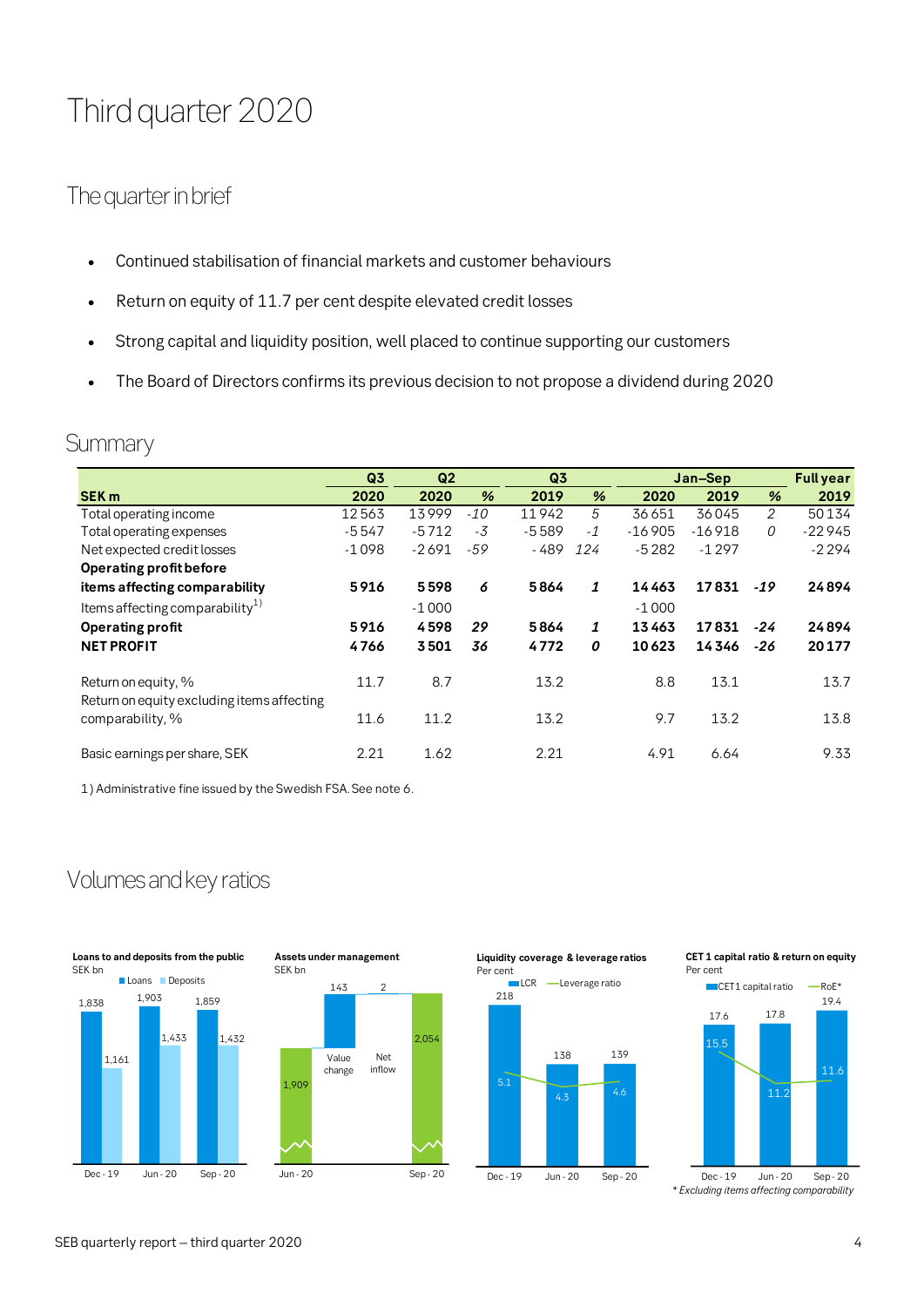# Third quarter 2020

## The quarter in brief

- Continued stabilisation of financial markets and customer behaviours
- Return on equity of 11.7 per cent despite elevated credit losses
- Strong capital and liquidity position, well placed to continue supporting our customers
- The Board of Directors confirms its previous decision to not propose a dividend during 2020

## Summary

| SEK m | Q3 2020 | Q2 2020 | % | Q3 2019 | % | Jan–Sep 2020 | Jan–Sep 2019 | % | Full year 2019 |
|---|---|---|---|---|---|---|---|---|---|
| Total operating income | 12 563 | 13 999 | -10 | 11 942 | 5 | 36 651 | 36 045 | 2 | 50 134 |
| Total operating expenses | -5 547 | -5 712 | -3 | -5 589 | -1 | -16 905 | -16 918 | 0 | -22 945 |
| Net expected credit losses | -1 098 | -2 691 | -59 | -489 | 124 | -5 282 | -1 297 | | -2 294 |
| **Operating profit before items affecting comparability** | **5 916** | **5 598** | **6** | **5 864** | **1** | **14 463** | **17 831** | **-19** | **24 894** |
| Items affecting comparability[1] | | -1 000 | | | | -1 000 | | | |
| **Operating profit** | **5 916** | **4 598** | **29** | **5 864** | **1** | **13 463** | **17 831** | **-24** | **24 894** |
| **NET PROFIT** | **4 766** | **3 501** | **36** | **4 772** | **0** | **10 623** | **14 346** | **-26** | **20 177** |
| | | | | | | | | | |
| Return on equity, % | 11.7 | 8.7 | | 13.2 | | 8.8 | 13.1 | | 13.7 |
| Return on equity excluding items affecting comparability, % | 11.6 | 11.2 | | 13.2 | | 9.7 | 13.2 | | 13.8 |
| | | | | | | | | | |
| Basic earnings per share, SEK | 2.21 | 1.62 | | 2.21 | | 4.91 | 6.64 | | 9.33 |

1) Administrative fine issued by the Swedish FSA. See note 6.

## Volumes and key ratios

**Loans to and deposits from the public**
SEK bn

| | Dec - 19 | Jun - 20 | Sep - 20 |
|---|---|---|---|
| Loans | 1,838 | 1,903 | 1,859 |
| Deposits | 1,161 | 1,433 | 1,432 |

**Assets under management**
SEK bn

| Jun - 20 | Value change | Net inflow | Sep - 20 |
|---|---|---|---|
| 1,909 | 143 | 2 | 2,054 |

**Liquidity coverage & leverage ratios**
Per cent

| | Dec - 19 | Jun - 20 | Sep - 20 |
|---|---|---|---|
| LCR | 218 | 138 | 139 |
| Leverage ratio | 5.1 | 4.3 | 4.6 |

**CET 1 capital ratio & return on equity**
Per cent

| | Dec - 19 | Jun - 20 | Sep - 20 |
|---|---|---|---|
| CET1 capital ratio | 17.6 | 17.8 | 19.4 |
| RoE* | 15.5 | 11.2 | 11.6 |

*\* Excluding items affecting comparability*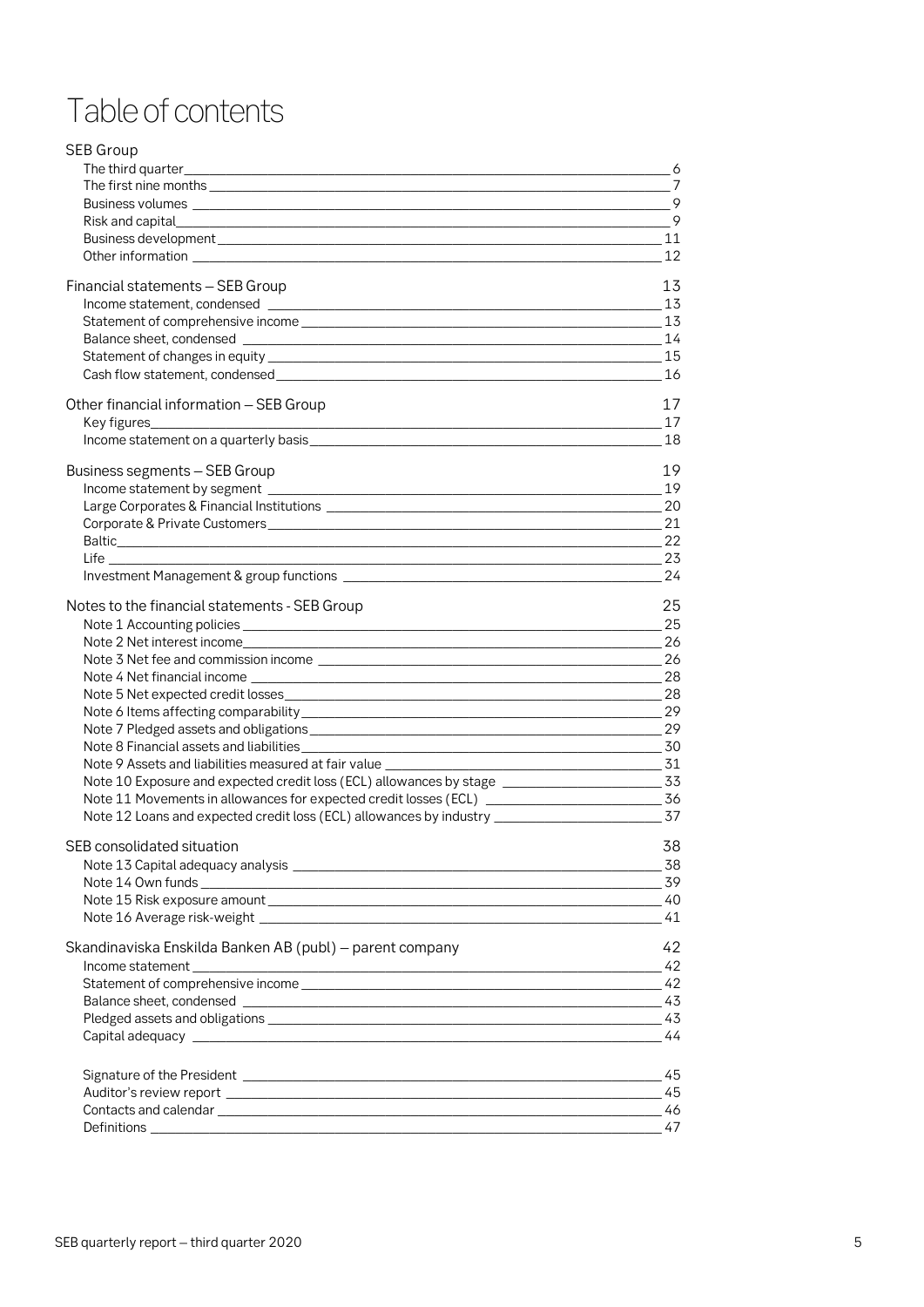# Table of contents

| SEB Group | |
|---|---|
| The third quarter | 6 |
| The first nine months | 7 |
| Business volumes | 9 |
| Risk and capital | 9 |
| Business development | 11 |
| Other information | 12 |
| **Financial statements – SEB Group** | **13** |
| Income statement, condensed | 13 |
| Statement of comprehensive income | 13 |
| Balance sheet, condensed | 14 |
| Statement of changes in equity | 15 |
| Cash flow statement, condensed | 16 |
| **Other financial information – SEB Group** | **17** |
| Key figures | 17 |
| Income statement on a quarterly basis | 18 |
| **Business segments – SEB Group** | **19** |
| Income statement by segment | 19 |
| Large Corporates & Financial Institutions | 20 |
| Corporate & Private Customers | 21 |
| Baltic | 22 |
| Life | 23 |
| Investment Management & group functions | 24 |
| **Notes to the financial statements - SEB Group** | **25** |
| Note 1 Accounting policies | 25 |
| Note 2 Net interest income | 26 |
| Note 3 Net fee and commission income | 26 |
| Note 4 Net financial income | 28 |
| Note 5 Net expected credit losses | 28 |
| Note 6 Items affecting comparability | 29 |
| Note 7 Pledged assets and obligations | 29 |
| Note 8 Financial assets and liabilities | 30 |
| Note 9 Assets and liabilities measured at fair value | 31 |
| Note 10 Exposure and expected credit loss (ECL) allowances by stage | 33 |
| Note 11 Movements in allowances for expected credit losses (ECL) | 36 |
| Note 12 Loans and expected credit loss (ECL) allowances by industry | 37 |
| **SEB consolidated situation** | **38** |
| Note 13 Capital adequacy analysis | 38 |
| Note 14 Own funds | 39 |
| Note 15 Risk exposure amount | 40 |
| Note 16 Average risk-weight | 41 |
| **Skandinaviska Enskilda Banken AB (publ) – parent company** | **42** |
| Income statement | 42 |
| Statement of comprehensive income | 42 |
| Balance sheet, condensed | 43 |
| Pledged assets and obligations | 43 |
| Capital adequacy | 44 |
| Signature of the President | 45 |
| Auditor's review report | 45 |
| Contacts and calendar | 46 |
| Definitions | 47 |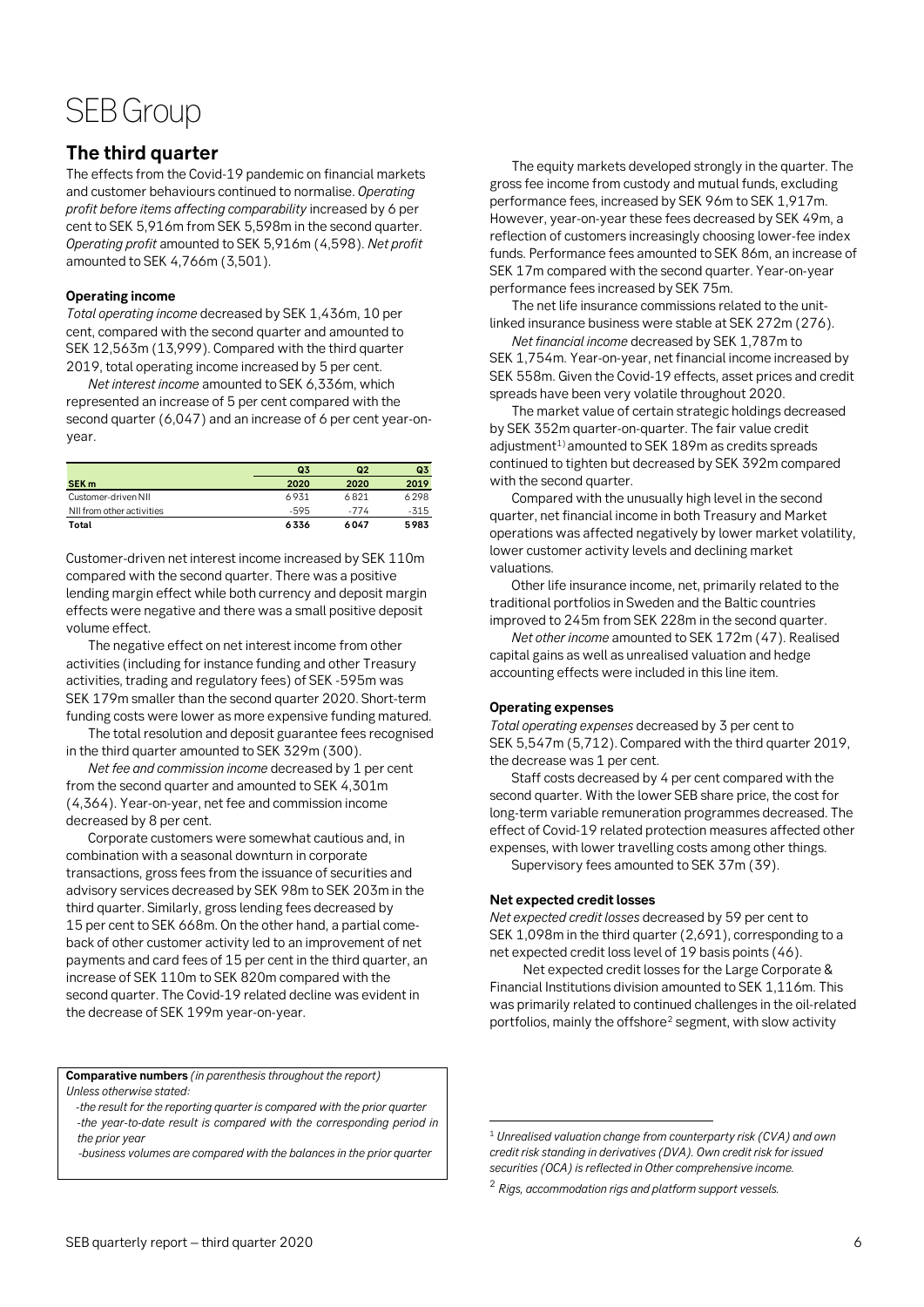# SEB Group

## The third quarter

The effects from the Covid-19 pandemic on financial markets and customer behaviours continued to normalise. *Operating profit before items affecting comparability* increased by 6 per cent to SEK 5,916m from SEK 5,598m in the second quarter. *Operating profit* amounted to SEK 5,916m (4,598). *Net profit* amounted to SEK 4,766m (3,501).

### Operating income

*Total operating income* decreased by SEK 1,436m, 10 per cent, compared with the second quarter and amounted to SEK 12,563m (13,999). Compared with the third quarter 2019, total operating income increased by 5 per cent.

*Net interest income* amounted to SEK 6,336m, which represented an increase of 5 per cent compared with the second quarter (6,047) and an increase of 6 per cent year-on-year.

| SEK m | Q3 2020 | Q2 2020 | Q3 2019 |
|---|---|---|---|
| Customer-driven NII | 6931 | 6821 | 6298 |
| NII from other activities | -595 | -774 | -315 |
| **Total** | **6336** | **6047** | **5983** |

Customer-driven net interest income increased by SEK 110m compared with the second quarter. There was a positive lending margin effect while both currency and deposit margin effects were negative and there was a small positive deposit volume effect.

The negative effect on net interest income from other activities (including for instance funding and other Treasury activities, trading and regulatory fees) of SEK -595m was SEK 179m smaller than the second quarter 2020. Short-term funding costs were lower as more expensive funding matured.

The total resolution and deposit guarantee fees recognised in the third quarter amounted to SEK 329m (300).

*Net fee and commission income* decreased by 1 per cent from the second quarter and amounted to SEK 4,301m (4,364). Year-on-year, net fee and commission income decreased by 8 per cent.

Corporate customers were somewhat cautious and, in combination with a seasonal downturn in corporate transactions, gross fees from the issuance of securities and advisory services decreased by SEK 98m to SEK 203m in the third quarter. Similarly, gross lending fees decreased by 15 per cent to SEK 668m. On the other hand, a partial come-back of other customer activity led to an improvement of net payments and card fees of 15 per cent in the third quarter, an increase of SEK 110m to SEK 820m compared with the second quarter. The Covid-19 related decline was evident in the decrease of SEK 199m year-on-year.

**Comparative numbers** *(in parenthesis throughout the report)*
*Unless otherwise stated:*

- *the result for the reporting quarter is compared with the prior quarter*
- *the year-to-date result is compared with the corresponding period in the prior year*
- *business volumes are compared with the balances in the prior quarter*

The equity markets developed strongly in the quarter. The gross fee income from custody and mutual funds, excluding performance fees, increased by SEK 96m to SEK 1,917m. However, year-on-year these fees decreased by SEK 49m, a reflection of customers increasingly choosing lower-fee index funds. Performance fees amounted to SEK 86m, an increase of SEK 17m compared with the second quarter. Year-on-year performance fees increased by SEK 75m.

The net life insurance commissions related to the unit-linked insurance business were stable at SEK 272m (276).

*Net financial income* decreased by SEK 1,787m to SEK 1,754m. Year-on-year, net financial income increased by SEK 558m. Given the Covid-19 effects, asset prices and credit spreads have been very volatile throughout 2020.

The market value of certain strategic holdings decreased by SEK 352m quarter-on-quarter. The fair value credit adjustment[1] amounted to SEK 189m as credits spreads continued to tighten but decreased by SEK 392m compared with the second quarter.

Compared with the unusually high level in the second quarter, net financial income in both Treasury and Market operations was affected negatively by lower market volatility, lower customer activity levels and declining market valuations.

Other life insurance income, net, primarily related to the traditional portfolios in Sweden and the Baltic countries improved to 245m from SEK 228m in the second quarter.

*Net other income* amounted to SEK 172m (47). Realised capital gains as well as unrealised valuation and hedge accounting effects were included in this line item.

### Operating expenses

*Total operating expenses* decreased by 3 per cent to SEK 5,547m (5,712). Compared with the third quarter 2019, the decrease was 1 per cent.

Staff costs decreased by 4 per cent compared with the second quarter. With the lower SEB share price, the cost for long-term variable remuneration programmes decreased. The effect of Covid-19 related protection measures affected other expenses, with lower travelling costs among other things.

Supervisory fees amounted to SEK 37m (39).

### Net expected credit losses

*Net expected credit losses* decreased by 59 per cent to SEK 1,098m in the third quarter (2,691), corresponding to a net expected credit loss level of 19 basis points (46).

Net expected credit losses for the Large Corporate & Financial Institutions division amounted to SEK 1,116m. This was primarily related to continued challenges in the oil-related portfolios, mainly the offshore[2] segment, with slow activity

[1] *Unrealised valuation change from counterparty risk (CVA) and own credit risk standing in derivatives (DVA). Own credit risk for issued securities (OCA) is reflected in Other comprehensive income.*

[2] *Rigs, accommodation rigs and platform support vessels.*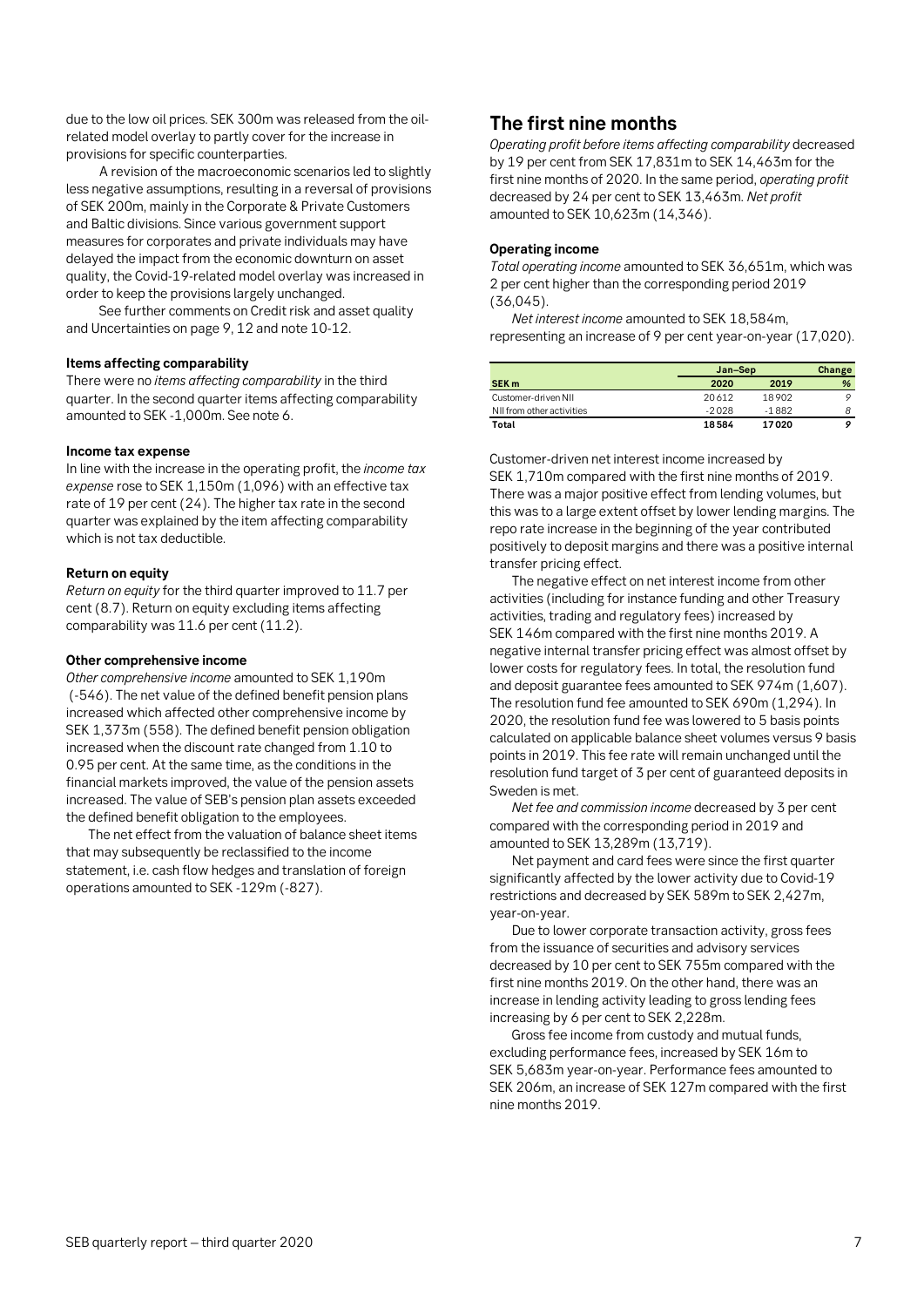due to the low oil prices. SEK 300m was released from the oil-related model overlay to partly cover for the increase in provisions for specific counterparties.

A revision of the macroeconomic scenarios led to slightly less negative assumptions, resulting in a reversal of provisions of SEK 200m, mainly in the Corporate & Private Customers and Baltic divisions. Since various government support measures for corporates and private individuals may have delayed the impact from the economic downturn on asset quality, the Covid-19-related model overlay was increased in order to keep the provisions largely unchanged.

See further comments on Credit risk and asset quality and Uncertainties on page 9, 12 and note 10-12.

#### Items affecting comparability

There were no *items affecting comparability* in the third quarter. In the second quarter items affecting comparability amounted to SEK -1,000m. See note 6.

#### Income tax expense

In line with the increase in the operating profit, the *income tax expense* rose to SEK 1,150m (1,096) with an effective tax rate of 19 per cent (24). The higher tax rate in the second quarter was explained by the item affecting comparability which is not tax deductible.

#### Return on equity

*Return on equity* for the third quarter improved to 11.7 per cent (8.7). Return on equity excluding items affecting comparability was 11.6 per cent (11.2).

#### Other comprehensive income

*Other comprehensive income* amounted to SEK 1,190m (-546). The net value of the defined benefit pension plans increased which affected other comprehensive income by SEK 1,373m (558). The defined benefit pension obligation increased when the discount rate changed from 1.10 to 0.95 per cent. At the same time, as the conditions in the financial markets improved, the value of the pension assets increased. The value of SEB's pension plan assets exceeded the defined benefit obligation to the employees.

The net effect from the valuation of balance sheet items that may subsequently be reclassified to the income statement, i.e. cash flow hedges and translation of foreign operations amounted to SEK -129m (-827).

## The first nine months

*Operating profit before items affecting comparability* decreased by 19 per cent from SEK 17,831m to SEK 14,463m for the first nine months of 2020. In the same period, *operating profit* decreased by 24 per cent to SEK 13,463m. *Net profit* amounted to SEK 10,623m (14,346).

#### Operating income

*Total operating income* amounted to SEK 36,651m, which was 2 per cent higher than the corresponding period 2019 (36,045).

*Net interest income* amounted to SEK 18,584m, representing an increase of 9 per cent year-on-year (17,020).

| | Jan–Sep | | Change |
|---|---|---|---|
| **SEK m** | **2020** | **2019** | **%** |
| Customer-driven NII | 20612 | 18902 | 9 |
| NII from other activities | -2028 | -1882 | 8 |
| **Total** | **18584** | **17020** | **9** |

Customer-driven net interest income increased by SEK 1,710m compared with the first nine months of 2019. There was a major positive effect from lending volumes, but this was to a large extent offset by lower lending margins. The repo rate increase in the beginning of the year contributed positively to deposit margins and there was a positive internal transfer pricing effect.

The negative effect on net interest income from other activities (including for instance funding and other Treasury activities, trading and regulatory fees) increased by SEK 146m compared with the first nine months 2019. A negative internal transfer pricing effect was almost offset by lower costs for regulatory fees. In total, the resolution fund and deposit guarantee fees amounted to SEK 974m (1,607). The resolution fund fee amounted to SEK 690m (1,294). In 2020, the resolution fund fee was lowered to 5 basis points calculated on applicable balance sheet volumes versus 9 basis points in 2019. This fee rate will remain unchanged until the resolution fund target of 3 per cent of guaranteed deposits in Sweden is met.

*Net fee and commission income* decreased by 3 per cent compared with the corresponding period in 2019 and amounted to SEK 13,289m (13,719).

Net payment and card fees were since the first quarter significantly affected by the lower activity due to Covid-19 restrictions and decreased by SEK 589m to SEK 2,427m, year-on-year.

Due to lower corporate transaction activity, gross fees from the issuance of securities and advisory services decreased by 10 per cent to SEK 755m compared with the first nine months 2019. On the other hand, there was an increase in lending activity leading to gross lending fees increasing by 6 per cent to SEK 2,228m.

Gross fee income from custody and mutual funds, excluding performance fees, increased by SEK 16m to SEK 5,683m year-on-year. Performance fees amounted to SEK 206m, an increase of SEK 127m compared with the first nine months 2019.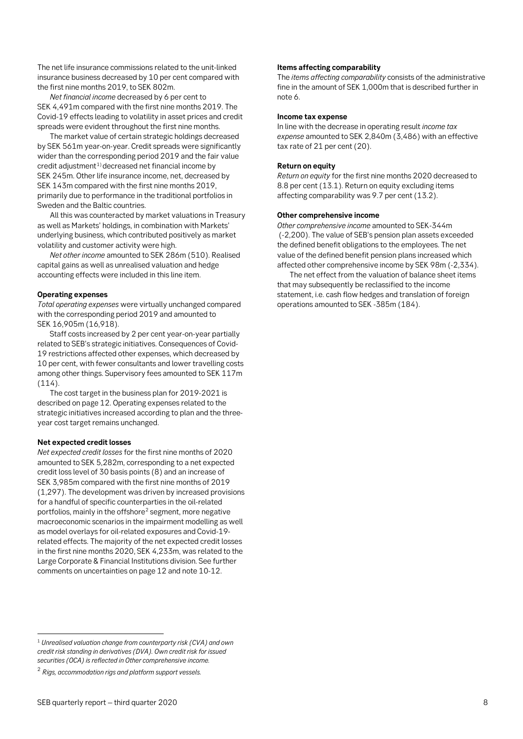The net life insurance commissions related to the unit-linked insurance business decreased by 10 per cent compared with the first nine months 2019, to SEK 802m.

*Net financial income* decreased by 6 per cent to SEK 4,491m compared with the first nine months 2019. The Covid-19 effects leading to volatility in asset prices and credit spreads were evident throughout the first nine months.

The market value of certain strategic holdings decreased by SEK 561m year-on-year. Credit spreads were significantly wider than the corresponding period 2019 and the fair value credit adjustment[1] decreased net financial income by SEK 245m. Other life insurance income, net, decreased by SEK 143m compared with the first nine months 2019, primarily due to performance in the traditional portfolios in Sweden and the Baltic countries.

All this was counteracted by market valuations in Treasury as well as Markets' holdings, in combination with Markets' underlying business, which contributed positively as market volatility and customer activity were high.

*Net other income* amounted to SEK 286m (510). Realised capital gains as well as unrealised valuation and hedge accounting effects were included in this line item.

#### Operating expenses

*Total operating expenses* were virtually unchanged compared with the corresponding period 2019 and amounted to SEK 16,905m (16,918).

Staff costs increased by 2 per cent year-on-year partially related to SEB's strategic initiatives. Consequences of Covid-19 restrictions affected other expenses, which decreased by 10 per cent, with fewer consultants and lower travelling costs among other things. Supervisory fees amounted to SEK 117m (114).

The cost target in the business plan for 2019-2021 is described on page 12. Operating expenses related to the strategic initiatives increased according to plan and the three-year cost target remains unchanged.

#### Net expected credit losses

*Net expected credit losses* for the first nine months of 2020 amounted to SEK 5,282m, corresponding to a net expected credit loss level of 30 basis points (8) and an increase of SEK 3,985m compared with the first nine months of 2019 (1,297). The development was driven by increased provisions for a handful of specific counterparties in the oil-related portfolios, mainly in the offshore[2] segment, more negative macroeconomic scenarios in the impairment modelling as well as model overlays for oil-related exposures and Covid-19-related effects. The majority of the net expected credit losses in the first nine months 2020, SEK 4,233m, was related to the Large Corporate & Financial Institutions division. See further comments on uncertainties on page 12 and note 10-12.

#### Items affecting comparability

The *items affecting comparability* consists of the administrative fine in the amount of SEK 1,000m that is described further in note 6.

#### Income tax expense

In line with the decrease in operating result *income tax expense* amounted to SEK 2,840m (3,486) with an effective tax rate of 21 per cent (20).

#### Return on equity

*Return on equity* for the first nine months 2020 decreased to 8.8 per cent (13.1). Return on equity excluding items affecting comparability was 9.7 per cent (13.2).

#### Other comprehensive income

*Other comprehensive income* amounted to SEK-344m (-2,200). The value of SEB's pension plan assets exceeded the defined benefit obligations to the employees. The net value of the defined benefit pension plans increased which affected other comprehensive income by SEK 98m (-2,334).

The net effect from the valuation of balance sheet items that may subsequently be reclassified to the income statement, i.e. cash flow hedges and translation of foreign operations amounted to SEK -385m (184).

---

[1] *Unrealised valuation change from counterparty risk (CVA) and own credit risk standing in derivatives (DVA). Own credit risk for issued securities (OCA) is reflected in Other comprehensive income.*

[2] *Rigs, accommodation rigs and platform support vessels.*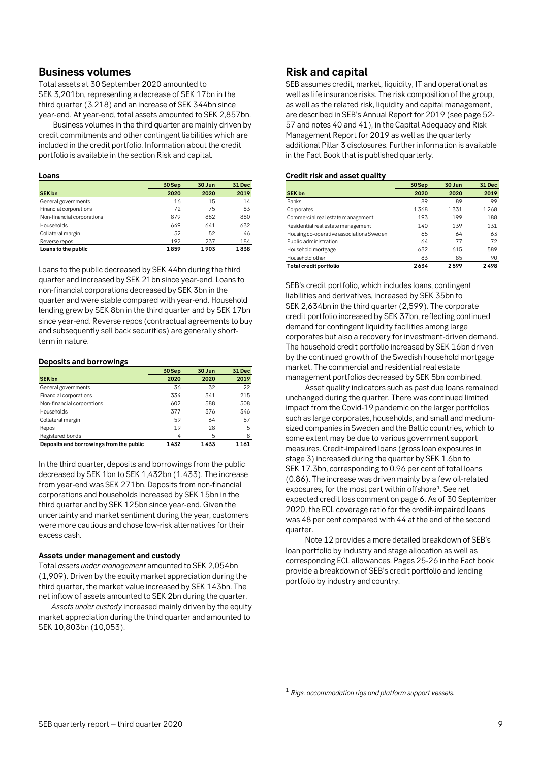## Business volumes

Total assets at 30 September 2020 amounted to SEK 3,201bn, representing a decrease of SEK 17bn in the third quarter (3,218) and an increase of SEK 344bn since year-end. At year-end, total assets amounted to SEK 2,857bn.

Business volumes in the third quarter are mainly driven by credit commitments and other contingent liabilities which are included in the credit portfolio. Information about the credit portfolio is available in the section Risk and capital.

**Loans**

| SEK bn | 30 Sep 2020 | 30 Jun 2020 | 31 Dec 2019 |
|---|---|---|---|
| General governments | 16 | 15 | 14 |
| Financial corporations | 72 | 75 | 83 |
| Non-financial corporations | 879 | 882 | 880 |
| Households | 649 | 641 | 632 |
| Collateral margin | 52 | 52 | 46 |
| Reverse repos | 192 | 237 | 184 |
| **Loans to the public** | **1 859** | **1 903** | **1 838** |

Loans to the public decreased by SEK 44bn during the third quarter and increased by SEK 21bn since year-end. Loans to non-financial corporations decreased by SEK 3bn in the quarter and were stable compared with year-end. Household lending grew by SEK 8bn in the third quarter and by SEK 17bn since year-end. Reverse repos (contractual agreements to buy and subsequently sell back securities) are generally short-term in nature.

**Deposits and borrowings**

| SEK bn | 30 Sep 2020 | 30 Jun 2020 | 31 Dec 2019 |
|---|---|---|---|
| General governments | 36 | 32 | 22 |
| Financial corporations | 334 | 341 | 215 |
| Non-financial corporations | 602 | 588 | 508 |
| Households | 377 | 376 | 346 |
| Collateral margin | 59 | 64 | 57 |
| Repos | 19 | 28 | 5 |
| Registered bonds | 4 | 5 | 8 |
| **Deposits and borrowings from the public** | **1 432** | **1 433** | **1 161** |

In the third quarter, deposits and borrowings from the public decreased by SEK 1bn to SEK 1,432bn (1,433). The increase from year-end was SEK 271bn. Deposits from non-financial corporations and households increased by SEK 15bn in the third quarter and by SEK 125bn since year-end. Given the uncertainty and market sentiment during the year, customers were more cautious and chose low-risk alternatives for their excess cash.

**Assets under management and custody**

Total *assets under management* amounted to SEK 2,054bn (1,909). Driven by the equity market appreciation during the third quarter, the market value increased by SEK 143bn. The net inflow of assets amounted to SEK 2bn during the quarter.

*Assets under custody* increased mainly driven by the equity market appreciation during the third quarter and amounted to SEK 10,803bn (10,053).

## Risk and capital

SEB assumes credit, market, liquidity, IT and operational as well as life insurance risks. The risk composition of the group, as well as the related risk, liquidity and capital management, are described in SEB's Annual Report for 2019 (see page 52-57 and notes 40 and 41), in the Capital Adequacy and Risk Management Report for 2019 as well as the quarterly additional Pillar 3 disclosures. Further information is available in the Fact Book that is published quarterly.

**Credit risk and asset quality**

| SEK bn | 30 Sep 2020 | 30 Jun 2020 | 31 Dec 2019 |
|---|---|---|---|
| Banks | 89 | 89 | 99 |
| Corporates | 1 368 | 1 331 | 1 268 |
| Commercial real estate management | 193 | 199 | 188 |
| Residential real estate management | 140 | 139 | 131 |
| Housing co-operative associations Sweden | 65 | 64 | 63 |
| Public administration | 64 | 77 | 72 |
| Household mortgage | 632 | 615 | 589 |
| Household other | 83 | 85 | 90 |
| **Total credit portfolio** | **2 634** | **2 599** | **2 498** |

SEB's credit portfolio, which includes loans, contingent liabilities and derivatives, increased by SEK 35bn to SEK 2,634bn in the third quarter (2,599). The corporate credit portfolio increased by SEK 37bn, reflecting continued demand for contingent liquidity facilities among large corporates but also a recovery for investment-driven demand. The household credit portfolio increased by SEK 16bn driven by the continued growth of the Swedish household mortgage market. The commercial and residential real estate management portfolios decreased by SEK 5bn combined.

Asset quality indicators such as past due loans remained unchanged during the quarter. There was continued limited impact from the Covid-19 pandemic on the larger portfolios such as large corporates, households, and small and medium-sized companies in Sweden and the Baltic countries, which to some extent may be due to various government support measures. Credit-impaired loans (gross loan exposures in stage 3) increased during the quarter by SEK 1.6bn to SEK 17.3bn, corresponding to 0.96 per cent of total loans (0.86). The increase was driven mainly by a few oil-related exposures, for the most part within offshore[1]. See net expected credit loss comment on page 6. As of 30 September 2020, the ECL coverage ratio for the credit-impaired loans was 48 per cent compared with 44 at the end of the second quarter.

Note 12 provides a more detailed breakdown of SEB's loan portfolio by industry and stage allocation as well as corresponding ECL allowances. Pages 25-26 in the Fact book provide a breakdown of SEB's credit portfolio and lending portfolio by industry and country.

---

[1] *Rigs, accommodation rigs and platform support vessels.*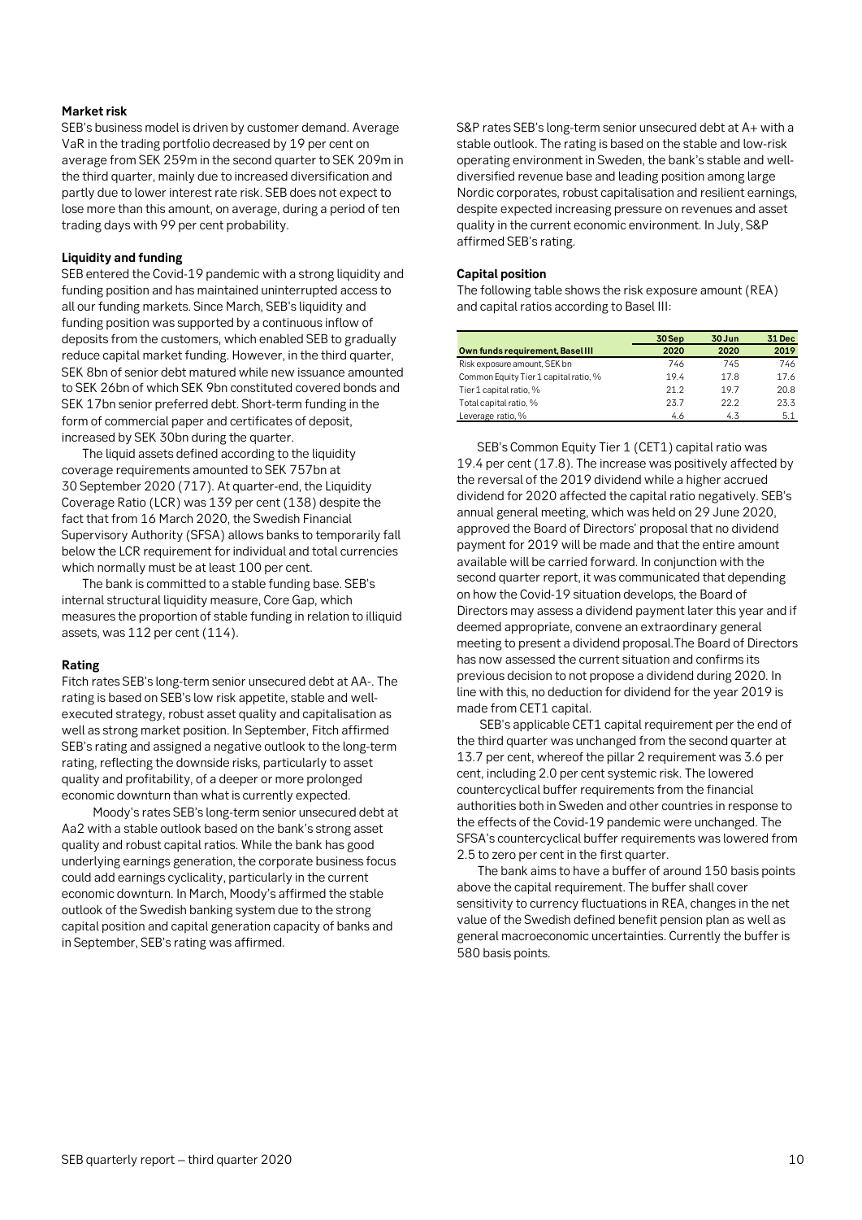**Market risk**

SEB's business model is driven by customer demand. Average VaR in the trading portfolio decreased by 19 per cent on average from SEK 259m in the second quarter to SEK 209m in the third quarter, mainly due to increased diversification and partly due to lower interest rate risk. SEB does not expect to lose more than this amount, on average, during a period of ten trading days with 99 per cent probability.

**Liquidity and funding**

SEB entered the Covid-19 pandemic with a strong liquidity and funding position and has maintained uninterrupted access to all our funding markets. Since March, SEB's liquidity and funding position was supported by a continuous inflow of deposits from the customers, which enabled SEB to gradually reduce capital market funding. However, in the third quarter, SEK 8bn of senior debt matured while new issuance amounted to SEK 26bn of which SEK 9bn constituted covered bonds and SEK 17bn senior preferred debt. Short-term funding in the form of commercial paper and certificates of deposit, increased by SEK 30bn during the quarter.

The liquid assets defined according to the liquidity coverage requirements amounted to SEK 757bn at 30 September 2020 (717). At quarter-end, the Liquidity Coverage Ratio (LCR) was 139 per cent (138) despite the fact that from 16 March 2020, the Swedish Financial Supervisory Authority (SFSA) allows banks to temporarily fall below the LCR requirement for individual and total currencies which normally must be at least 100 per cent.

The bank is committed to a stable funding base. SEB's internal structural liquidity measure, Core Gap, which measures the proportion of stable funding in relation to illiquid assets, was 112 per cent (114).

**Rating**

Fitch rates SEB's long-term senior unsecured debt at AA-. The rating is based on SEB's low risk appetite, stable and well-executed strategy, robust asset quality and capitalisation as well as strong market position. In September, Fitch affirmed SEB's rating and assigned a negative outlook to the long-term rating, reflecting the downside risks, particularly to asset quality and profitability, of a deeper or more prolonged economic downturn than what is currently expected.

Moody's rates SEB's long-term senior unsecured debt at Aa2 with a stable outlook based on the bank's strong asset quality and robust capital ratios. While the bank has good underlying earnings generation, the corporate business focus could add earnings cyclicality, particularly in the current economic downturn. In March, Moody's affirmed the stable outlook of the Swedish banking system due to the strong capital position and capital generation capacity of banks and in September, SEB's rating was affirmed.

S&P rates SEB's long-term senior unsecured debt at A+ with a stable outlook. The rating is based on the stable and low-risk operating environment in Sweden, the bank's stable and well-diversified revenue base and leading position among large Nordic corporates, robust capitalisation and resilient earnings, despite expected increasing pressure on revenues and asset quality in the current economic environment. In July, S&P affirmed SEB's rating.

**Capital position**

The following table shows the risk exposure amount (REA) and capital ratios according to Basel III:

| Own funds requirement, Basel III | 30 Sep 2020 | 30 Jun 2020 | 31 Dec 2019 |
|---|---|---|---|
| Risk exposure amount, SEK bn | 746 | 745 | 746 |
| Common Equity Tier 1 capital ratio, % | 19.4 | 17.8 | 17.6 |
| Tier 1 capital ratio, % | 21.2 | 19.7 | 20.8 |
| Total capital ratio, % | 23.7 | 22.2 | 23.3 |
| Leverage ratio, % | 4.6 | 4.3 | 5.1 |

SEB's Common Equity Tier 1 (CET1) capital ratio was 19.4 per cent (17.8). The increase was positively affected by the reversal of the 2019 dividend while a higher accrued dividend for 2020 affected the capital ratio negatively. SEB's annual general meeting, which was held on 29 June 2020, approved the Board of Directors' proposal that no dividend payment for 2019 will be made and that the entire amount available will be carried forward. In conjunction with the second quarter report, it was communicated that depending on how the Covid-19 situation develops, the Board of Directors may assess a dividend payment later this year and if deemed appropriate, convene an extraordinary general meeting to present a dividend proposal.The Board of Directors has now assessed the current situation and confirms its previous decision to not propose a dividend during 2020. In line with this, no deduction for dividend for the year 2019 is made from CET1 capital.

SEB's applicable CET1 capital requirement per the end of the third quarter was unchanged from the second quarter at 13.7 per cent, whereof the pillar 2 requirement was 3.6 per cent, including 2.0 per cent systemic risk. The lowered countercyclical buffer requirements from the financial authorities both in Sweden and other countries in response to the effects of the Covid-19 pandemic were unchanged. The SFSA's countercyclical buffer requirements was lowered from 2.5 to zero per cent in the first quarter.

The bank aims to have a buffer of around 150 basis points above the capital requirement. The buffer shall cover sensitivity to currency fluctuations in REA, changes in the net value of the Swedish defined benefit pension plan as well as general macroeconomic uncertainties. Currently the buffer is 580 basis points.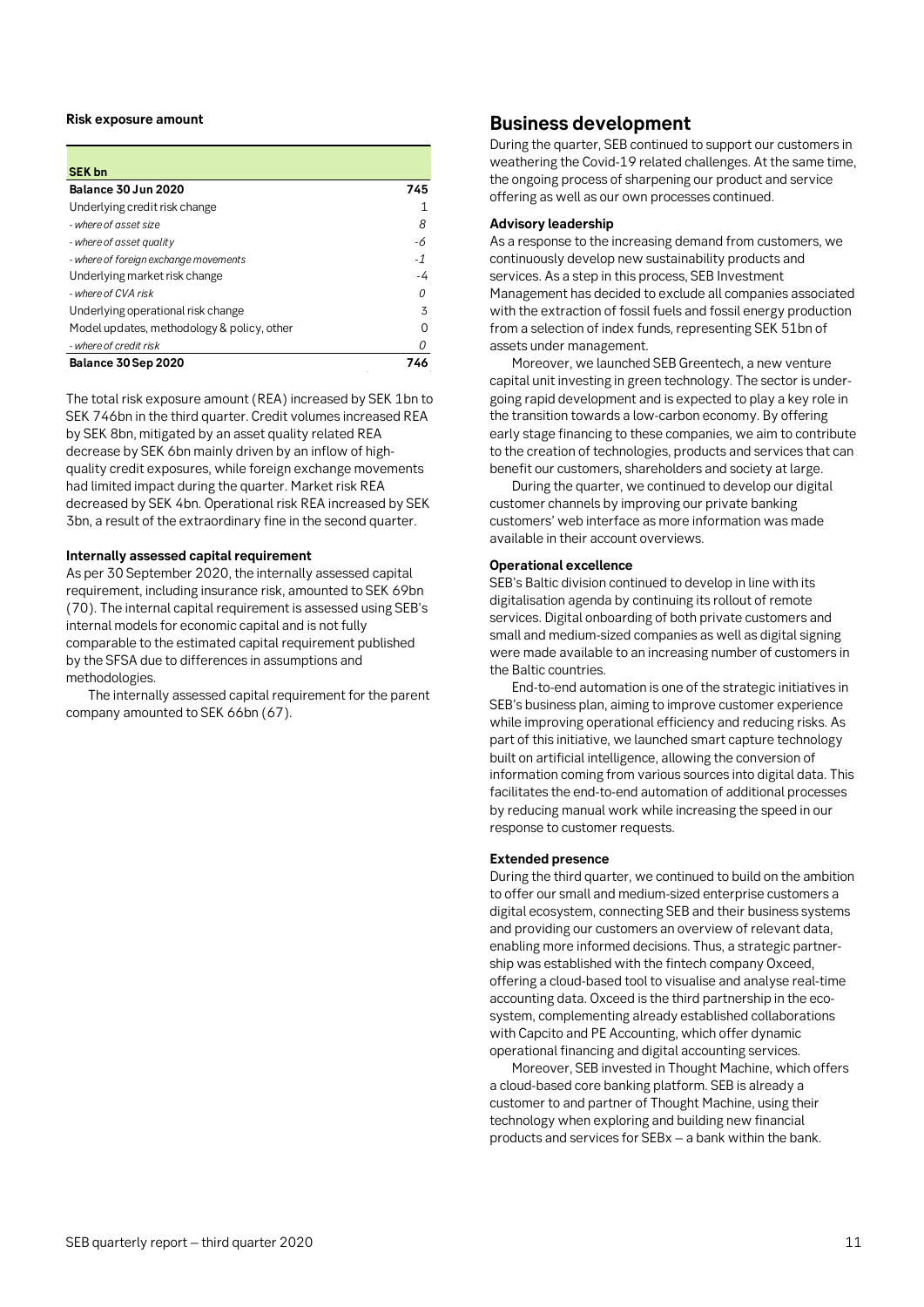**Risk exposure amount**

| SEK bn | |
|---|---|
| **Balance 30 Jun 2020** | **745** |
| Underlying credit risk change | 1 |
| *- where of asset size* | *8* |
| *- where of asset quality* | *-6* |
| *- where of foreign exchange movements* | *-1* |
| Underlying market risk change | -4 |
| *- where of CVA risk* | *0* |
| Underlying operational risk change | 3 |
| Model updates, methodology & policy, other | 0 |
| *- where of credit risk* | *0* |
| **Balance 30 Sep 2020** | **746** |

The total risk exposure amount (REA) increased by SEK 1bn to SEK 746bn in the third quarter. Credit volumes increased REA by SEK 8bn, mitigated by an asset quality related REA decrease by SEK 6bn mainly driven by an inflow of high-quality credit exposures, while foreign exchange movements had limited impact during the quarter. Market risk REA decreased by SEK 4bn. Operational risk REA increased by SEK 3bn, a result of the extraordinary fine in the second quarter.

**Internally assessed capital requirement**

As per 30 September 2020, the internally assessed capital requirement, including insurance risk, amounted to SEK 69bn (70). The internal capital requirement is assessed using SEB's internal models for economic capital and is not fully comparable to the estimated capital requirement published by the SFSA due to differences in assumptions and methodologies.

The internally assessed capital requirement for the parent company amounted to SEK 66bn (67).

## Business development

During the quarter, SEB continued to support our customers in weathering the Covid-19 related challenges. At the same time, the ongoing process of sharpening our product and service offering as well as our own processes continued.

**Advisory leadership**

As a response to the increasing demand from customers, we continuously develop new sustainability products and services. As a step in this process, SEB Investment Management has decided to exclude all companies associated with the extraction of fossil fuels and fossil energy production from a selection of index funds, representing SEK 51bn of assets under management.

Moreover, we launched SEB Greentech, a new venture capital unit investing in green technology. The sector is undergoing rapid development and is expected to play a key role in the transition towards a low-carbon economy. By offering early stage financing to these companies, we aim to contribute to the creation of technologies, products and services that can benefit our customers, shareholders and society at large.

During the quarter, we continued to develop our digital customer channels by improving our private banking customers' web interface as more information was made available in their account overviews.

**Operational excellence**

SEB's Baltic division continued to develop in line with its digitalisation agenda by continuing its rollout of remote services. Digital onboarding of both private customers and small and medium-sized companies as well as digital signing were made available to an increasing number of customers in the Baltic countries.

End-to-end automation is one of the strategic initiatives in SEB's business plan, aiming to improve customer experience while improving operational efficiency and reducing risks. As part of this initiative, we launched smart capture technology built on artificial intelligence, allowing the conversion of information coming from various sources into digital data. This facilitates the end-to-end automation of additional processes by reducing manual work while increasing the speed in our response to customer requests.

**Extended presence**

During the third quarter, we continued to build on the ambition to offer our small and medium-sized enterprise customers a digital ecosystem, connecting SEB and their business systems and providing our customers an overview of relevant data, enabling more informed decisions. Thus, a strategic partnership was established with the fintech company Oxceed, offering a cloud-based tool to visualise and analyse real-time accounting data. Oxceed is the third partnership in the ecosystem, complementing already established collaborations with Capcito and PE Accounting, which offer dynamic operational financing and digital accounting services.

Moreover, SEB invested in Thought Machine, which offers a cloud-based core banking platform. SEB is already a customer to and partner of Thought Machine, using their technology when exploring and building new financial products and services for SEBx – a bank within the bank.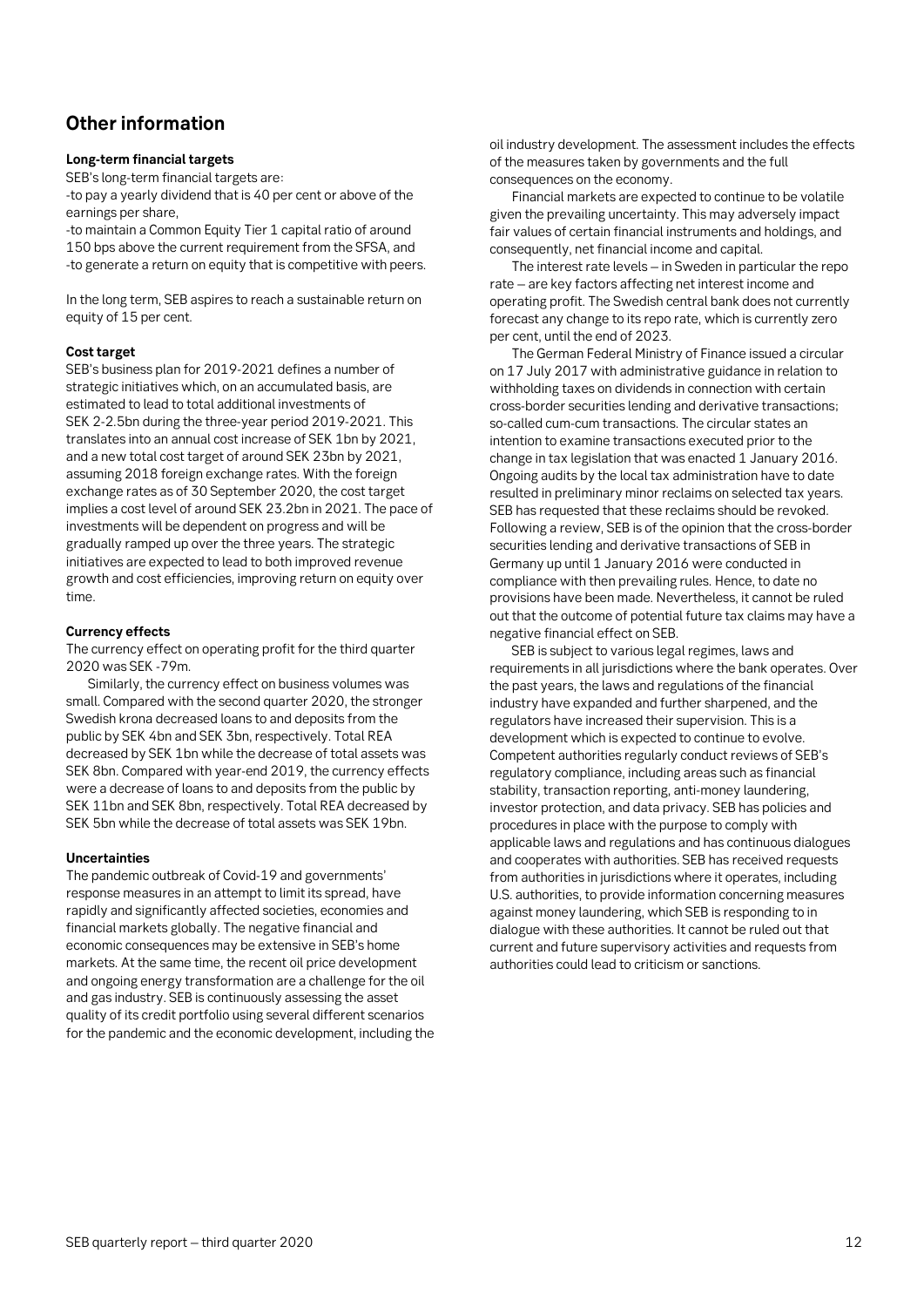## Other information

**Long-term financial targets**

SEB's long-term financial targets are:

-to pay a yearly dividend that is 40 per cent or above of the earnings per share,

-to maintain a Common Equity Tier 1 capital ratio of around 150 bps above the current requirement from the SFSA, and

-to generate a return on equity that is competitive with peers.

In the long term, SEB aspires to reach a sustainable return on equity of 15 per cent.

**Cost target**

SEB's business plan for 2019-2021 defines a number of strategic initiatives which, on an accumulated basis, are estimated to lead to total additional investments of SEK 2-2.5bn during the three-year period 2019-2021. This translates into an annual cost increase of SEK 1bn by 2021, and a new total cost target of around SEK 23bn by 2021, assuming 2018 foreign exchange rates. With the foreign exchange rates as of 30 September 2020, the cost target implies a cost level of around SEK 23.2bn in 2021. The pace of investments will be dependent on progress and will be gradually ramped up over the three years. The strategic initiatives are expected to lead to both improved revenue growth and cost efficiencies, improving return on equity over time.

**Currency effects**

The currency effect on operating profit for the third quarter 2020 was SEK -79m.

Similarly, the currency effect on business volumes was small. Compared with the second quarter 2020, the stronger Swedish krona decreased loans to and deposits from the public by SEK 4bn and SEK 3bn, respectively. Total REA decreased by SEK 1bn while the decrease of total assets was SEK 8bn. Compared with year-end 2019, the currency effects were a decrease of loans to and deposits from the public by SEK 11bn and SEK 8bn, respectively. Total REA decreased by SEK 5bn while the decrease of total assets was SEK 19bn.

**Uncertainties**

The pandemic outbreak of Covid-19 and governments' response measures in an attempt to limit its spread, have rapidly and significantly affected societies, economies and financial markets globally. The negative financial and economic consequences may be extensive in SEB's home markets. At the same time, the recent oil price development and ongoing energy transformation are a challenge for the oil and gas industry. SEB is continuously assessing the asset quality of its credit portfolio using several different scenarios for the pandemic and the economic development, including the oil industry development. The assessment includes the effects of the measures taken by governments and the full consequences on the economy.

Financial markets are expected to continue to be volatile given the prevailing uncertainty. This may adversely impact fair values of certain financial instruments and holdings, and consequently, net financial income and capital.

The interest rate levels – in Sweden in particular the repo rate – are key factors affecting net interest income and operating profit. The Swedish central bank does not currently forecast any change to its repo rate, which is currently zero per cent, until the end of 2023.

The German Federal Ministry of Finance issued a circular on 17 July 2017 with administrative guidance in relation to withholding taxes on dividends in connection with certain cross-border securities lending and derivative transactions; so-called cum-cum transactions. The circular states an intention to examine transactions executed prior to the change in tax legislation that was enacted 1 January 2016. Ongoing audits by the local tax administration have to date resulted in preliminary minor reclaims on selected tax years. SEB has requested that these reclaims should be revoked. Following a review, SEB is of the opinion that the cross-border securities lending and derivative transactions of SEB in Germany up until 1 January 2016 were conducted in compliance with then prevailing rules. Hence, to date no provisions have been made. Nevertheless, it cannot be ruled out that the outcome of potential future tax claims may have a negative financial effect on SEB.

SEB is subject to various legal regimes, laws and requirements in all jurisdictions where the bank operates. Over the past years, the laws and regulations of the financial industry have expanded and further sharpened, and the regulators have increased their supervision. This is a development which is expected to continue to evolve. Competent authorities regularly conduct reviews of SEB's regulatory compliance, including areas such as financial stability, transaction reporting, anti-money laundering, investor protection, and data privacy. SEB has policies and procedures in place with the purpose to comply with applicable laws and regulations and has continuous dialogues and cooperates with authorities. SEB has received requests from authorities in jurisdictions where it operates, including U.S. authorities, to provide information concerning measures against money laundering, which SEB is responding to in dialogue with these authorities. It cannot be ruled out that current and future supervisory activities and requests from authorities could lead to criticism or sanctions.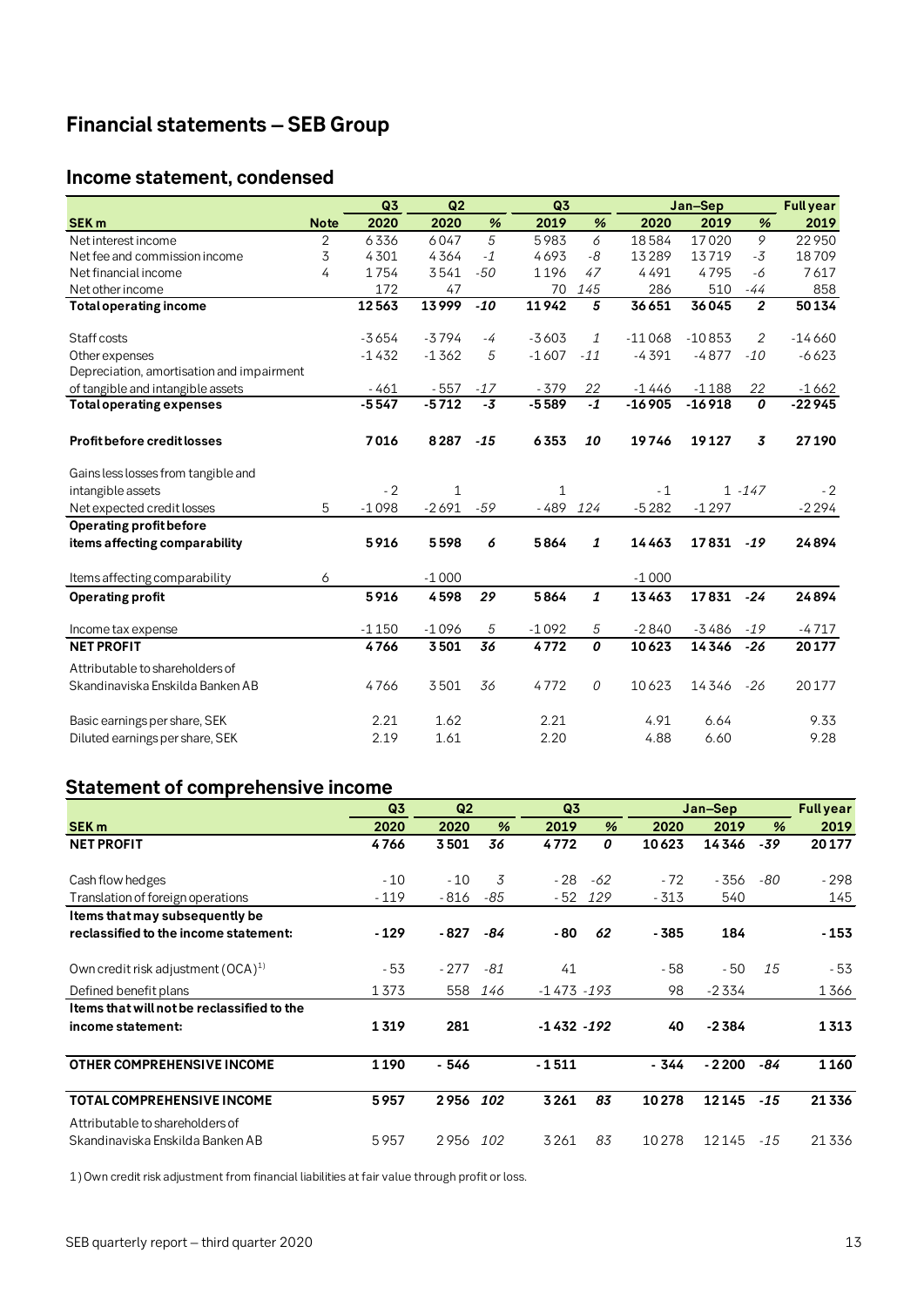# Financial statements – SEB Group

## Income statement, condensed

| SEK m | Note | Q3 2020 | Q2 2020 | % | Q3 2019 | % | Jan–Sep 2020 | Jan–Sep 2019 | % | Full year 2019 |
|---|---|---|---|---|---|---|---|---|---|---|
| Net interest income | 2 | 6336 | 6047 | 5 | 5983 | 6 | 18584 | 17020 | 9 | 22950 |
| Net fee and commission income | 3 | 4301 | 4364 | -1 | 4693 | -8 | 13289 | 13719 | -3 | 18709 |
| Net financial income | 4 | 1754 | 3541 | -50 | 1196 | 47 | 4491 | 4795 | -6 | 7617 |
| Net other income | | 172 | 47 | | 70 | 145 | 286 | 510 | -44 | 858 |
| **Total operating income** | | **12563** | **13999** | **-10** | **11942** | **5** | **36651** | **36045** | **2** | **50134** |
| Staff costs | | -3654 | -3794 | -4 | -3603 | 1 | -11068 | -10853 | 2 | -14660 |
| Other expenses | | -1432 | -1362 | 5 | -1607 | -11 | -4391 | -4877 | -10 | -6623 |
| Depreciation, amortisation and impairment of tangible and intangible assets | | -461 | -557 | -17 | -379 | 22 | -1446 | -1188 | 22 | -1662 |
| **Total operating expenses** | | **-5547** | **-5712** | **-3** | **-5589** | **-1** | **-16905** | **-16918** | **0** | **-22945** |
| **Profit before credit losses** | | **7016** | **8287** | **-15** | **6353** | **10** | **19746** | **19127** | **3** | **27190** |
| Gains less losses from tangible and intangible assets | | -2 | 1 | | 1 | | -1 | 1 | -147 | -2 |
| Net expected credit losses | 5 | -1098 | -2691 | -59 | -489 | 124 | -5282 | -1297 | | -2294 |
| **Operating profit before items affecting comparability** | | **5916** | **5598** | **6** | **5864** | **1** | **14463** | **17831** | **-19** | **24894** |
| Items affecting comparability | 6 | | -1000 | | | | -1000 | | | |
| **Operating profit** | | **5916** | **4598** | **29** | **5864** | **1** | **13463** | **17831** | **-24** | **24894** |
| Income tax expense | | -1150 | -1096 | 5 | -1092 | 5 | -2840 | -3486 | -19 | -4717 |
| **NET PROFIT** | | **4766** | **3501** | **36** | **4772** | **0** | **10623** | **14346** | **-26** | **20177** |
| Attributable to shareholders of Skandinaviska Enskilda Banken AB | | 4766 | 3501 | 36 | 4772 | 0 | 10623 | 14346 | -26 | 20177 |
| Basic earnings per share, SEK | | 2.21 | 1.62 | | 2.21 | | 4.91 | 6.64 | | 9.33 |
| Diluted earnings per share, SEK | | 2.19 | 1.61 | | 2.20 | | 4.88 | 6.60 | | 9.28 |

## Statement of comprehensive income

| SEK m | Q3 2020 | Q2 2020 | % | Q3 2019 | % | Jan–Sep 2020 | Jan–Sep 2019 | % | Full year 2019 |
|---|---|---|---|---|---|---|---|---|---|
| **NET PROFIT** | **4766** | **3501** | **36** | **4772** | **0** | **10623** | **14346** | **-39** | **20177** |
| Cash flow hedges | -10 | -10 | 3 | -28 | -62 | -72 | -356 | -80 | -298 |
| Translation of foreign operations | -119 | -816 | -85 | -52 | 129 | -313 | 540 | | 145 |
| **Items that may subsequently be reclassified to the income statement:** | **-129** | **-827** | **-84** | **-80** | **62** | **-385** | **184** | | **-153** |
| Own credit risk adjustment (OCA)[1] | -53 | -277 | -81 | 41 | | -58 | -50 | 15 | -53 |
| Defined benefit plans | 1373 | 558 | 146 | -1473 | -193 | 98 | -2334 | | 1366 |
| **Items that will not be reclassified to the income statement:** | **1319** | **281** | | **-1432** | **-192** | **40** | **-2384** | | **1313** |
| **OTHER COMPREHENSIVE INCOME** | **1190** | **-546** | | **-1511** | | **-344** | **-2200** | **-84** | **1160** |
| **TOTAL COMPREHENSIVE INCOME** | **5957** | **2956** | **102** | **3261** | **83** | **10278** | **12145** | **-15** | **21336** |
| Attributable to shareholders of Skandinaviska Enskilda Banken AB | 5957 | 2956 | 102 | 3261 | 83 | 10278 | 12145 | -15 | 21336 |

1) Own credit risk adjustment from financial liabilities at fair value through profit or loss.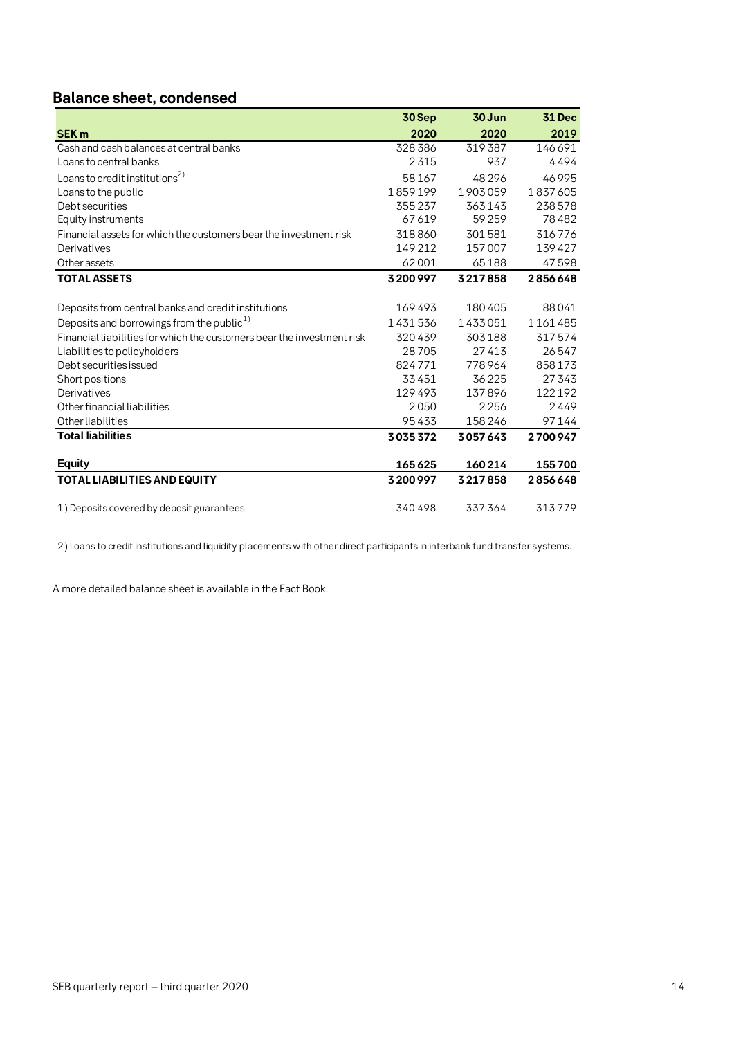## Balance sheet, condensed

| SEK m | 30 Sep 2020 | 30 Jun 2020 | 31 Dec 2019 |
|---|---|---|---|
| Cash and cash balances at central banks | 328 386 | 319 387 | 146 691 |
| Loans to central banks | 2 315 | 937 | 4 494 |
| Loans to credit institutions[2)] | 58 167 | 48 296 | 46 995 |
| Loans to the public | 1 859 199 | 1 903 059 | 1 837 605 |
| Debt securities | 355 237 | 363 143 | 238 578 |
| Equity instruments | 67 619 | 59 259 | 78 482 |
| Financial assets for which the customers bear the investment risk | 318 860 | 301 581 | 316 776 |
| Derivatives | 149 212 | 157 007 | 139 427 |
| Other assets | 62 001 | 65 188 | 47 598 |
| **TOTAL ASSETS** | **3 200 997** | **3 217 858** | **2 856 648** |
| | | | |
| Deposits from central banks and credit institutions | 169 493 | 180 405 | 88 041 |
| Deposits and borrowings from the public[1)] | 1 431 536 | 1 433 051 | 1 161 485 |
| Financial liabilities for which the customers bear the investment risk | 320 439 | 303 188 | 317 574 |
| Liabilities to policyholders | 28 705 | 27 413 | 26 547 |
| Debt securities issued | 824 771 | 778 964 | 858 173 |
| Short positions | 33 451 | 36 225 | 27 343 |
| Derivatives | 129 493 | 137 896 | 122 192 |
| Other financial liabilities | 2 050 | 2 256 | 2 449 |
| Other liabilities | 95 433 | 158 246 | 97 144 |
| **Total liabilities** | **3 035 372** | **3 057 643** | **2 700 947** |
| | | | |
| **Equity** | **165 625** | **160 214** | **155 700** |
| **TOTAL LIABILITIES AND EQUITY** | **3 200 997** | **3 217 858** | **2 856 648** |
| | | | |
| 1) Deposits covered by deposit guarantees | 340 498 | 337 364 | 313 779 |

2) Loans to credit institutions and liquidity placements with other direct participants in interbank fund transfer systems.

A more detailed balance sheet is available in the Fact Book.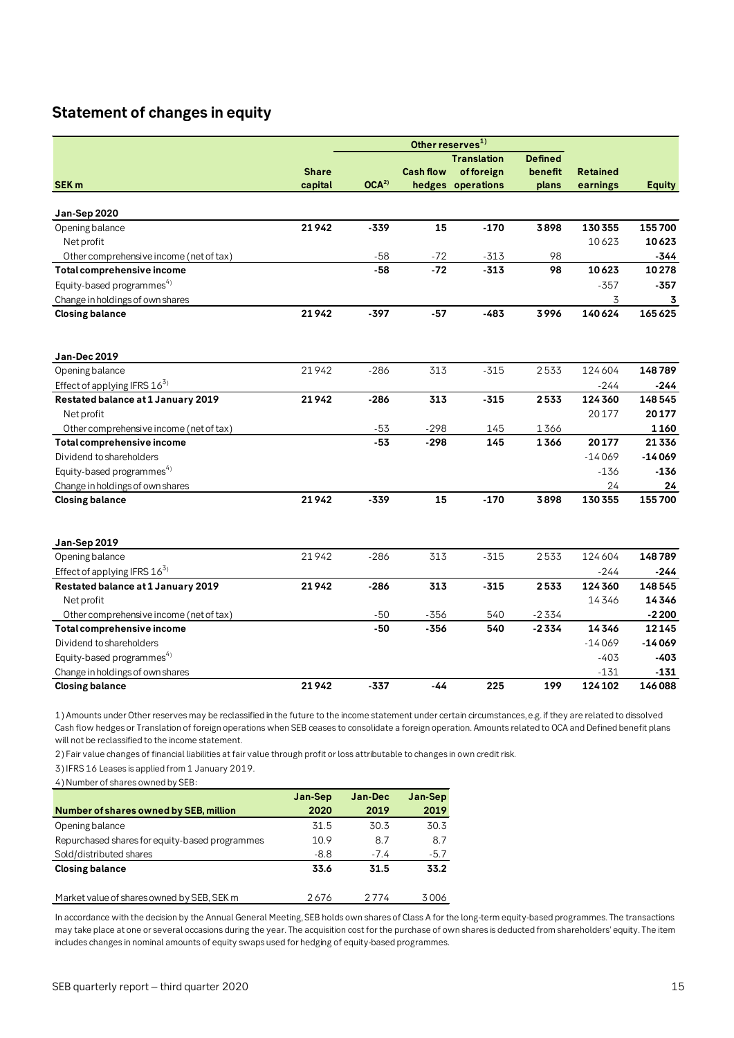## Statement of changes in equity

| SEK m | Share capital | OCA[2] | Cash flow hedges | Translation of foreign operations | Defined benefit plans | Retained earnings | Equity |
|---|---|---|---|---|---|---|---|
| | | Other reserves[1] | | | | | |
| **Jan-Sep 2020** | | | | | | | |
| Opening balance | **21 942** | **-339** | **15** | **-170** | **3 898** | **130 355** | **155 700** |
| Net profit | | | | | | 10 623 | **10 623** |
| Other comprehensive income (net of tax) | | -58 | -72 | -313 | 98 | | **-344** |
| **Total comprehensive income** | | **-58** | **-72** | **-313** | **98** | **10 623** | **10 278** |
| Equity-based programmes[4] | | | | | | -357 | **-357** |
| Change in holdings of own shares | | | | | | 3 | **3** |
| **Closing balance** | **21 942** | **-397** | **-57** | **-483** | **3 996** | **140 624** | **165 625** |
| | | | | | | | |
| **Jan-Dec 2019** | | | | | | | |
| Opening balance | 21 942 | -286 | 313 | -315 | 2 533 | 124 604 | **148 789** |
| Effect of applying IFRS 16[3] | | | | | | -244 | **-244** |
| **Restated balance at 1 January 2019** | **21 942** | **-286** | **313** | **-315** | **2 533** | **124 360** | **148 545** |
| Net profit | | | | | | 20 177 | **20 177** |
| Other comprehensive income (net of tax) | | -53 | -298 | 145 | 1 366 | | **1 160** |
| **Total comprehensive income** | | **-53** | **-298** | **145** | **1 366** | **20 177** | **21 336** |
| Dividend to shareholders | | | | | | -14 069 | **-14 069** |
| Equity-based programmes[4] | | | | | | -136 | **-136** |
| Change in holdings of own shares | | | | | | 24 | **24** |
| **Closing balance** | **21 942** | **-339** | **15** | **-170** | **3 898** | **130 355** | **155 700** |
| | | | | | | | |
| **Jan-Sep 2019** | | | | | | | |
| Opening balance | 21 942 | -286 | 313 | -315 | 2 533 | 124 604 | **148 789** |
| Effect of applying IFRS 16[3] | | | | | | -244 | **-244** |
| **Restated balance at 1 January 2019** | **21 942** | **-286** | **313** | **-315** | **2 533** | **124 360** | **148 545** |
| Net profit | | | | | | 14 346 | **14 346** |
| Other comprehensive income (net of tax) | | -50 | -356 | 540 | -2 334 | | **-2 200** |
| **Total comprehensive income** | | **-50** | **-356** | **540** | **-2 334** | **14 346** | **12 145** |
| Dividend to shareholders | | | | | | -14 069 | **-14 069** |
| Equity-based programmes[4] | | | | | | -403 | **-403** |
| Change in holdings of own shares | | | | | | -131 | **-131** |
| **Closing balance** | **21 942** | **-337** | **-44** | **225** | **199** | **124 102** | **146 088** |

1) Amounts under Other reserves may be reclassified in the future to the income statement under certain circumstances, e.g. if they are related to dissolved Cash flow hedges or Translation of foreign operations when SEB ceases to consolidate a foreign operation. Amounts related to OCA and Defined benefit plans will not be reclassified to the income statement.

2) Fair value changes of financial liabilities at fair value through profit or loss attributable to changes in own credit risk.

3) IFRS 16 Leases is applied from 1 January 2019.

4) Number of shares owned by SEB:

| Number of shares owned by SEB, million | Jan-Sep 2020 | Jan-Dec 2019 | Jan-Sep 2019 |
|---|---|---|---|
| Opening balance | 31.5 | 30.3 | 30.3 |
| Repurchased shares for equity-based programmes | 10.9 | 8.7 | 8.7 |
| Sold/distributed shares | -8.8 | -7.4 | -5.7 |
| **Closing balance** | **33.6** | **31.5** | **33.2** |
| | | | |
| Market value of shares owned by SEB, SEK m | 2 676 | 2 774 | 3 006 |

In accordance with the decision by the Annual General Meeting, SEB holds own shares of Class A for the long-term equity-based programmes. The transactions may take place at one or several occasions during the year. The acquisition cost for the purchase of own shares is deducted from shareholders' equity. The item includes changes in nominal amounts of equity swaps used for hedging of equity-based programmes.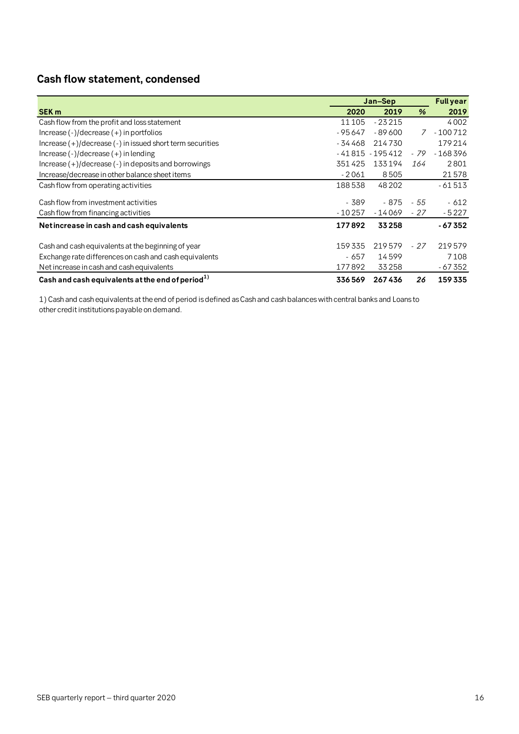## Cash flow statement, condensed

| | Jan–Sep | | | Full year |
|---|---|---|---|---|
| **SEK m** | **2020** | **2019** | **%** | **2019** |
| Cash flow from the profit and loss statement | 11 105 | - 23 215 | | 4 002 |
| Increase (-)/decrease (+) in portfolios | - 95 647 | - 89 600 | 7 | - 100 712 |
| Increase (+)/decrease (-) in issued short term securities | - 34 468 | 214 730 | | 179 214 |
| Increase (-)/decrease (+) in lending | - 41 815 | - 195 412 | - 79 | - 168 396 |
| Increase (+)/decrease (-) in deposits and borrowings | 351 425 | 133 194 | 164 | 2 801 |
| Increase/decrease in other balance sheet items | - 2 061 | 8 505 | | 21 578 |
| Cash flow from operating activities | 188 538 | 48 202 | | - 61 513 |
| Cash flow from investment activities | - 389 | - 875 | - 55 | - 612 |
| Cash flow from financing activities | - 10 257 | - 14 069 | - 27 | - 5 227 |
| **Net increase in cash and cash equivalents** | **177 892** | **33 258** | | **- 67 352** |
| Cash and cash equivalents at the beginning of year | 159 335 | 219 579 | - 27 | 219 579 |
| Exchange rate differences on cash and cash equivalents | - 657 | 14 599 | | 7 108 |
| Net increase in cash and cash equivalents | 177 892 | 33 258 | | - 67 352 |
| **Cash and cash equivalents at the end of period[1)]** | **336 569** | **267 436** | **26** | **159 335** |

1) Cash and cash equivalents at the end of period is defined as Cash and cash balances with central banks and Loans to other credit institutions payable on demand.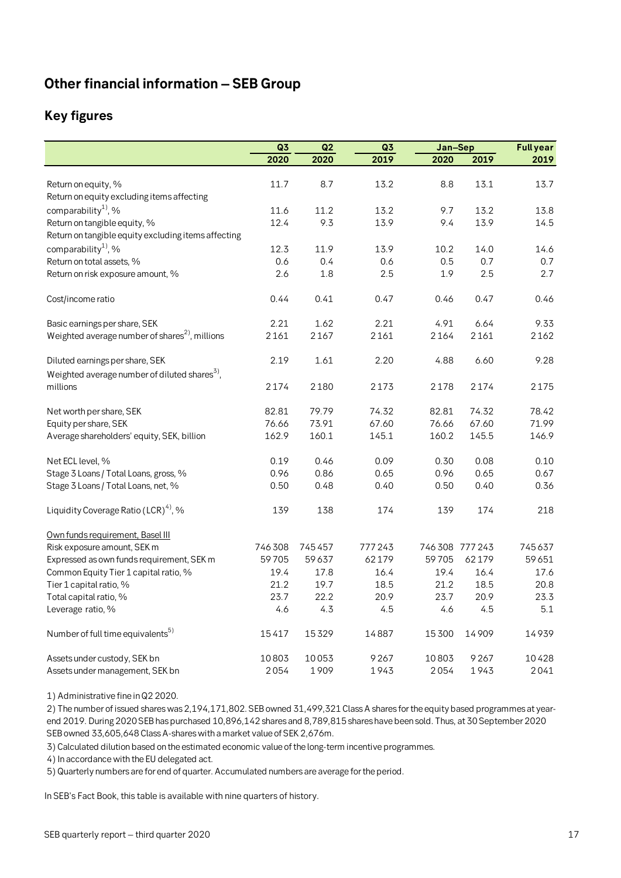## Other financial information – SEB Group

### Key figures

| | Q3 | Q2 | Q3 | Jan–Sep | | Full year |
|---|---|---|---|---|---|---|
| | 2020 | 2020 | 2019 | 2020 | 2019 | 2019 |
| Return on equity, % | 11.7 | 8.7 | 13.2 | 8.8 | 13.1 | 13.7 |
| Return on equity excluding items affecting comparability[1], % | 11.6 | 11.2 | 13.2 | 9.7 | 13.2 | 13.8 |
| Return on tangible equity, % | 12.4 | 9.3 | 13.9 | 9.4 | 13.9 | 14.5 |
| Return on tangible equity excluding items affecting comparability[1], % | 12.3 | 11.9 | 13.9 | 10.2 | 14.0 | 14.6 |
| Return on total assets, % | 0.6 | 0.4 | 0.6 | 0.5 | 0.7 | 0.7 |
| Return on risk exposure amount, % | 2.6 | 1.8 | 2.5 | 1.9 | 2.5 | 2.7 |
| | | | | | | |
| Cost/income ratio | 0.44 | 0.41 | 0.47 | 0.46 | 0.47 | 0.46 |
| | | | | | | |
| Basic earnings per share, SEK | 2.21 | 1.62 | 2.21 | 4.91 | 6.64 | 9.33 |
| Weighted average number of shares[2], millions | 2 161 | 2 167 | 2 161 | 2 164 | 2 161 | 2 162 |
| | | | | | | |
| Diluted earnings per share, SEK | 2.19 | 1.61 | 2.20 | 4.88 | 6.60 | 9.28 |
| Weighted average number of diluted shares[3], millions | 2 174 | 2 180 | 2 173 | 2 178 | 2 174 | 2 175 |
| | | | | | | |
| Net worth per share, SEK | 82.81 | 79.79 | 74.32 | 82.81 | 74.32 | 78.42 |
| Equity per share, SEK | 76.66 | 73.91 | 67.60 | 76.66 | 67.60 | 71.99 |
| Average shareholders' equity, SEK, billion | 162.9 | 160.1 | 145.1 | 160.2 | 145.5 | 146.9 |
| | | | | | | |
| Net ECL level, % | 0.19 | 0.46 | 0.09 | 0.30 | 0.08 | 0.10 |
| Stage 3 Loans / Total Loans, gross, % | 0.96 | 0.86 | 0.65 | 0.96 | 0.65 | 0.67 |
| Stage 3 Loans / Total Loans, net, % | 0.50 | 0.48 | 0.40 | 0.50 | 0.40 | 0.36 |
| | | | | | | |
| Liquidity Coverage Ratio (LCR)[4], % | 139 | 138 | 174 | 139 | 174 | 218 |
| | | | | | | |
| Own funds requirement, Basel III | | | | | | |
| Risk exposure amount, SEK m | 746 308 | 745 457 | 777 243 | 746 308 | 777 243 | 745 637 |
| Expressed as own funds requirement, SEK m | 59 705 | 59 637 | 62 179 | 59 705 | 62 179 | 59 651 |
| Common Equity Tier 1 capital ratio, % | 19.4 | 17.8 | 16.4 | 19.4 | 16.4 | 17.6 |
| Tier 1 capital ratio, % | 21.2 | 19.7 | 18.5 | 21.2 | 18.5 | 20.8 |
| Total capital ratio, % | 23.7 | 22.2 | 20.9 | 23.7 | 20.9 | 23.3 |
| Leverage ratio, % | 4.6 | 4.3 | 4.5 | 4.6 | 4.5 | 5.1 |
| | | | | | | |
| Number of full time equivalents[5] | 15 417 | 15 329 | 14 887 | 15 300 | 14 909 | 14 939 |
| | | | | | | |
| Assets under custody, SEK bn | 10 803 | 10 053 | 9 267 | 10 803 | 9 267 | 10 428 |
| Assets under management, SEK bn | 2 054 | 1 909 | 1 943 | 2 054 | 1 943 | 2 041 |

1) Administrative fine in Q2 2020.

2) The number of issued shares was 2,194,171,802. SEB owned 31,499,321 Class A shares for the equity based programmes at year-end 2019. During 2020 SEB has purchased 10,896,142 shares and 8,789,815 shares have been sold. Thus, at 30 September 2020 SEB owned 33,605,648 Class A-shares with a market value of SEK 2,676m.

3) Calculated dilution based on the estimated economic value of the long-term incentive programmes.

4) In accordance with the EU delegated act.

5) Quarterly numbers are for end of quarter. Accumulated numbers are average for the period.

In SEB's Fact Book, this table is available with nine quarters of history.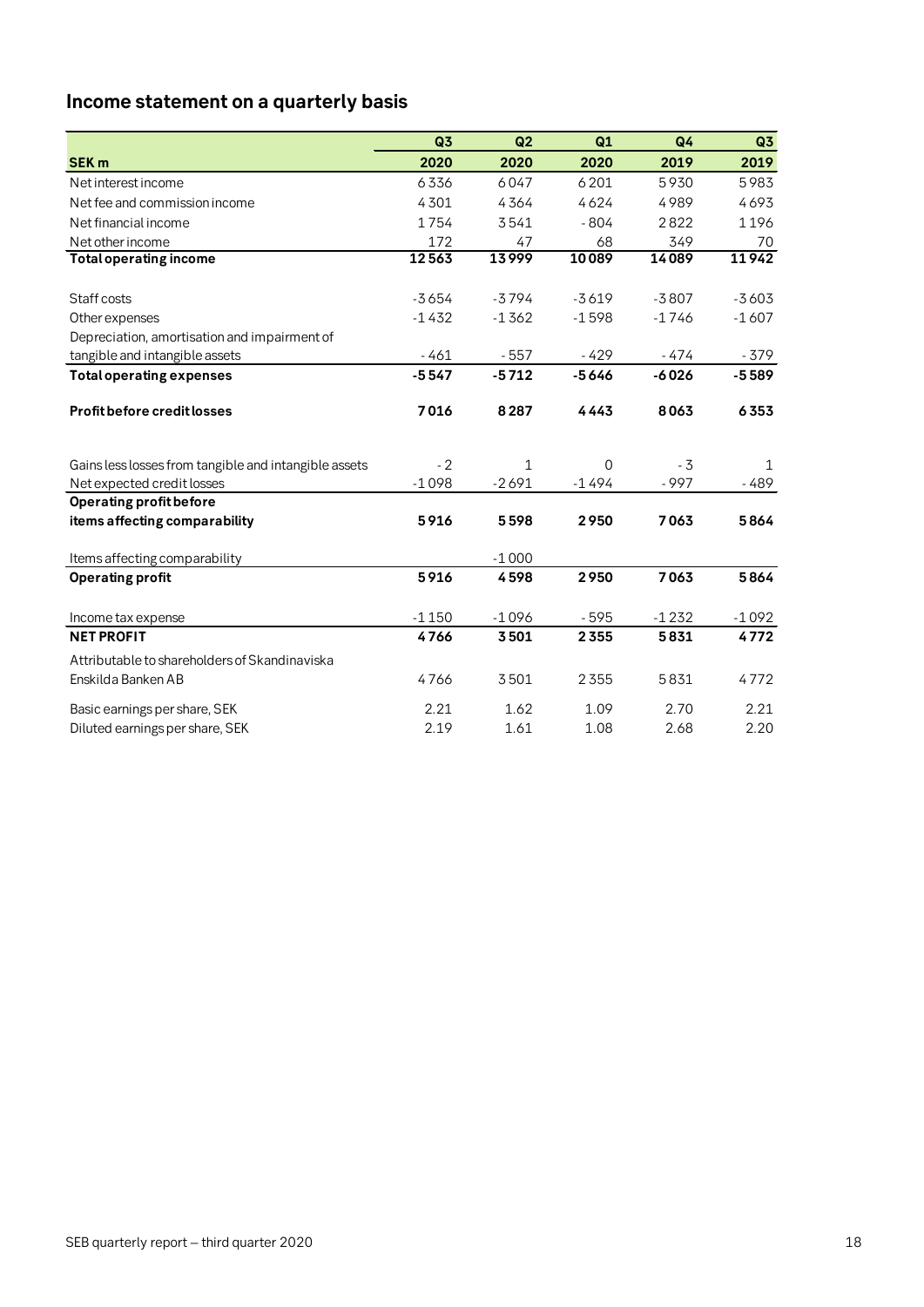## Income statement on a quarterly basis

| SEK m | Q3 2020 | Q2 2020 | Q1 2020 | Q4 2019 | Q3 2019 |
|---|---|---|---|---|---|
| Net interest income | 6336 | 6047 | 6201 | 5930 | 5983 |
| Net fee and commission income | 4301 | 4364 | 4624 | 4989 | 4693 |
| Net financial income | 1754 | 3541 | -804 | 2822 | 1196 |
| Net other income | 172 | 47 | 68 | 349 | 70 |
| **Total operating income** | **12563** | **13999** | **10089** | **14089** | **11942** |
| | | | | | |
| Staff costs | -3654 | -3794 | -3619 | -3807 | -3603 |
| Other expenses | -1432 | -1362 | -1598 | -1746 | -1607 |
| Depreciation, amortisation and impairment of tangible and intangible assets | -461 | -557 | -429 | -474 | -379 |
| **Total operating expenses** | **-5547** | **-5712** | **-5646** | **-6026** | **-5589** |
| | | | | | |
| **Profit before credit losses** | **7016** | **8287** | **4443** | **8063** | **6353** |
| | | | | | |
| Gains less losses from tangible and intangible assets | -2 | 1 | 0 | -3 | 1 |
| Net expected credit losses | -1098 | -2691 | -1494 | -997 | -489 |
| **Operating profit before items affecting comparability** | **5916** | **5598** | **2950** | **7063** | **5864** |
| | | | | | |
| Items affecting comparability | | -1000 | | | |
| **Operating profit** | **5916** | **4598** | **2950** | **7063** | **5864** |
| | | | | | |
| Income tax expense | -1150 | -1096 | -595 | -1232 | -1092 |
| **NET PROFIT** | **4766** | **3501** | **2355** | **5831** | **4772** |
| Attributable to shareholders of Skandinaviska Enskilda Banken AB | 4766 | 3501 | 2355 | 5831 | 4772 |
| Basic earnings per share, SEK | 2.21 | 1.62 | 1.09 | 2.70 | 2.21 |
| Diluted earnings per share, SEK | 2.19 | 1.61 | 1.08 | 2.68 | 2.20 |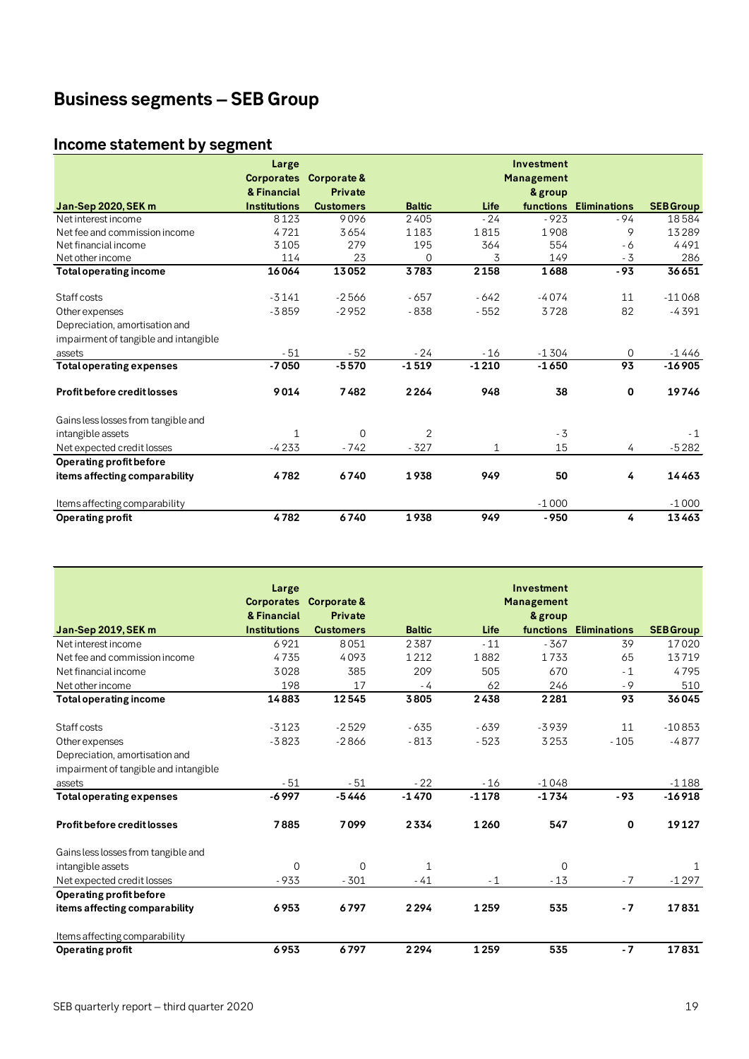# Business segments – SEB Group

## Income statement by segment

| Jan-Sep 2020, SEK m | Large Corporates & Financial Institutions | Corporate & Private Customers | Baltic | Life | Investment Management & group functions | Eliminations | SEB Group |
|---|---|---|---|---|---|---|---|
| Net interest income | 8 123 | 9 096 | 2 405 | - 24 | - 923 | - 94 | 18 584 |
| Net fee and commission income | 4 721 | 3 654 | 1 183 | 1 815 | 1 908 | 9 | 13 289 |
| Net financial income | 3 105 | 279 | 195 | 364 | 554 | - 6 | 4 491 |
| Net other income | 114 | 23 | 0 | 3 | 149 | - 3 | 286 |
| **Total operating income** | **16 064** | **13 052** | **3 783** | **2 158** | **1 688** | **- 93** | **36 651** |
| | | | | | | | |
| Staff costs | -3 141 | -2 566 | - 657 | - 642 | -4 074 | 11 | -11 068 |
| Other expenses | -3 859 | -2 952 | - 838 | - 552 | 3 728 | 82 | -4 391 |
| Depreciation, amortisation and impairment of tangible and intangible assets | - 51 | - 52 | - 24 | - 16 | -1 304 | 0 | -1 446 |
| **Total operating expenses** | **-7 050** | **-5 570** | **-1 519** | **-1 210** | **-1 650** | **93** | **-16 905** |
| | | | | | | | |
| **Profit before credit losses** | **9 014** | **7 482** | **2 264** | **948** | **38** | **0** | **19 746** |
| | | | | | | | |
| Gains less losses from tangible and intangible assets | 1 | 0 | 2 | | - 3 | | - 1 |
| Net expected credit losses | -4 233 | - 742 | - 327 | 1 | 15 | 4 | -5 282 |
| **Operating profit before items affecting comparability** | **4 782** | **6 740** | **1 938** | **949** | **50** | **4** | **14 463** |
| | | | | | | | |
| Items affecting comparability | | | | | -1 000 | | -1 000 |
| **Operating profit** | **4 782** | **6 740** | **1 938** | **949** | **- 950** | **4** | **13 463** |

| Jan-Sep 2019, SEK m | Large Corporates & Financial Institutions | Corporate & Private Customers | Baltic | Life | Investment Management & group functions | Eliminations | SEB Group |
|---|---|---|---|---|---|---|---|
| Net interest income | 6 921 | 8 051 | 2 387 | - 11 | - 367 | 39 | 17 020 |
| Net fee and commission income | 4 735 | 4 093 | 1 212 | 1 882 | 1 733 | 65 | 13 719 |
| Net financial income | 3 028 | 385 | 209 | 505 | 670 | - 1 | 4 795 |
| Net other income | 198 | 17 | - 4 | 62 | 246 | - 9 | 510 |
| **Total operating income** | **14 883** | **12 545** | **3 805** | **2 438** | **2 281** | **93** | **36 045** |
| | | | | | | | |
| Staff costs | -3 123 | -2 529 | - 635 | - 639 | -3 939 | 11 | -10 853 |
| Other expenses | -3 823 | -2 866 | - 813 | - 523 | 3 253 | - 105 | -4 877 |
| Depreciation, amortisation and impairment of tangible and intangible assets | - 51 | - 51 | - 22 | - 16 | -1 048 | | -1 188 |
| **Total operating expenses** | **-6 997** | **-5 446** | **-1 470** | **-1 178** | **-1 734** | **- 93** | **-16 918** |
| | | | | | | | |
| **Profit before credit losses** | **7 885** | **7 099** | **2 334** | **1 260** | **547** | **0** | **19 127** |
| | | | | | | | |
| Gains less losses from tangible and intangible assets | 0 | 0 | 1 | | 0 | | 1 |
| Net expected credit losses | - 933 | - 301 | - 41 | - 1 | - 13 | - 7 | -1 297 |
| **Operating profit before items affecting comparability** | **6 953** | **6 797** | **2 294** | **1 259** | **535** | **- 7** | **17 831** |
| | | | | | | | |
| Items affecting comparability | | | | | | | |
| **Operating profit** | **6 953** | **6 797** | **2 294** | **1 259** | **535** | **- 7** | **17 831** |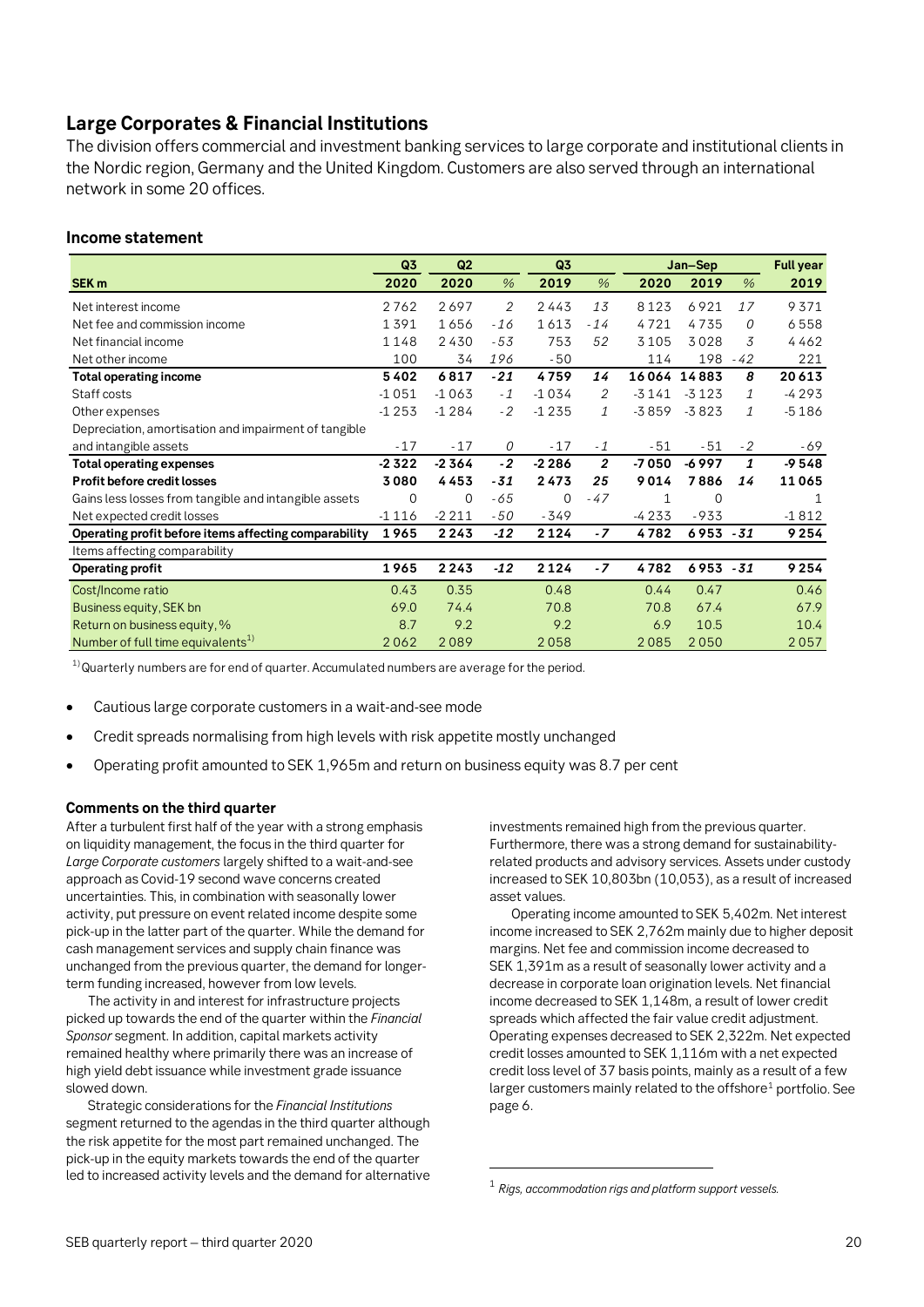## Large Corporates & Financial Institutions

The division offers commercial and investment banking services to large corporate and institutional clients in the Nordic region, Germany and the United Kingdom. Customers are also served through an international network in some 20 offices.

### Income statement

| SEK m | Q3 2020 | Q2 2020 | % | Q3 2019 | % | Jan–Sep 2020 | Jan–Sep 2019 | % | Full year 2019 |
|---|---|---|---|---|---|---|---|---|---|
| Net interest income | 2 762 | 2 697 | *2* | 2 443 | *13* | 8 123 | 6 921 | *17* | 9 371 |
| Net fee and commission income | 1 391 | 1 656 | *-16* | 1 613 | *-14* | 4 721 | 4 735 | *0* | 6 558 |
| Net financial income | 1 148 | 2 430 | *-53* | 753 | *52* | 3 105 | 3 028 | *3* | 4 462 |
| Net other income | 100 | 34 | *196* | -50 | | 114 | 198 | *-42* | 221 |
| **Total operating income** | **5 402** | **6 817** | ***-21*** | **4 759** | ***14*** | **16 064** | **14 883** | ***8*** | **20 613** |
| Staff costs | -1 051 | -1 063 | *-1* | -1 034 | *2* | -3 141 | -3 123 | *1* | -4 293 |
| Other expenses | -1 253 | -1 284 | *-2* | -1 235 | *1* | -3 859 | -3 823 | *1* | -5 186 |
| Depreciation, amortisation and impairment of tangible and intangible assets | -17 | -17 | *0* | -17 | *-1* | -51 | -51 | *-2* | -69 |
| **Total operating expenses** | **-2 322** | **-2 364** | ***-2*** | **-2 286** | ***2*** | **-7 050** | **-6 997** | ***1*** | **-9 548** |
| **Profit before credit losses** | **3 080** | **4 453** | ***-31*** | **2 473** | ***25*** | **9 014** | **7 886** | ***14*** | **11 065** |
| Gains less losses from tangible and intangible assets | 0 | 0 | *-65* | 0 | *-47* | 1 | 0 | | 1 |
| Net expected credit losses | -1 116 | -2 211 | *-50* | -349 | | -4 233 | -933 | | -1 812 |
| **Operating profit before items affecting comparability** | **1 965** | **2 243** | ***-12*** | **2 124** | ***-7*** | **4 782** | **6 953** | ***-31*** | **9 254** |
| Items affecting comparability | | | | | | | | | |
| **Operating profit** | **1 965** | **2 243** | ***-12*** | **2 124** | ***-7*** | **4 782** | **6 953** | ***-31*** | **9 254** |
| Cost/Income ratio | 0.43 | 0.35 | | 0.48 | | 0.44 | 0.47 | | 0.46 |
| Business equity, SEK bn | 69.0 | 74.4 | | 70.8 | | 70.8 | 67.4 | | 67.9 |
| Return on business equity, % | 8.7 | 9.2 | | 9.2 | | 6.9 | 10.5 | | 10.4 |
| Number of full time equivalents[1)] | 2 062 | 2 089 | | 2 058 | | 2 085 | 2 050 | | 2 057 |

[1)] Quarterly numbers are for end of quarter. Accumulated numbers are average for the period.

- Cautious large corporate customers in a wait-and-see mode
- Credit spreads normalising from high levels with risk appetite mostly unchanged
- Operating profit amounted to SEK 1,965m and return on business equity was 8.7 per cent

#### Comments on the third quarter

After a turbulent first half of the year with a strong emphasis on liquidity management, the focus in the third quarter for *Large Corporate customers* largely shifted to a wait-and-see approach as Covid-19 second wave concerns created uncertainties. This, in combination with seasonally lower activity, put pressure on event related income despite some pick-up in the latter part of the quarter. While the demand for cash management services and supply chain finance was unchanged from the previous quarter, the demand for longer-term funding increased, however from low levels.

The activity in and interest for infrastructure projects picked up towards the end of the quarter within the *Financial Sponsor* segment. In addition, capital markets activity remained healthy where primarily there was an increase of high yield debt issuance while investment grade issuance slowed down.

Strategic considerations for the *Financial Institutions* segment returned to the agendas in the third quarter although the risk appetite for the most part remained unchanged. The pick-up in the equity markets towards the end of the quarter led to increased activity levels and the demand for alternative investments remained high from the previous quarter. Furthermore, there was a strong demand for sustainability-related products and advisory services. Assets under custody increased to SEK 10,803bn (10,053), as a result of increased asset values.

Operating income amounted to SEK 5,402m. Net interest income increased to SEK 2,762m mainly due to higher deposit margins. Net fee and commission income decreased to SEK 1,391m as a result of seasonally lower activity and a decrease in corporate loan origination levels. Net financial income decreased to SEK 1,148m, a result of lower credit spreads which affected the fair value credit adjustment. Operating expenses decreased to SEK 2,322m. Net expected credit losses amounted to SEK 1,116m with a net expected credit loss level of 37 basis points, mainly as a result of a few larger customers mainly related to the offshore[1] portfolio. See page 6.

[1] *Rigs, accommodation rigs and platform support vessels.*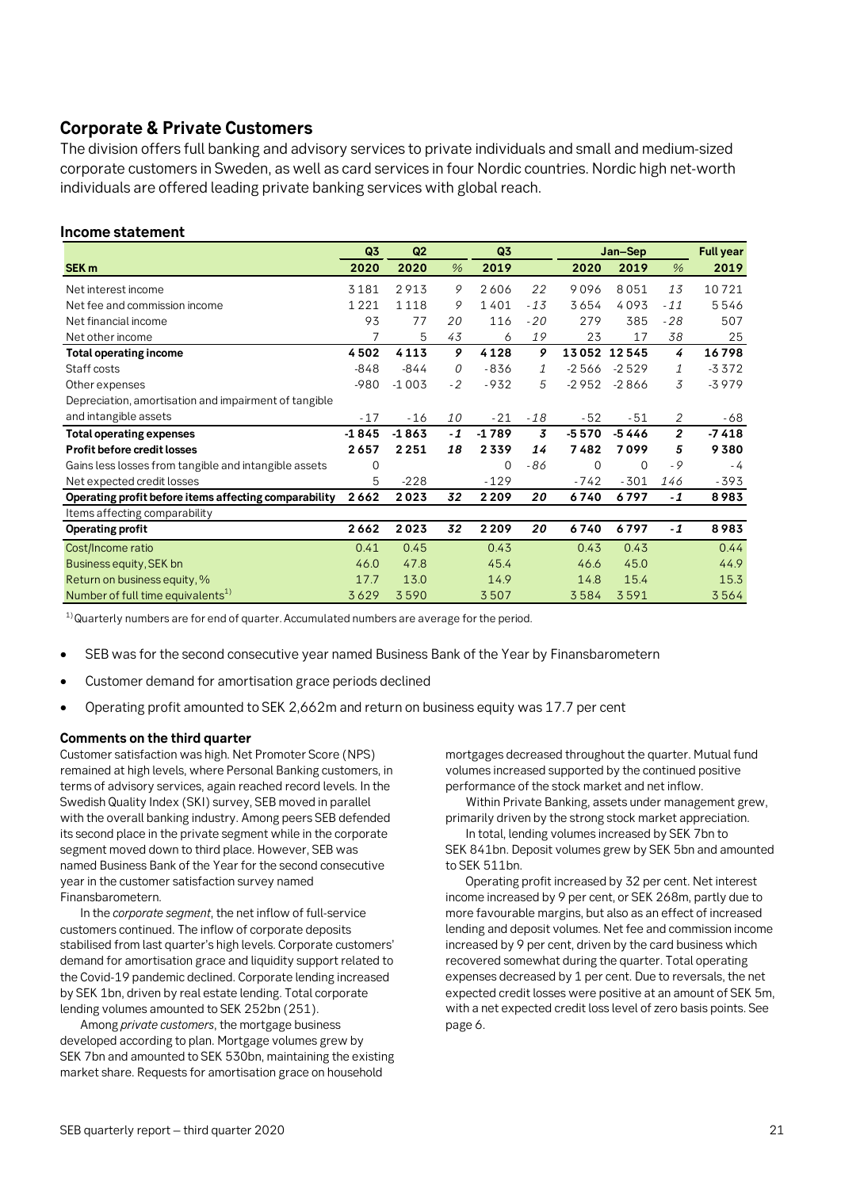## Corporate & Private Customers

The division offers full banking and advisory services to private individuals and small and medium-sized corporate customers in Sweden, as well as card services in four Nordic countries. Nordic high net-worth individuals are offered leading private banking services with global reach.

### Income statement

| | Q3 | Q2 | | Q3 | | Jan–Sep | | | Full year |
|---|---|---|---|---|---|---|---|---|---|
| **SEK m** | **2020** | **2020** | *%* | **2019** | | **2020** | **2019** | *%* | **2019** |
| Net interest income | 3 181 | 2 913 | *9* | 2 606 | *22* | 9 096 | 8 051 | *13* | 10 721 |
| Net fee and commission income | 1 221 | 1 118 | *9* | 1 401 | *-13* | 3 654 | 4 093 | *-11* | 5 546 |
| Net financial income | 93 | 77 | *20* | 116 | *-20* | 279 | 385 | *-28* | 507 |
| Net other income | 7 | 5 | *43* | 6 | *19* | 23 | 17 | *38* | 25 |
| **Total operating income** | **4 502** | **4 113** | ***9*** | **4 128** | ***9*** | **13 052** | **12 545** | ***4*** | **16 798** |
| Staff costs | -848 | -844 | *0* | -836 | *1* | -2 566 | -2 529 | *1* | -3 372 |
| Other expenses | -980 | -1 003 | *-2* | -932 | *5* | -2 952 | -2 866 | *3* | -3 979 |
| Depreciation, amortisation and impairment of tangible and intangible assets | -17 | -16 | *10* | -21 | *-18* | -52 | -51 | *2* | -68 |
| **Total operating expenses** | **-1 845** | **-1 863** | ***-1*** | **-1 789** | ***3*** | **-5 570** | **-5 446** | ***2*** | **-7 418** |
| **Profit before credit losses** | **2 657** | **2 251** | ***18*** | **2 339** | ***14*** | **7 482** | **7 099** | ***5*** | **9 380** |
| Gains less losses from tangible and intangible assets | 0 | | | 0 | *-86* | 0 | 0 | *-9* | -4 |
| Net expected credit losses | 5 | -228 | | -129 | | -742 | -301 | *146* | -393 |
| **Operating profit before items affecting comparability** | **2 662** | **2 023** | ***32*** | **2 209** | ***20*** | **6 740** | **6 797** | ***-1*** | **8 983** |
| Items affecting comparability | | | | | | | | | |
| **Operating profit** | **2 662** | **2 023** | ***32*** | **2 209** | ***20*** | **6 740** | **6 797** | ***-1*** | **8 983** |
| Cost/Income ratio | 0.41 | 0.45 | | 0.43 | | 0.43 | 0.43 | | 0.44 |
| Business equity, SEK bn | 46.0 | 47.8 | | 45.4 | | 46.6 | 45.0 | | 44.9 |
| Return on business equity, % | 17.7 | 13.0 | | 14.9 | | 14.8 | 15.4 | | 15.3 |
| Number of full time equivalents[1] | 3 629 | 3 590 | | 3 507 | | 3 584 | 3 591 | | 3 564 |

[1] Quarterly numbers are for end of quarter. Accumulated numbers are average for the period.

- SEB was for the second consecutive year named Business Bank of the Year by Finansbarometern
- Customer demand for amortisation grace periods declined
- Operating profit amounted to SEK 2,662m and return on business equity was 17.7 per cent

#### Comments on the third quarter

Customer satisfaction was high. Net Promoter Score (NPS) remained at high levels, where Personal Banking customers, in terms of advisory services, again reached record levels. In the Swedish Quality Index (SKI) survey, SEB moved in parallel with the overall banking industry. Among peers SEB defended its second place in the private segment while in the corporate segment moved down to third place. However, SEB was named Business Bank of the Year for the second consecutive year in the customer satisfaction survey named Finansbarometern.

In the *corporate segment*, the net inflow of full-service customers continued. The inflow of corporate deposits stabilised from last quarter's high levels. Corporate customers' demand for amortisation grace and liquidity support related to the Covid-19 pandemic declined. Corporate lending increased by SEK 1bn, driven by real estate lending. Total corporate lending volumes amounted to SEK 252bn (251).

Among *private customers*, the mortgage business developed according to plan. Mortgage volumes grew by SEK 7bn and amounted to SEK 530bn, maintaining the existing market share. Requests for amortisation grace on household mortgages decreased throughout the quarter. Mutual fund volumes increased supported by the continued positive performance of the stock market and net inflow.

Within Private Banking, assets under management grew, primarily driven by the strong stock market appreciation.

In total, lending volumes increased by SEK 7bn to SEK 841bn. Deposit volumes grew by SEK 5bn and amounted to SEK 511bn.

Operating profit increased by 32 per cent. Net interest income increased by 9 per cent, or SEK 268m, partly due to more favourable margins, but also as an effect of increased lending and deposit volumes. Net fee and commission income increased by 9 per cent, driven by the card business which recovered somewhat during the quarter. Total operating expenses decreased by 1 per cent. Due to reversals, the net expected credit losses were positive at an amount of SEK 5m, with a net expected credit loss level of zero basis points. See page 6.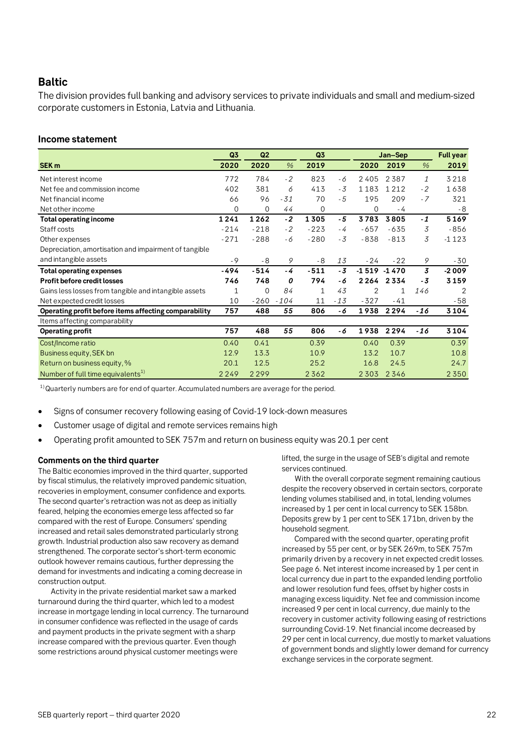## Baltic

The division provides full banking and advisory services to private individuals and small and medium-sized corporate customers in Estonia, Latvia and Lithuania.

### Income statement

| | Q3 | Q2 | | Q3 | | Jan–Sep | | | Full year |
|---|---|---|---|---|---|---|---|---|---|
| **SEK m** | **2020** | **2020** | *%* | **2019** | | **2020** | **2019** | *%* | **2019** |
| Net interest income | 772 | 784 | *-2* | 823 | *-6* | 2 405 | 2 387 | *1* | 3 218 |
| Net fee and commission income | 402 | 381 | *6* | 413 | *-3* | 1 183 | 1 212 | *-2* | 1 638 |
| Net financial income | 66 | 96 | *-31* | 70 | *-5* | 195 | 209 | *-7* | 321 |
| Net other income | 0 | 0 | *44* | 0 | | 0 | -4 | | -8 |
| **Total operating income** | **1 241** | **1 262** | ***-2*** | **1 305** | ***-5*** | **3 783** | **3 805** | ***-1*** | **5 169** |
| Staff costs | -214 | -218 | *-2* | -223 | *-4* | -657 | -635 | *3* | -856 |
| Other expenses | -271 | -288 | *-6* | -280 | *-3* | -838 | -813 | *3* | -1 123 |
| Depreciation, amortisation and impairment of tangible and intangible assets | -9 | -8 | *9* | -8 | *13* | -24 | -22 | *9* | -30 |
| **Total operating expenses** | **-494** | **-514** | ***-4*** | **-511** | ***-3*** | **-1 519** | **-1 470** | ***3*** | **-2 009** |
| **Profit before credit losses** | **746** | **748** | ***0*** | **794** | ***-6*** | **2 264** | **2 334** | ***-3*** | **3 159** |
| Gains less losses from tangible and intangible assets | 1 | 0 | *84* | 1 | *43* | 2 | 1 | *146* | 2 |
| Net expected credit losses | 10 | -260 | *-104* | 11 | *-13* | -327 | -41 | | -58 |
| **Operating profit before items affecting comparability** | **757** | **488** | ***55*** | **806** | ***-6*** | **1 938** | **2 294** | ***-16*** | **3 104** |
| Items affecting comparability | | | | | | | | | |
| **Operating profit** | **757** | **488** | ***55*** | **806** | ***-6*** | **1 938** | **2 294** | ***-16*** | **3 104** |
| Cost/Income ratio | 0.40 | 0.41 | | 0.39 | | 0.40 | 0.39 | | 0.39 |
| Business equity, SEK bn | 12.9 | 13.3 | | 10.9 | | 13.2 | 10.7 | | 10.8 |
| Return on business equity, % | 20.1 | 12.5 | | 25.2 | | 16.8 | 24.5 | | 24.7 |
| Number of full time equivalents[1] | 2 249 | 2 299 | | 2 362 | | 2 303 | 2 346 | | 2 350 |

[1] Quarterly numbers are for end of quarter. Accumulated numbers are average for the period.

- Signs of consumer recovery following easing of Covid-19 lock-down measures
- Customer usage of digital and remote services remains high
- Operating profit amounted to SEK 757m and return on business equity was 20.1 per cent

#### Comments on the third quarter

The Baltic economies improved in the third quarter, supported by fiscal stimulus, the relatively improved pandemic situation, recoveries in employment, consumer confidence and exports. The second quarter's retraction was not as deep as initially feared, helping the economies emerge less affected so far compared with the rest of Europe. Consumers' spending increased and retail sales demonstrated particularly strong growth. Industrial production also saw recovery as demand strengthened. The corporate sector's short-term economic outlook however remains cautious, further depressing the demand for investments and indicating a coming decrease in construction output.

Activity in the private residential market saw a marked turnaround during the third quarter, which led to a modest increase in mortgage lending in local currency. The turnaround in consumer confidence was reflected in the usage of cards and payment products in the private segment with a sharp increase compared with the previous quarter. Even though some restrictions around physical customer meetings were lifted, the surge in the usage of SEB's digital and remote services continued.

With the overall corporate segment remaining cautious despite the recovery observed in certain sectors, corporate lending volumes stabilised and, in total, lending volumes increased by 1 per cent in local currency to SEK 158bn. Deposits grew by 1 per cent to SEK 171bn, driven by the household segment.

Compared with the second quarter, operating profit increased by 55 per cent, or by SEK 269m, to SEK 757m primarily driven by a recovery in net expected credit losses. See page 6. Net interest income increased by 1 per cent in local currency due in part to the expanded lending portfolio and lower resolution fund fees, offset by higher costs in managing excess liquidity. Net fee and commission income increased 9 per cent in local currency, due mainly to the recovery in customer activity following easing of restrictions surrounding Covid-19. Net financial income decreased by 29 per cent in local currency, due mostly to market valuations of government bonds and slightly lower demand for currency exchange services in the corporate segment.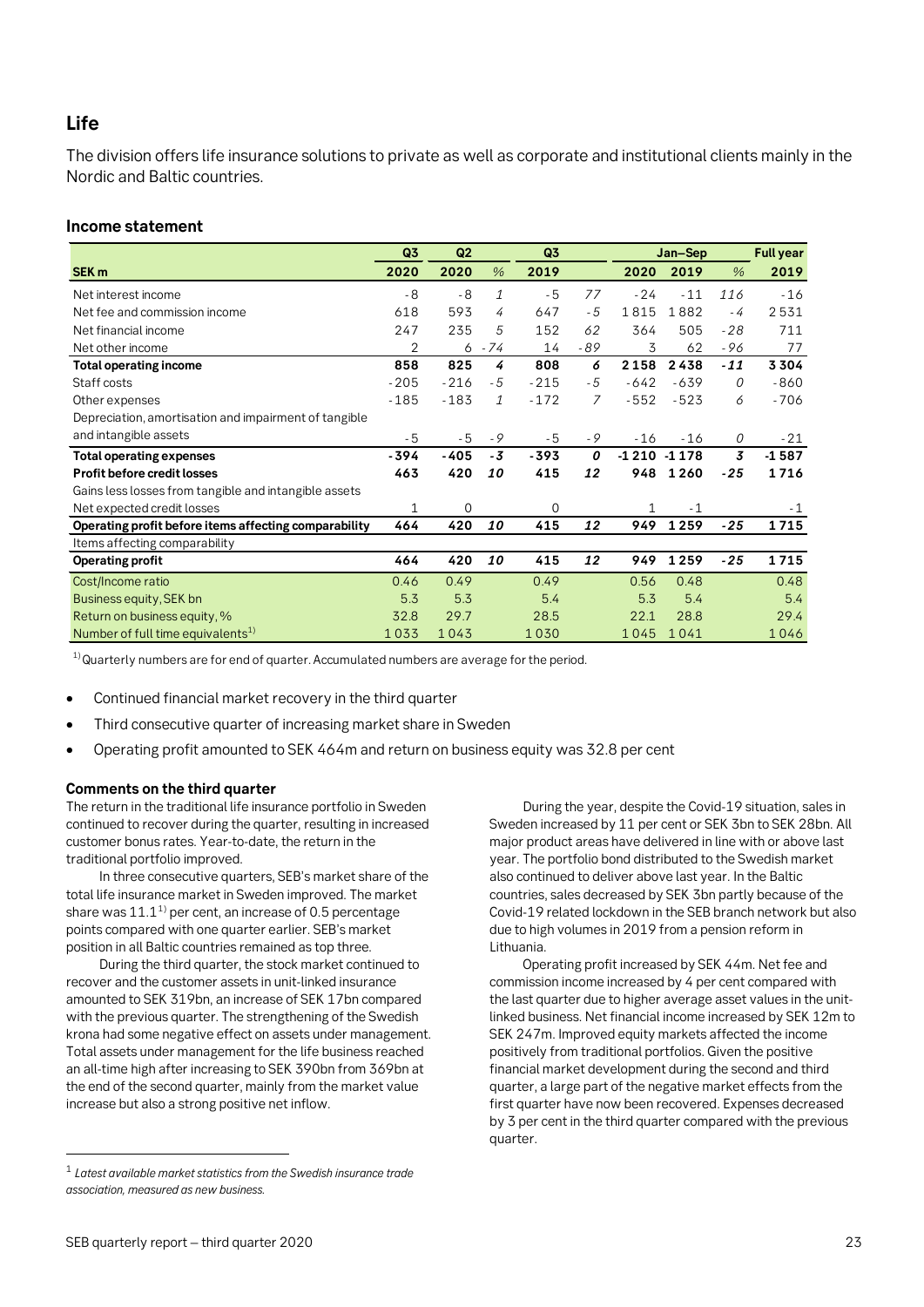## Life

The division offers life insurance solutions to private as well as corporate and institutional clients mainly in the Nordic and Baltic countries.

### Income statement

| SEK m | Q3 2020 | Q2 2020 | % | Q3 2019 | % | Jan–Sep 2020 | Jan–Sep 2019 | % | Full year 2019 |
|---|---|---|---|---|---|---|---|---|---|
| Net interest income | -8 | -8 | *1* | -5 | *77* | -24 | -11 | *116* | -16 |
| Net fee and commission income | 618 | 593 | *4* | 647 | *-5* | 1 815 | 1 882 | *-4* | 2 531 |
| Net financial income | 247 | 235 | *5* | 152 | *62* | 364 | 505 | *-28* | 711 |
| Net other income | 2 | 6 | *-74* | 14 | *-89* | 3 | 62 | *-96* | 77 |
| **Total operating income** | **858** | **825** | ***4*** | **808** | ***6*** | **2 158** | **2 438** | ***-11*** | **3 304** |
| Staff costs | -205 | -216 | *-5* | -215 | *-5* | -642 | -639 | *0* | -860 |
| Other expenses | -185 | -183 | *1* | -172 | *7* | -552 | -523 | *6* | -706 |
| Depreciation, amortisation and impairment of tangible and intangible assets | -5 | -5 | *-9* | -5 | *-9* | -16 | -16 | *0* | -21 |
| **Total operating expenses** | **-394** | **-405** | ***-3*** | **-393** | ***0*** | **-1 210** | **-1 178** | ***3*** | **-1 587** |
| **Profit before credit losses** | **463** | **420** | ***10*** | **415** | ***12*** | **948** | **1 260** | ***-25*** | **1 716** |
| Gains less losses from tangible and intangible assets | | | | | | | | | |
| Net expected credit losses | 1 | 0 | | 0 | | 1 | -1 | | -1 |
| **Operating profit before items affecting comparability** | **464** | **420** | ***10*** | **415** | ***12*** | **949** | **1 259** | ***-25*** | **1 715** |
| Items affecting comparability | | | | | | | | | |
| **Operating profit** | **464** | **420** | ***10*** | **415** | ***12*** | **949** | **1 259** | ***-25*** | **1 715** |
| Cost/Income ratio | 0.46 | 0.49 | | 0.49 | | 0.56 | 0.48 | | 0.48 |
| Business equity, SEK bn | 5.3 | 5.3 | | 5.4 | | 5.3 | 5.4 | | 5.4 |
| Return on business equity, % | 32.8 | 29.7 | | 28.5 | | 22.1 | 28.8 | | 29.4 |
| Number of full time equivalents[1] | 1 033 | 1 043 | | 1 030 | | 1 045 | 1 041 | | 1 046 |

[1] Quarterly numbers are for end of quarter. Accumulated numbers are average for the period.

- Continued financial market recovery in the third quarter
- Third consecutive quarter of increasing market share in Sweden
- Operating profit amounted to SEK 464m and return on business equity was 32.8 per cent

**Comments on the third quarter**

The return in the traditional life insurance portfolio in Sweden continued to recover during the quarter, resulting in increased customer bonus rates. Year-to-date, the return in the traditional portfolio improved.

In three consecutive quarters, SEB's market share of the total life insurance market in Sweden improved. The market share was 11.1[1] per cent, an increase of 0.5 percentage points compared with one quarter earlier. SEB's market position in all Baltic countries remained as top three.

During the third quarter, the stock market continued to recover and the customer assets in unit-linked insurance amounted to SEK 319bn, an increase of SEK 17bn compared with the previous quarter. The strengthening of the Swedish krona had some negative effect on assets under management. Total assets under management for the life business reached an all-time high after increasing to SEK 390bn from 369bn at the end of the second quarter, mainly from the market value increase but also a strong positive net inflow.

During the year, despite the Covid-19 situation, sales in Sweden increased by 11 per cent or SEK 3bn to SEK 28bn. All major product areas have delivered in line with or above last year. The portfolio bond distributed to the Swedish market also continued to deliver above last year. In the Baltic countries, sales decreased by SEK 3bn partly because of the Covid-19 related lockdown in the SEB branch network but also due to high volumes in 2019 from a pension reform in Lithuania.

Operating profit increased by SEK 44m. Net fee and commission income increased by 4 per cent compared with the last quarter due to higher average asset values in the unit-linked business. Net financial income increased by SEK 12m to SEK 247m. Improved equity markets affected the income positively from traditional portfolios. Given the positive financial market development during the second and third quarter, a large part of the negative market effects from the first quarter have now been recovered. Expenses decreased by 3 per cent in the third quarter compared with the previous quarter.

[1] *Latest available market statistics from the Swedish insurance trade association, measured as new business.*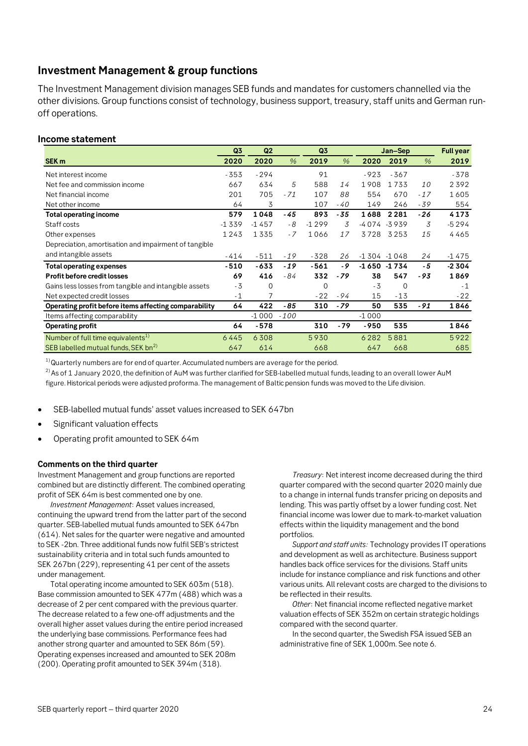## Investment Management & group functions

The Investment Management division manages SEB funds and mandates for customers channelled via the other divisions. Group functions consist of technology, business support, treasury, staff units and German run-off operations.

### Income statement

| SEK m | Q3 2020 | Q2 2020 | % | Q3 2019 | % | Jan–Sep 2020 | Jan–Sep 2019 | % | Full year 2019 |
|---|---|---|---|---|---|---|---|---|---|
| Net interest income | -353 | -294 | | 91 | | -923 | -367 | | -378 |
| Net fee and commission income | 667 | 634 | *5* | 588 | *14* | 1 908 | 1 733 | *10* | 2 392 |
| Net financial income | 201 | 705 | *-71* | 107 | *88* | 554 | 670 | *-17* | 1 605 |
| Net other income | 64 | 3 | | 107 | *-40* | 149 | 246 | *-39* | 554 |
| **Total operating income** | **579** | **1 048** | ***-45*** | **893** | ***-35*** | **1 688** | **2 281** | ***-26*** | **4 173** |
| Staff costs | -1 339 | -1 457 | *-8* | -1 299 | *3* | -4 074 | -3 939 | *3* | -5 294 |
| Other expenses | 1 243 | 1 335 | *-7* | 1 066 | *17* | 3 728 | 3 253 | *15* | 4 465 |
| Depreciation, amortisation and impairment of tangible and intangible assets | -414 | -511 | *-19* | -328 | *26* | -1 304 | -1 048 | *24* | -1 475 |
| **Total operating expenses** | **-510** | **-633** | ***-19*** | **-561** | ***-9*** | **-1 650** | **-1 734** | ***-5*** | **-2 304** |
| **Profit before credit losses** | **69** | **416** | *-84* | **332** | ***-79*** | **38** | **547** | ***-93*** | **1 869** |
| Gains less losses from tangible and intangible assets | -3 | 0 | | 0 | | -3 | 0 | | -1 |
| Net expected credit losses | -1 | 7 | | -22 | *-94* | 15 | -13 | | -22 |
| **Operating profit before items affecting comparability** | **64** | **422** | ***-85*** | **310** | ***-79*** | **50** | **535** | ***-91*** | **1 846** |
| Items affecting comparability | | -1 000 | *-100* | | | -1 000 | | | |
| **Operating profit** | **64** | **-578** | | **310** | **-79** | **-950** | **535** | | **1 846** |
| Number of full time equivalents[1] | 6 445 | 6 308 | | 5 930 | | 6 282 | 5 881 | | 5 922 |
| SEB labelled mutual funds, SEK bn[2] | 647 | 614 | | 668 | | 647 | 668 | | 685 |

[1] Quarterly numbers are for end of quarter. Accumulated numbers are average for the period.

[2] As of 1 January 2020, the definition of AuM was further clarified for SEB-labelled mutual funds, leading to an overall lower AuM figure. Historical periods were adjusted proforma. The management of Baltic pension funds was moved to the Life division.

- SEB-labelled mutual funds' asset values increased to SEK 647bn
- Significant valuation effects
- Operating profit amounted to SEK 64m

#### Comments on the third quarter

Investment Management and group functions are reported combined but are distinctly different. The combined operating profit of SEK 64m is best commented one by one.

*Investment Management*: Asset values increased, continuing the upward trend from the latter part of the second quarter. SEB-labelled mutual funds amounted to SEK 647bn (614). Net sales for the quarter were negative and amounted to SEK -2bn. Three additional funds now fulfil SEB's strictest sustainability criteria and in total such funds amounted to SEK 267bn (229), representing 41 per cent of the assets under management.

Total operating income amounted to SEK 603m (518). Base commission amounted to SEK 477m (488) which was a decrease of 2 per cent compared with the previous quarter. The decrease related to a few one-off adjustments and the overall higher asset values during the entire period increased the underlying base commissions. Performance fees had another strong quarter and amounted to SEK 86m (59). Operating expenses increased and amounted to SEK 208m (200). Operating profit amounted to SEK 394m (318).

*Treasury*: Net interest income decreased during the third quarter compared with the second quarter 2020 mainly due to a change in internal funds transfer pricing on deposits and lending. This was partly offset by a lower funding cost. Net financial income was lower due to mark-to-market valuation effects within the liquidity management and the bond portfolios.

*Support and staff units:* Technology provides IT operations and development as well as architecture. Business support handles back office services for the divisions. Staff units include for instance compliance and risk functions and other various units. All relevant costs are charged to the divisions to be reflected in their results.

*Other*: Net financial income reflected negative market valuation effects of SEK 352m on certain strategic holdings compared with the second quarter.

In the second quarter, the Swedish FSA issued SEB an administrative fine of SEK 1,000m. See note 6.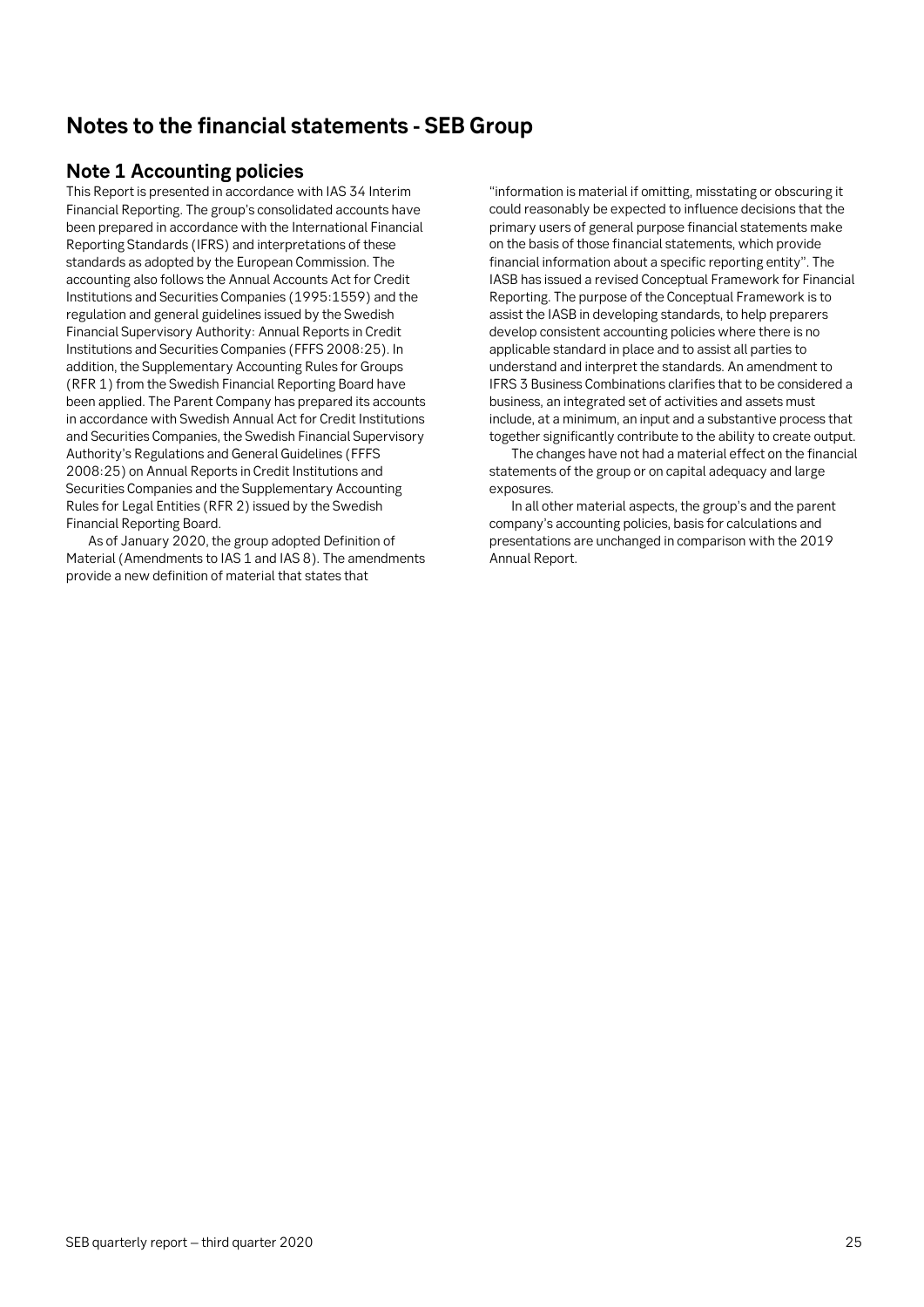# Notes to the financial statements - SEB Group

## Note 1 Accounting policies

This Report is presented in accordance with IAS 34 Interim Financial Reporting. The group's consolidated accounts have been prepared in accordance with the International Financial Reporting Standards (IFRS) and interpretations of these standards as adopted by the European Commission. The accounting also follows the Annual Accounts Act for Credit Institutions and Securities Companies (1995:1559) and the regulation and general guidelines issued by the Swedish Financial Supervisory Authority: Annual Reports in Credit Institutions and Securities Companies (FFFS 2008:25). In addition, the Supplementary Accounting Rules for Groups (RFR 1) from the Swedish Financial Reporting Board have been applied. The Parent Company has prepared its accounts in accordance with Swedish Annual Act for Credit Institutions and Securities Companies, the Swedish Financial Supervisory Authority's Regulations and General Guidelines (FFFS 2008:25) on Annual Reports in Credit Institutions and Securities Companies and the Supplementary Accounting Rules for Legal Entities (RFR 2) issued by the Swedish Financial Reporting Board.

As of January 2020, the group adopted Definition of Material (Amendments to IAS 1 and IAS 8). The amendments provide a new definition of material that states that "information is material if omitting, misstating or obscuring it could reasonably be expected to influence decisions that the primary users of general purpose financial statements make on the basis of those financial statements, which provide financial information about a specific reporting entity". The IASB has issued a revised Conceptual Framework for Financial Reporting. The purpose of the Conceptual Framework is to assist the IASB in developing standards, to help preparers develop consistent accounting policies where there is no applicable standard in place and to assist all parties to understand and interpret the standards. An amendment to IFRS 3 Business Combinations clarifies that to be considered a business, an integrated set of activities and assets must include, at a minimum, an input and a substantive process that together significantly contribute to the ability to create output.

The changes have not had a material effect on the financial statements of the group or on capital adequacy and large exposures.

In all other material aspects, the group's and the parent company's accounting policies, basis for calculations and presentations are unchanged in comparison with the 2019 Annual Report.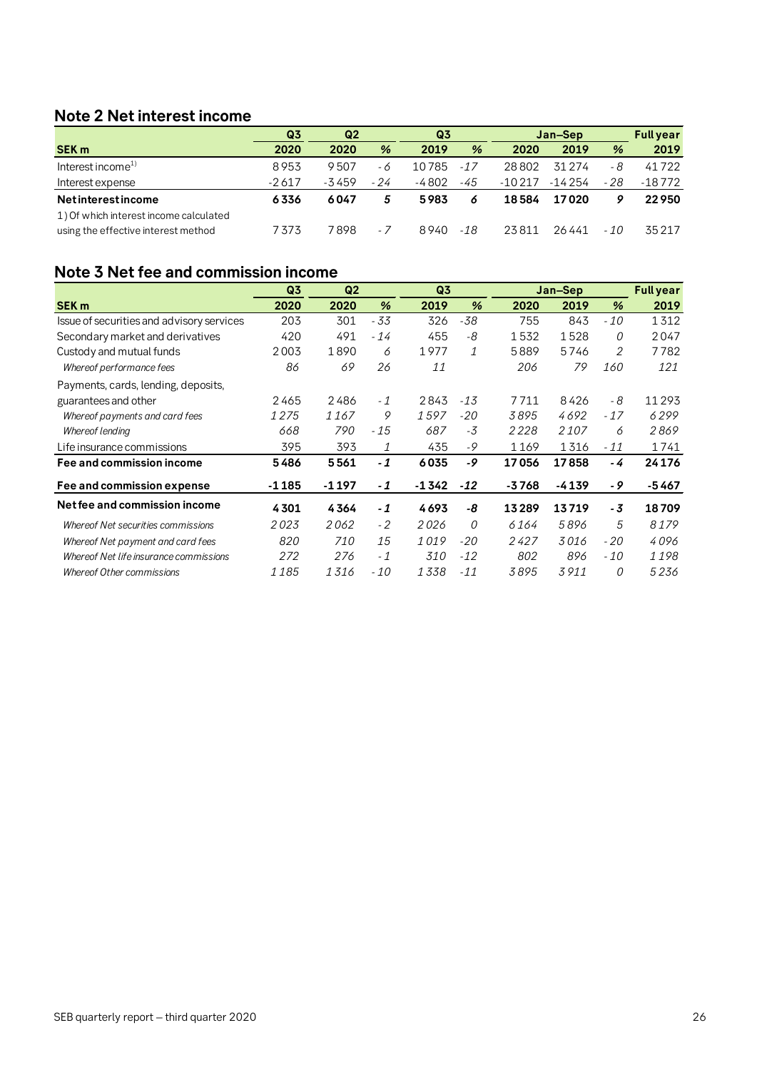## Note 2 Net interest income

| | Q3 | Q2 | | Q3 | | Jan–Sep | | | Full year |
|---|---|---|---|---|---|---|---|---|---|
| **SEK m** | **2020** | **2020** | **%** | **2019** | **%** | **2020** | **2019** | **%** | **2019** |
| Interest income[1] | 8953 | 9507 | -6 | 10785 | -17 | 28802 | 31274 | -8 | 41722 |
| Interest expense | -2617 | -3459 | -24 | -4802 | -45 | -10217 | -14254 | -28 | -18772 |
| **Net interest income** | **6336** | **6047** | ***5*** | **5983** | ***6*** | **18584** | **17020** | ***9*** | **22950** |
| 1) Of which interest income calculated using the effective interest method | 7373 | 7898 | -7 | 8940 | -18 | 23811 | 26441 | -10 | 35217 |

## Note 3 Net fee and commission income

| | Q3 | Q2 | | Q3 | | Jan–Sep | | | Full year |
|---|---|---|---|---|---|---|---|---|---|
| **SEK m** | **2020** | **2020** | **%** | **2019** | **%** | **2020** | **2019** | **%** | **2019** |
| Issue of securities and advisory services | 203 | 301 | -33 | 326 | -38 | 755 | 843 | -10 | 1312 |
| Secondary market and derivatives | 420 | 491 | -14 | 455 | -8 | 1532 | 1528 | 0 | 2047 |
| Custody and mutual funds | 2003 | 1890 | 6 | 1977 | 1 | 5889 | 5746 | 2 | 7782 |
| *Whereof performance fees* | *86* | *69* | *26* | *11* | | *206* | *79* | *160* | *121* |
| Payments, cards, lending, deposits, guarantees and other | 2465 | 2486 | -1 | 2843 | -13 | 7711 | 8426 | -8 | 11293 |
| *Whereof payments and card fees* | *1275* | *1167* | *9* | *1597* | *-20* | *3895* | *4692* | *-17* | *6299* |
| *Whereof lending* | *668* | *790* | *-15* | *687* | *-3* | *2228* | *2107* | *6* | *2869* |
| Life insurance commissions | 395 | 393 | 1 | 435 | -9 | 1169 | 1316 | -11 | 1741 |
| **Fee and commission income** | **5486** | **5561** | ***-1*** | **6035** | ***-9*** | **17056** | **17858** | ***-4*** | **24176** |
| **Fee and commission expense** | **-1185** | **-1197** | ***-1*** | **-1342** | ***-12*** | **-3768** | **-4139** | ***-9*** | **-5467** |
| **Net fee and commission income** | **4301** | **4364** | ***-1*** | **4693** | ***-8*** | **13289** | **13719** | ***-3*** | **18709** |
| *Whereof Net securities commissions* | *2023* | *2062* | *-2* | *2026* | *0* | *6164* | *5896* | *5* | *8179* |
| *Whereof Net payment and card fees* | *820* | *710* | *15* | *1019* | *-20* | *2427* | *3016* | *-20* | *4096* |
| *Whereof Net life insurance commissions* | *272* | *276* | *-1* | *310* | *-12* | *802* | *896* | *-10* | *1198* |
| *Whereof Other commissions* | *1185* | *1316* | *-10* | *1338* | *-11* | *3895* | *3911* | *0* | *5236* |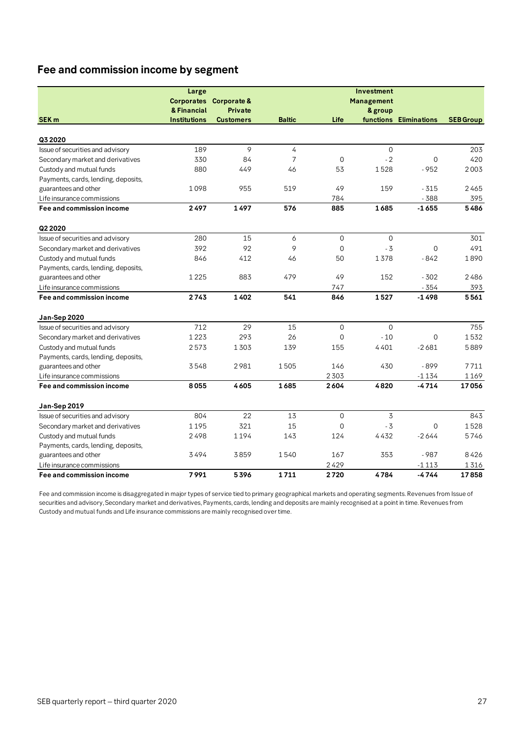## Fee and commission income by segment

| SEK m | Large Corporates & Financial Institutions | Corporate & Private Customers | Baltic | Life | Investment Management & group functions | Eliminations | SEB Group |
|---|---|---|---|---|---|---|---|
| **Q3 2020** | | | | | | | |
| Issue of securities and advisory | 189 | 9 | 4 | | 0 | | 203 |
| Secondary market and derivatives | 330 | 84 | 7 | 0 | -2 | 0 | 420 |
| Custody and mutual funds | 880 | 449 | 46 | 53 | 1528 | -952 | 2003 |
| Payments, cards, lending, deposits, guarantees and other | 1098 | 955 | 519 | 49 | 159 | -315 | 2465 |
| Life insurance commissions | | | | 784 | | -388 | 395 |
| **Fee and commission income** | **2497** | **1497** | **576** | **885** | **1685** | **-1655** | **5486** |
| **Q2 2020** | | | | | | | |
| Issue of securities and advisory | 280 | 15 | 6 | 0 | 0 | | 301 |
| Secondary market and derivatives | 392 | 92 | 9 | 0 | -3 | 0 | 491 |
| Custody and mutual funds | 846 | 412 | 46 | 50 | 1378 | -842 | 1890 |
| Payments, cards, lending, deposits, guarantees and other | 1225 | 883 | 479 | 49 | 152 | -302 | 2486 |
| Life insurance commissions | | | | 747 | | -354 | 393 |
| **Fee and commission income** | **2743** | **1402** | **541** | **846** | **1527** | **-1498** | **5561** |
| **Jan-Sep 2020** | | | | | | | |
| Issue of securities and advisory | 712 | 29 | 15 | 0 | 0 | | 755 |
| Secondary market and derivatives | 1223 | 293 | 26 | 0 | -10 | 0 | 1532 |
| Custody and mutual funds | 2573 | 1303 | 139 | 155 | 4401 | -2681 | 5889 |
| Payments, cards, lending, deposits, guarantees and other | 3548 | 2981 | 1505 | 146 | 430 | -899 | 7711 |
| Life insurance commissions | | | | 2303 | | -1134 | 1169 |
| **Fee and commission income** | **8055** | **4605** | **1685** | **2604** | **4820** | **-4714** | **17056** |
| **Jan-Sep 2019** | | | | | | | |
| Issue of securities and advisory | 804 | 22 | 13 | 0 | 3 | | 843 |
| Secondary market and derivatives | 1195 | 321 | 15 | 0 | -3 | 0 | 1528 |
| Custody and mutual funds | 2498 | 1194 | 143 | 124 | 4432 | -2644 | 5746 |
| Payments, cards, lending, deposits, guarantees and other | 3494 | 3859 | 1540 | 167 | 353 | -987 | 8426 |
| Life insurance commissions | | | | 2429 | | -1113 | 1316 |
| **Fee and commission income** | **7991** | **5396** | **1711** | **2720** | **4784** | **-4744** | **17858** |

Fee and commission income is disaggregated in major types of service tied to primary geographical markets and operating segments. Revenues from Issue of securities and advisory, Secondary market and derivatives, Payments, cards, lending and deposits are mainly recognised at a point in time. Revenues from Custody and mutual funds and Life insurance commissions are mainly recognised over time.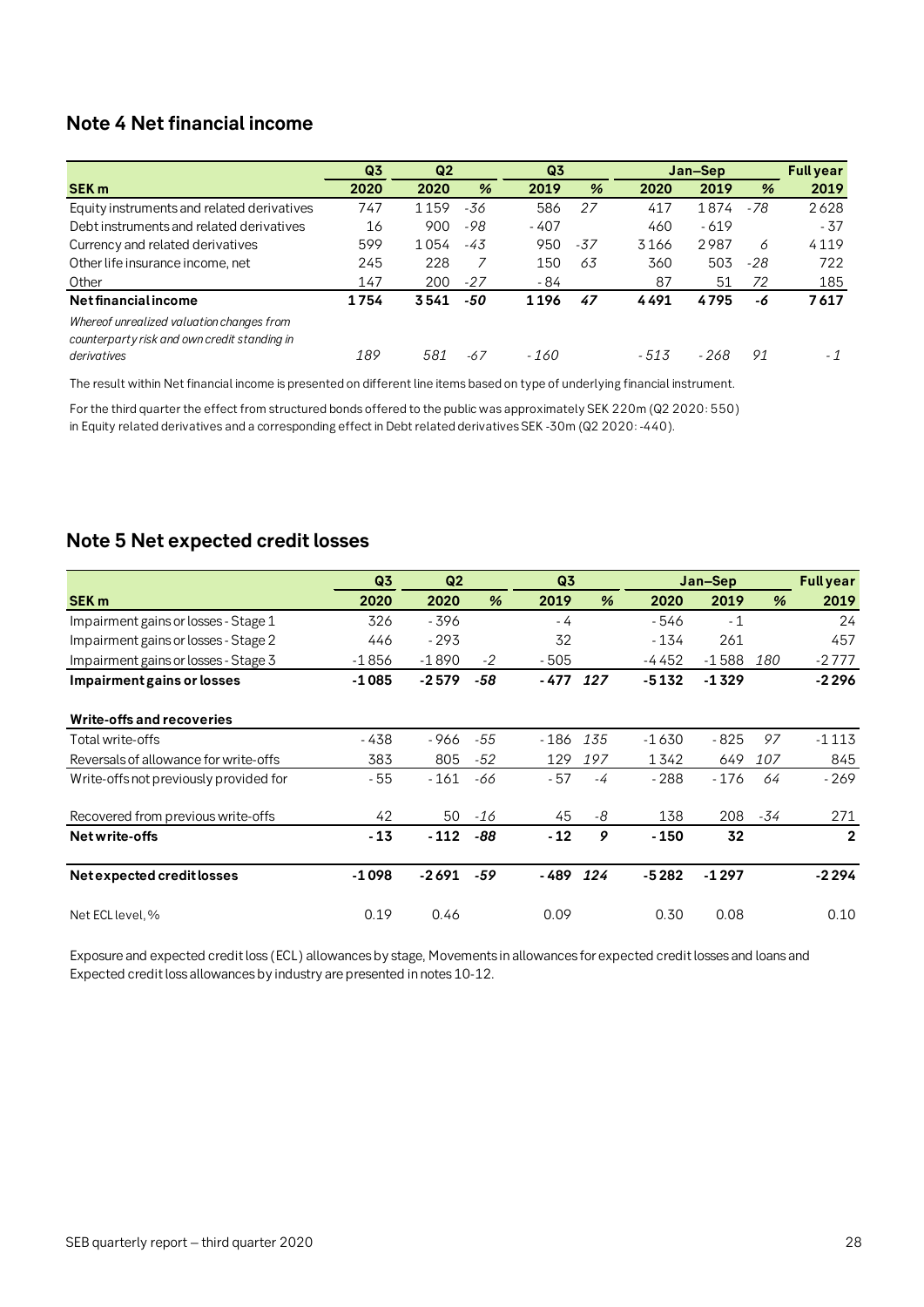## Note 4 Net financial income

| SEK m | Q3 2020 | Q2 2020 | % | Q3 2019 | % | Jan–Sep 2020 | Jan–Sep 2019 | % | Full year 2019 |
|---|---|---|---|---|---|---|---|---|---|
| Equity instruments and related derivatives | 747 | 1 159 | *-36* | 586 | *27* | 417 | 1 874 | *-78* | 2 628 |
| Debt instruments and related derivatives | 16 | 900 | *-98* | - 407 | | 460 | - 619 | | - 37 |
| Currency and related derivatives | 599 | 1 054 | *-43* | 950 | *-37* | 3 166 | 2 987 | *6* | 4 119 |
| Other life insurance income, net | 245 | 228 | *7* | 150 | *63* | 360 | 503 | *-28* | 722 |
| Other | 147 | 200 | *-27* | - 84 | | 87 | 51 | *72* | 185 |
| **Net financial income** | **1 754** | **3 541** | ***-50*** | **1 196** | ***47*** | **4 491** | **4 795** | ***-6*** | **7 617** |
| *Whereof unrealized valuation changes from counterparty risk and own credit standing in derivatives* | *189* | *581* | *-67* | *- 160* | | *- 513* | *- 268* | *91* | *- 1* |

The result within Net financial income is presented on different line items based on type of underlying financial instrument.

For the third quarter the effect from structured bonds offered to the public was approximately SEK 220m (Q2 2020: 550) in Equity related derivatives and a corresponding effect in Debt related derivatives SEK -30m (Q2 2020: -440).

## Note 5 Net expected credit losses

| SEK m | Q3 2020 | Q2 2020 | % | Q3 2019 | % | Jan–Sep 2020 | Jan–Sep 2019 | % | Full year 2019 |
|---|---|---|---|---|---|---|---|---|---|
| Impairment gains or losses - Stage 1 | 326 | - 396 | | - 4 | | - 546 | - 1 | | 24 |
| Impairment gains or losses - Stage 2 | 446 | - 293 | | 32 | | - 134 | 261 | | 457 |
| Impairment gains or losses - Stage 3 | -1 856 | -1 890 | *-2* | - 505 | | -4 452 | -1 588 | *180* | -2 777 |
| **Impairment gains or losses** | **-1 085** | **-2 579** | ***-58*** | **- 477** | ***127*** | **-5 132** | **-1 329** | | **-2 296** |
| | | | | | | | | | |
| **Write-offs and recoveries** | | | | | | | | | |
| Total write-offs | - 438 | - 966 | *-55* | - 186 | *135* | -1 630 | - 825 | *97* | -1 113 |
| Reversals of allowance for write-offs | 383 | 805 | *-52* | 129 | *197* | 1 342 | 649 | *107* | 845 |
| Write-offs not previously provided for | - 55 | - 161 | *-66* | - 57 | *-4* | - 288 | - 176 | *64* | - 269 |
| Recovered from previous write-offs | 42 | 50 | *-16* | 45 | *-8* | 138 | 208 | *-34* | 271 |
| **Net write-offs** | **- 13** | **- 112** | ***-88*** | **- 12** | ***9*** | **- 150** | **32** | | **2** |
| | | | | | | | | | |
| **Net expected credit losses** | **-1 098** | **-2 691** | ***-59*** | **- 489** | ***124*** | **-5 282** | **-1 297** | | **-2 294** |
| | | | | | | | | | |
| Net ECL level, % | 0.19 | 0.46 | | 0.09 | | 0.30 | 0.08 | | 0.10 |

Exposure and expected credit loss (ECL) allowances by stage, Movements in allowances for expected credit losses and loans and Expected credit loss allowances by industry are presented in notes 10-12.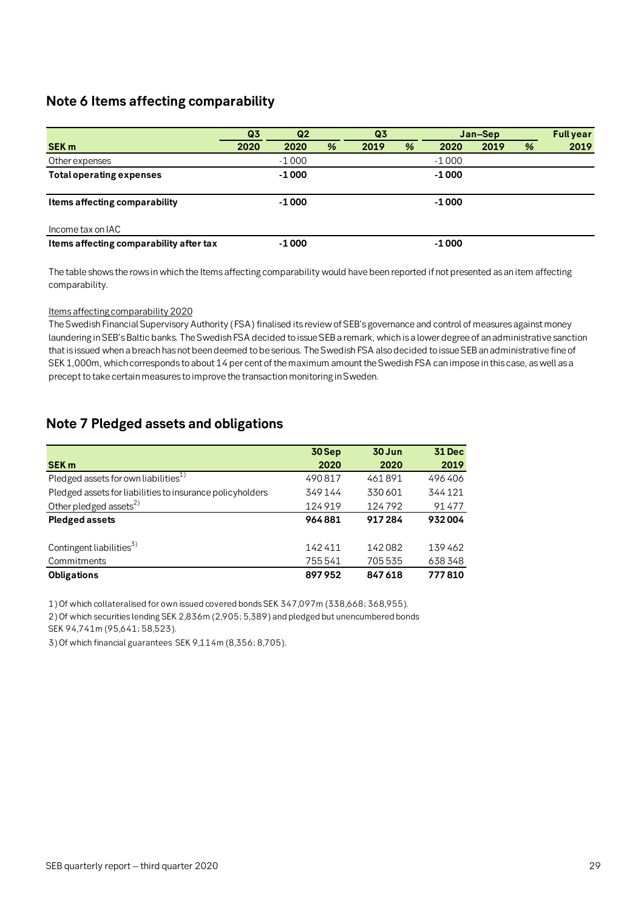## Note 6 Items affecting comparability

| SEK m | Q3 2020 | Q2 2020 | % | Q3 2019 | % | Jan–Sep 2020 | Jan–Sep 2019 | % | Full year 2019 |
|---|---|---|---|---|---|---|---|---|---|
| Other expenses | | -1 000 | | | | -1 000 | | | |
| **Total operating expenses** | | **-1 000** | | | | **-1 000** | | | |
| **Items affecting comparability** | | **-1 000** | | | | **-1 000** | | | |
| Income tax on IAC | | | | | | | | | |
| **Items affecting comparability after tax** | | **-1 000** | | | | **-1 000** | | | |

The table shows the rows in which the Items affecting comparability would have been reported if not presented as an item affecting comparability.

Items affecting comparability 2020

The Swedish Financial Supervisory Authority (FSA) finalised its review of SEB's governance and control of measures against money laundering in SEB's Baltic banks. The Swedish FSA decided to issue SEB a remark, which is a lower degree of an administrative sanction that is issued when a breach has not been deemed to be serious. The Swedish FSA also decided to issue SEB an administrative fine of SEK 1,000m, which corresponds to about 14 per cent of the maximum amount the Swedish FSA can impose in this case, as well as a precept to take certain measures to improve the transaction monitoring in Sweden.

## Note 7 Pledged assets and obligations

| SEK m | 30 Sep 2020 | 30 Jun 2020 | 31 Dec 2019 |
|---|---|---|---|
| Pledged assets for own liabilities[1] | 490 817 | 461 891 | 496 406 |
| Pledged assets for liabilities to insurance policyholders | 349 144 | 330 601 | 344 121 |
| Other pledged assets[2] | 124 919 | 124 792 | 91 477 |
| **Pledged assets** | **964 881** | **917 284** | **932 004** |
| Contingent liabilities[3] | 142 411 | 142 082 | 139 462 |
| Commitments | 755 541 | 705 535 | 638 348 |
| **Obligations** | **897 952** | **847 618** | **777 810** |

1) Of which collateralised for own issued covered bonds SEK 347,097m (338,668; 368,955).

2) Of which securities lending SEK 2,836m (2,905; 5,389) and pledged but unencumbered bonds SEK 94,741m (95,641; 58,523).

3) Of which financial guarantees SEK 9,114m (8,356; 8,705).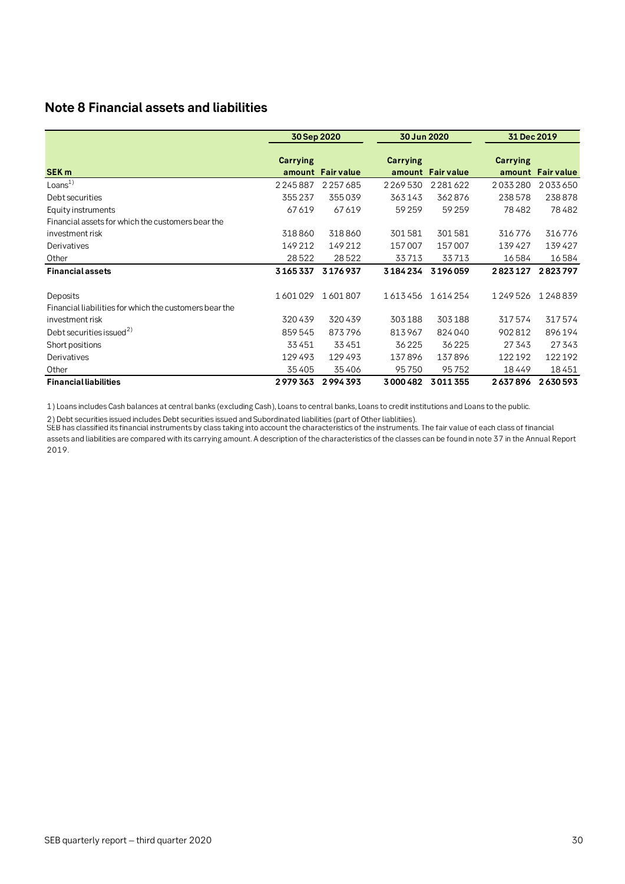## Note 8 Financial assets and liabilities

| SEK m | 30 Sep 2020 | | 30 Jun 2020 | | 31 Dec 2019 | |
|---|---|---|---|---|---|---|
| | Carrying amount | Fair value | Carrying amount | Fair value | Carrying amount | Fair value |
| Loans[1] | 2 245 887 | 2 257 685 | 2 269 530 | 2 281 622 | 2 033 280 | 2 033 650 |
| Debt securities | 355 237 | 355 039 | 363 143 | 362 876 | 238 578 | 238 878 |
| Equity instruments | 67 619 | 67 619 | 59 259 | 59 259 | 78 482 | 78 482 |
| Financial assets for which the customers bear the investment risk | 318 860 | 318 860 | 301 581 | 301 581 | 316 776 | 316 776 |
| Derivatives | 149 212 | 149 212 | 157 007 | 157 007 | 139 427 | 139 427 |
| Other | 28 522 | 28 522 | 33 713 | 33 713 | 16 584 | 16 584 |
| **Financial assets** | **3 165 337** | **3 176 937** | **3 184 234** | **3 196 059** | **2 823 127** | **2 823 797** |
| Deposits | 1 601 029 | 1 601 807 | 1 613 456 | 1 614 254 | 1 249 526 | 1 248 839 |
| Financial liabilities for which the customers bear the investment risk | 320 439 | 320 439 | 303 188 | 303 188 | 317 574 | 317 574 |
| Debt securities issued[2] | 859 545 | 873 796 | 813 967 | 824 040 | 902 812 | 896 194 |
| Short positions | 33 451 | 33 451 | 36 225 | 36 225 | 27 343 | 27 343 |
| Derivatives | 129 493 | 129 493 | 137 896 | 137 896 | 122 192 | 122 192 |
| Other | 35 405 | 35 406 | 95 750 | 95 752 | 18 449 | 18 451 |
| **Financial liabilities** | **2 979 363** | **2 994 393** | **3 000 482** | **3 011 355** | **2 637 896** | **2 630 593** |

1) Loans includes Cash balances at central banks (excluding Cash), Loans to central banks, Loans to credit institutions and Loans to the public.

2) Debt securities issued includes Debt securities issued and Subordinated liabilities (part of Other liablitiies).

SEB has classified its financial instruments by class taking into account the characteristics of the instruments. The fair value of each class of financial assets and liabilities are compared with its carrying amount. A description of the characteristics of the classes can be found in note 37 in the Annual Report 2019.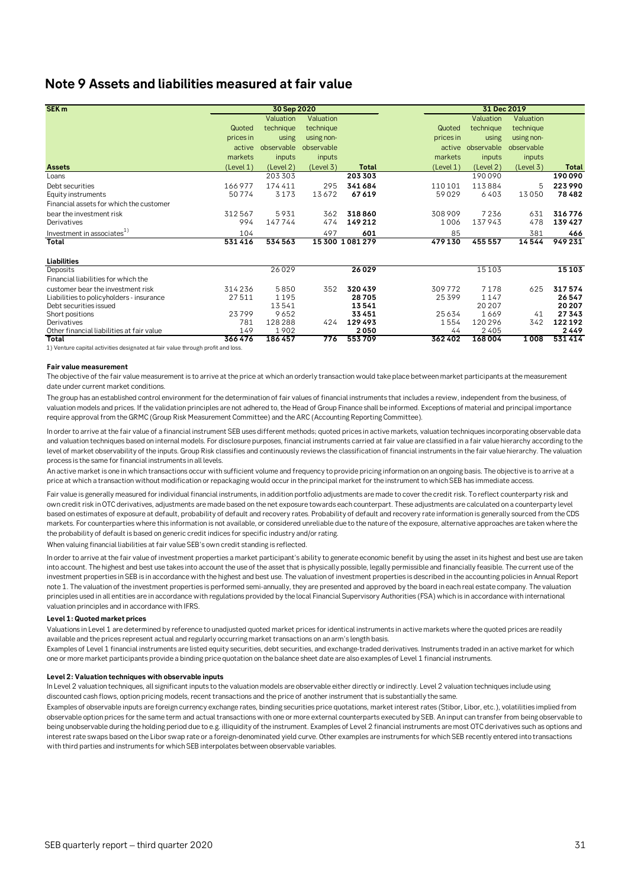# Note 9 Assets and liabilities measured at fair value

| SEK m | 30 Sep 2020 | | | | 31 Dec 2019 | | | |
|---|---|---|---|---|---|---|---|---|
| **Assets** | Quoted prices in active markets (Level 1) | Valuation technique using observable inputs (Level 2) | Valuation technique using non-observable inputs (Level 3) | **Total** | Quoted prices in active markets (Level 1) | Valuation technique using observable inputs (Level 2) | Valuation technique using non-observable inputs (Level 3) | **Total** |
| Loans | | 203 303 | | **203 303** | | 190 090 | | **190 090** |
| Debt securities | 166 977 | 174 411 | 295 | **341 684** | 110 101 | 113 884 | 5 | **223 990** |
| Equity instruments | 50 774 | 3 173 | 13 672 | **67 619** | 59 029 | 6 403 | 13 050 | **78 482** |
| Financial assets for which the customer bear the investment risk | 312 567 | 5 931 | 362 | **318 860** | 308 909 | 7 236 | 631 | **316 776** |
| Derivatives | 994 | 147 744 | 474 | **149 212** | 1 006 | 137 943 | 478 | **139 427** |
| Investment in associates[1] | 104 | | 497 | **601** | 85 | | 381 | **466** |
| **Total** | **531 416** | **534 563** | **15 300** | **1 081 279** | **479 130** | **455 557** | **14 544** | **949 231** |
| **Liabilities** | | | | | | | | |
| Deposits | | 26 029 | | **26 029** | | 15 103 | | **15 103** |
| Financial liabilities for which the customer bear the investment risk | 314 236 | 5 850 | 352 | **320 439** | 309 772 | 7 178 | 625 | **317 574** |
| Liabilities to policyholders - insurance | 27 511 | 1 195 | | **28 705** | 25 399 | 1 147 | | **26 547** |
| Debt securities issued | | 13 541 | | **13 541** | | 20 207 | | **20 207** |
| Short positions | 23 799 | 9 652 | | **33 451** | 25 634 | 1 669 | 41 | **27 343** |
| Derivatives | 781 | 128 288 | 424 | **129 493** | 1 554 | 120 296 | 342 | **122 192** |
| Other financial liabilities at fair value | 149 | 1 902 | | **2 050** | 44 | 2 405 | | **2 449** |
| **Total** | **366 476** | **186 457** | **776** | **553 709** | **362 402** | **168 004** | **1 008** | **531 414** |

1) Venture capital activities designated at fair value through profit and loss.

**Fair value measurement**

The objective of the fair value measurement is to arrive at the price at which an orderly transaction would take place between market participants at the measurement date under current market conditions.

The group has an established control environment for the determination of fair values of financial instruments that includes a review, independent from the business, of valuation models and prices. If the validation principles are not adhered to, the Head of Group Finance shall be informed. Exceptions of material and principal importance require approval from the GRMC (Group Risk Measurement Committee) and the ARC (Accounting Reporting Committee).

In order to arrive at the fair value of a financial instrument SEB uses different methods; quoted prices in active markets, valuation techniques incorporating observable data and valuation techniques based on internal models. For disclosure purposes, financial instruments carried at fair value are classified in a fair value hierarchy according to the level of market observability of the inputs. Group Risk classifies and continuously reviews the classification of financial instruments in the fair value hierarchy. The valuation process is the same for financial instruments in all levels.

An active market is one in which transactions occur with sufficient volume and frequency to provide pricing information on an ongoing basis. The objective is to arrive at a price at which a transaction without modification or repackaging would occur in the principal market for the instrument to which SEB has immediate access.

Fair value is generally measured for individual financial instruments, in addition portfolio adjustments are made to cover the credit risk. To reflect counterparty risk and own credit risk in OTC derivatives, adjustments are made based on the net exposure towards each counterpart. These adjustments are calculated on a counterparty level based on estimates of exposure at default, probability of default and recovery rates. Probability of default and recovery rate information is generally sourced from the CDS markets. For counterparties where this information is not available, or considered unreliable due to the nature of the exposure, alternative approaches are taken where the the probability of default is based on generic credit indices for specific industry and/or rating.

When valuing financial liabilities at fair value SEB's own credit standing is reflected.

In order to arrive at the fair value of investment properties a market participant's ability to generate economic benefit by using the asset in its highest and best use are taken into account. The highest and best use takes into account the use of the asset that is physically possible, legally permissible and financially feasible. The current use of the investment properties in SEB is in accordance with the highest and best use. The valuation of investment properties is described in the accounting policies in Annual Report note 1. The valuation of the investment properties is performed semi-annually, they are presented and approved by the board in each real estate company. The valuation principles used in all entities are in accordance with regulations provided by the local Financial Supervisory Authorities (FSA) which is in accordance with international valuation principles and in accordance with IFRS.

**Level 1: Quoted market prices**

Valuations in Level 1 are determined by reference to unadjusted quoted market prices for identical instruments in active markets where the quoted prices are readily available and the prices represent actual and regularly occurring market transactions on an arm's length basis.

Examples of Level 1 financial instruments are listed equity securities, debt securities, and exchange-traded derivatives. Instruments traded in an active market for which one or more market participants provide a binding price quotation on the balance sheet date are also examples of Level 1 financial instruments.

**Level 2: Valuation techniques with observable inputs**

In Level 2 valuation techniques, all significant inputs to the valuation models are observable either directly or indirectly. Level 2 valuation techniques include using discounted cash flows, option pricing models, recent transactions and the price of another instrument that is substantially the same.

Examples of observable inputs are foreign currency exchange rates, binding securities price quotations, market interest rates (Stibor, Libor, etc.), volatilities implied from observable option prices for the same term and actual transactions with one or more external counterparts executed by SEB. An input can transfer from being observable to being unobservable during the holding period due to e.g. illiquidity of the instrument. Examples of Level 2 financial instruments are most OTC derivatives such as options and interest rate swaps based on the Libor swap rate or a foreign-denominated yield curve. Other examples are instruments for which SEB recently entered into transactions with third parties and instruments for which SEB interpolates between observable variables.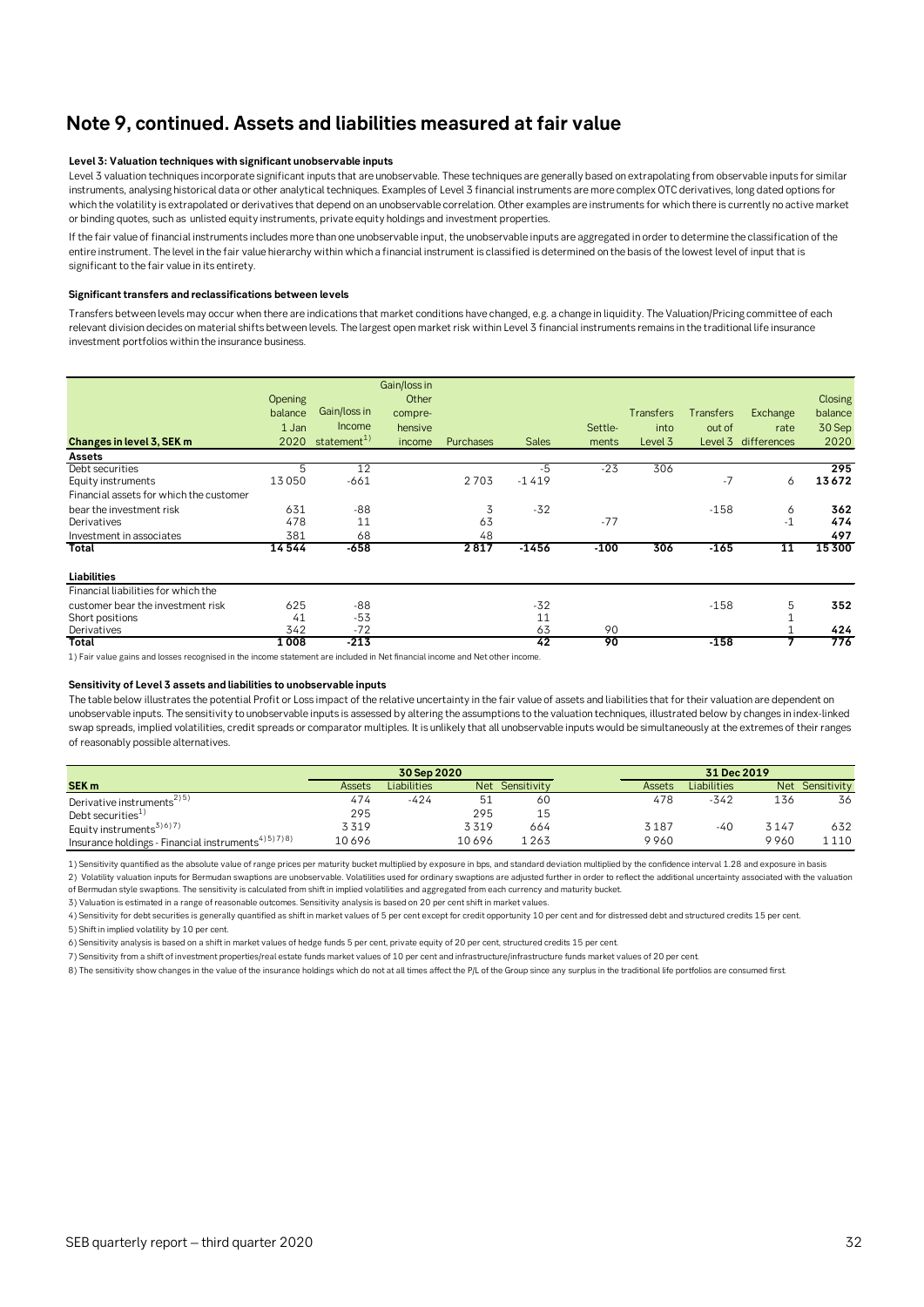# Note 9, continued. Assets and liabilities measured at fair value

**Level 3: Valuation techniques with significant unobservable inputs**

Level 3 valuation techniques incorporate significant inputs that are unobservable. These techniques are generally based on extrapolating from observable inputs for similar instruments, analysing historical data or other analytical techniques. Examples of Level 3 financial instruments are more complex OTC derivatives, long dated options for which the volatility is extrapolated or derivatives that depend on an unobservable correlation. Other examples are instruments for which there is currently no active market or binding quotes, such as unlisted equity instruments, private equity holdings and investment properties.

If the fair value of financial instruments includes more than one unobservable input, the unobservable inputs are aggregated in order to determine the classification of the entire instrument. The level in the fair value hierarchy within which a financial instrument is classified is determined on the basis of the lowest level of input that is significant to the fair value in its entirety.

**Significant transfers and reclassifications between levels**

Transfers between levels may occur when there are indications that market conditions have changed, e.g. a change in liquidity. The Valuation/Pricing committee of each relevant division decides on material shifts between levels. The largest open market risk within Level 3 financial instruments remains in the traditional life insurance investment portfolios within the insurance business.

| Changes in level 3, SEK m | Opening balance 1 Jan 2020 | Gain/loss in Income statement[1] | Gain/loss in Other comprehensive income | Purchases | Sales | Settlements | Transfers into Level 3 | Transfers out of Level 3 | Exchange rate differences | Closing balance 30 Sep 2020 |
|---|---|---|---|---|---|---|---|---|---|---|
| **Assets** | | | | | | | | | | |
| Debt securities | 5 | 12 | | | -5 | -23 | 306 | | | **295** |
| Equity instruments | 13 050 | -661 | | 2 703 | -1 419 | | | -7 | 6 | **13 672** |
| Financial assets for which the customer bear the investment risk | 631 | -88 | | 3 | -32 | | | -158 | 6 | **362** |
| Derivatives | 478 | 11 | | 63 | | -77 | | | -1 | **474** |
| Investment in associates | 381 | 68 | | 48 | | | | | | **497** |
| **Total** | **14 544** | **-658** | | **2 817** | **-1456** | **-100** | **306** | **-165** | **11** | **15 300** |
| **Liabilities** | | | | | | | | | | |
| Financial liabilities for which the customer bear the investment risk | 625 | -88 | | | -32 | | | -158 | 5 | **352** |
| Short positions | 41 | -53 | | | 11 | | | | 1 | |
| Derivatives | 342 | -72 | | | 63 | 90 | | | 1 | **424** |
| **Total** | **1 008** | **-213** | | | **42** | **90** | | **-158** | **7** | **776** |

1) Fair value gains and losses recognised in the income statement are included in Net financial income and Net other income.

**Sensitivity of Level 3 assets and liabilities to unobservable inputs**

The table below illustrates the potential Profit or Loss impact of the relative uncertainty in the fair value of assets and liabilities that for their valuation are dependent on unobservable inputs. The sensitivity to unobservable inputs is assessed by altering the assumptions to the valuation techniques, illustrated below by changes in index-linked swap spreads, implied volatilities, credit spreads or comparator multiples. It is unlikely that all unobservable inputs would be simultaneously at the extremes of their ranges of reasonably possible alternatives.

| | 30 Sep 2020 | | | | 31 Dec 2019 | | | |
|---|---|---|---|---|---|---|---|---|
| **SEK m** | Assets | Liabilities | Net | Sensitivity | Assets | Liabilities | Net | Sensitivity |
| Derivative instruments[2)5)] | 474 | -424 | 51 | 60 | 478 | -342 | 136 | 36 |
| Debt securities[1)] | 295 | | 295 | 15 | | | | |
| Equity instruments[3)6)7)] | 3 319 | | 3 319 | 664 | 3 187 | -40 | 3 147 | 632 |
| Insurance holdings - Financial instruments[4)5)7)8)] | 10 696 | | 10 696 | 1 263 | 9 960 | | 9 960 | 1 110 |

1) Sensitivity quantified as the absolute value of range prices per maturity bucket multiplied by exposure in bps, and standard deviation multiplied by the confidence interval 1.28 and exposure in basis

2) Volatility valuation inputs for Bermudan swaptions are unobservable. Volatilities used for ordinary swaptions are adjusted further in order to reflect the additional uncertainty associated with the valuation of Bermudan style swaptions. The sensitivity is calculated from shift in implied volatilities and aggregated from each currency and maturity bucket.

3) Valuation is estimated in a range of reasonable outcomes. Sensitivity analysis is based on 20 per cent shift in market values.

4) Sensitivity for debt securities is generally quantified as shift in market values of 5 per cent except for credit opportunity 10 per cent and for distressed debt and structured credits 15 per cent.

5) Shift in implied volatility by 10 per cent.

6) Sensitivity analysis is based on a shift in market values of hedge funds 5 per cent, private equity of 20 per cent, structured credits 15 per cent.

7) Sensitivity from a shift of investment properties/real estate funds market values of 10 per cent and infrastructure/infrastructure funds market values of 20 per cent.

8) The sensitivity show changes in the value of the insurance holdings which do not at all times affect the P/L of the Group since any surplus in the traditional life portfolios are consumed first.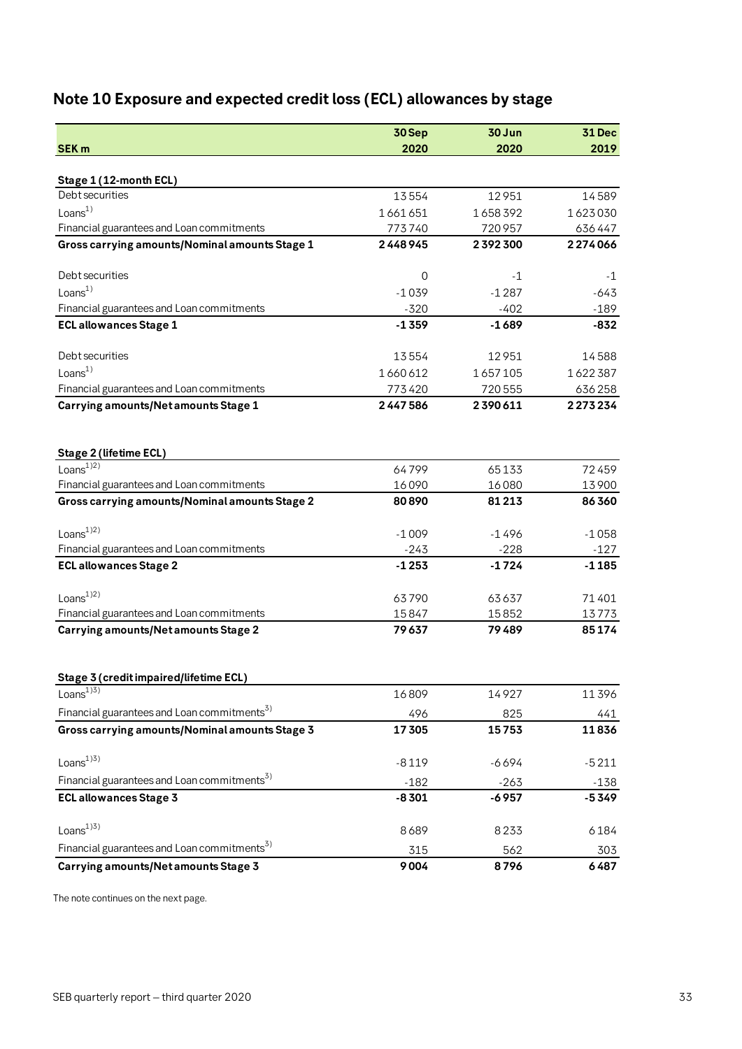## Note 10 Exposure and expected credit loss (ECL) allowances by stage

| SEK m | 30 Sep 2020 | 30 Jun 2020 | 31 Dec 2019 |
|---|---|---|---|
| **Stage 1 (12-month ECL)** | | | |
| Debt securities | 13 554 | 12 951 | 14 589 |
| Loans[1] | 1 661 651 | 1 658 392 | 1 623 030 |
| Financial guarantees and Loan commitments | 773 740 | 720 957 | 636 447 |
| **Gross carrying amounts/Nominal amounts Stage 1** | **2 448 945** | **2 392 300** | **2 274 066** |
| Debt securities | 0 | -1 | -1 |
| Loans[1] | -1 039 | -1 287 | -643 |
| Financial guarantees and Loan commitments | -320 | -402 | -189 |
| **ECL allowances Stage 1** | **-1 359** | **-1 689** | **-832** |
| Debt securities | 13 554 | 12 951 | 14 588 |
| Loans[1] | 1 660 612 | 1 657 105 | 1 622 387 |
| Financial guarantees and Loan commitments | 773 420 | 720 555 | 636 258 |
| **Carrying amounts/Net amounts Stage 1** | **2 447 586** | **2 390 611** | **2 273 234** |
| **Stage 2 (lifetime ECL)** | | | |
| Loans[1)2)] | 64 799 | 65 133 | 72 459 |
| Financial guarantees and Loan commitments | 16 090 | 16 080 | 13 900 |
| **Gross carrying amounts/Nominal amounts Stage 2** | **80 890** | **81 213** | **86 360** |
| Loans[1)2)] | -1 009 | -1 496 | -1 058 |
| Financial guarantees and Loan commitments | -243 | -228 | -127 |
| **ECL allowances Stage 2** | **-1 253** | **-1 724** | **-1 185** |
| Loans[1)2)] | 63 790 | 63 637 | 71 401 |
| Financial guarantees and Loan commitments | 15 847 | 15 852 | 13 773 |
| **Carrying amounts/Net amounts Stage 2** | **79 637** | **79 489** | **85 174** |
| **Stage 3 (credit impaired/lifetime ECL)** | | | |
| Loans[1)3)] | 16 809 | 14 927 | 11 396 |
| Financial guarantees and Loan commitments[3)] | 496 | 825 | 441 |
| **Gross carrying amounts/Nominal amounts Stage 3** | **17 305** | **15 753** | **11 836** |
| Loans[1)3)] | -8 119 | -6 694 | -5 211 |
| Financial guarantees and Loan commitments[3)] | -182 | -263 | -138 |
| **ECL allowances Stage 3** | **-8 301** | **-6 957** | **-5 349** |
| Loans[1)3)] | 8 689 | 8 233 | 6 184 |
| Financial guarantees and Loan commitments[3)] | 315 | 562 | 303 |
| **Carrying amounts/Net amounts Stage 3** | **9 004** | **8 796** | **6 487** |

The note continues on the next page.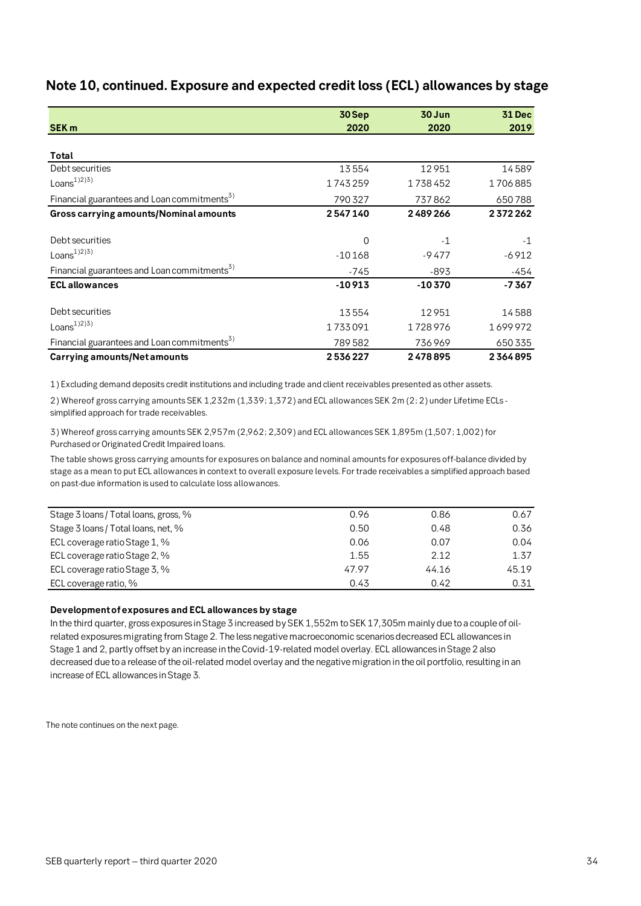## Note 10, continued. Exposure and expected credit loss (ECL) allowances by stage

| SEK m | 30 Sep 2020 | 30 Jun 2020 | 31 Dec 2019 |
|---|---|---|---|
| **Total** | | | |
| Debt securities | 13 554 | 12 951 | 14 589 |
| Loans[1)2)3)] | 1 743 259 | 1 738 452 | 1 706 885 |
| Financial guarantees and Loan commitments[3)] | 790 327 | 737 862 | 650 788 |
| **Gross carrying amounts/Nominal amounts** | **2 547 140** | **2 489 266** | **2 372 262** |
| Debt securities | 0 | -1 | -1 |
| Loans[1)2)3)] | -10 168 | -9 477 | -6 912 |
| Financial guarantees and Loan commitments[3)] | -745 | -893 | -454 |
| **ECL allowances** | **-10 913** | **-10 370** | **-7 367** |
| Debt securities | 13 554 | 12 951 | 14 588 |
| Loans[1)2)3)] | 1 733 091 | 1 728 976 | 1 699 972 |
| Financial guarantees and Loan commitments[3)] | 789 582 | 736 969 | 650 335 |
| **Carrying amounts/Net amounts** | **2 536 227** | **2 478 895** | **2 364 895** |

1) Excluding demand deposits credit institutions and including trade and client receivables presented as other assets.

2) Whereof gross carrying amounts SEK 1,232m (1,339; 1,372) and ECL allowances SEK 2m (2; 2) under Lifetime ECLs - simplified approach for trade receivables.

3) Whereof gross carrying amounts SEK 2,957m (2,962; 2,309) and ECL allowances SEK 1,895m (1,507; 1,002) for Purchased or Originated Credit Impaired loans.

The table shows gross carrying amounts for exposures on balance and nominal amounts for exposures off-balance divided by stage as a mean to put ECL allowances in context to overall exposure levels. For trade receivables a simplified approach based on past-due information is used to calculate loss allowances.

| | 30 Sep 2020 | 30 Jun 2020 | 31 Dec 2019 |
|---|---|---|---|
| Stage 3 loans / Total loans, gross, % | 0.96 | 0.86 | 0.67 |
| Stage 3 loans / Total loans, net, % | 0.50 | 0.48 | 0.36 |
| ECL coverage ratio Stage 1, % | 0.06 | 0.07 | 0.04 |
| ECL coverage ratio Stage 2, % | 1.55 | 2.12 | 1.37 |
| ECL coverage ratio Stage 3, % | 47.97 | 44.16 | 45.19 |
| ECL coverage ratio, % | 0.43 | 0.42 | 0.31 |

**Development of exposures and ECL allowances by stage**

In the third quarter, gross exposures in Stage 3 increased by SEK 1,552m to SEK 17,305m mainly due to a couple of oil-related exposures migrating from Stage 2. The less negative macroeconomic scenarios decreased ECL allowances in Stage 1 and 2, partly offset by an increase in the Covid-19-related model overlay. ECL allowances in Stage 2 also decreased due to a release of the oil-related model overlay and the negative migration in the oil portfolio, resulting in an increase of ECL allowances in Stage 3.

The note continues on the next page.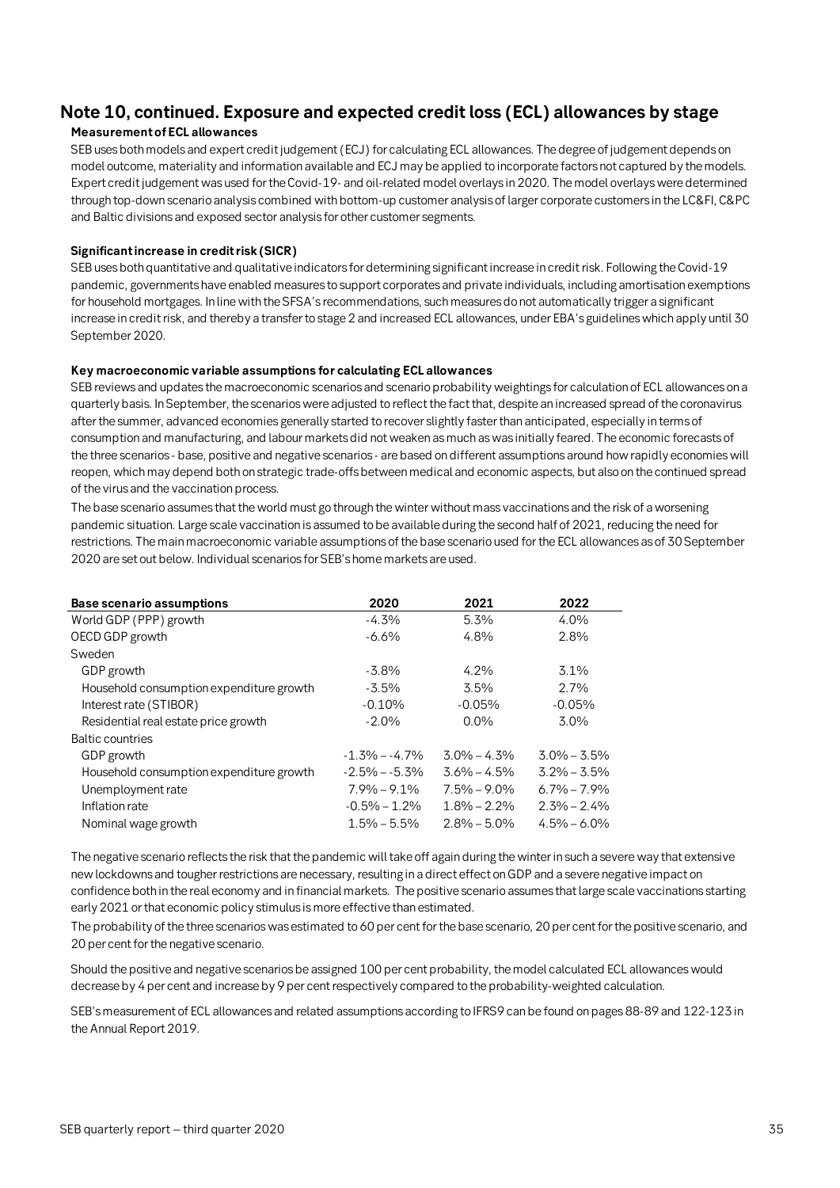## Note 10, continued. Exposure and expected credit loss (ECL) allowances by stage

**Measurement of ECL allowances**

SEB uses both models and expert credit judgement (ECJ) for calculating ECL allowances. The degree of judgement depends on model outcome, materiality and information available and ECJ may be applied to incorporate factors not captured by the models. Expert credit judgement was used for the Covid-19- and oil-related model overlays in 2020. The model overlays were determined through top-down scenario analysis combined with bottom-up customer analysis of larger corporate customers in the LC&FI, C&PC and Baltic divisions and exposed sector analysis for other customer segments.

**Significant increase in credit risk (SICR)**

SEB uses both quantitative and qualitative indicators for determining significant increase in credit risk. Following the Covid-19 pandemic, governments have enabled measures to support corporates and private individuals, including amortisation exemptions for household mortgages. In line with the SFSA's recommendations, such measures do not automatically trigger a significant increase in credit risk, and thereby a transfer to stage 2 and increased ECL allowances, under EBA's guidelines which apply until 30 September 2020.

**Key macroeconomic variable assumptions for calculating ECL allowances**

SEB reviews and updates the macroeconomic scenarios and scenario probability weightings for calculation of ECL allowances on a quarterly basis. In September, the scenarios were adjusted to reflect the fact that, despite an increased spread of the coronavirus after the summer, advanced economies generally started to recover slightly faster than anticipated, especially in terms of consumption and manufacturing, and labour markets did not weaken as much as was initially feared. The economic forecasts of the three scenarios - base, positive and negative scenarios - are based on different assumptions around how rapidly economies will reopen, which may depend both on strategic trade-offs between medical and economic aspects, but also on the continued spread of the virus and the vaccination process.

The base scenario assumes that the world must go through the winter without mass vaccinations and the risk of a worsening pandemic situation. Large scale vaccination is assumed to be available during the second half of 2021, reducing the need for restrictions. The main macroeconomic variable assumptions of the base scenario used for the ECL allowances as of 30 September 2020 are set out below. Individual scenarios for SEB's home markets are used.

| Base scenario assumptions | 2020 | 2021 | 2022 |
|---|---|---|---|
| World GDP (PPP) growth | -4.3% | 5.3% | 4.0% |
| OECD GDP growth | -6.6% | 4.8% | 2.8% |
| Sweden | | | |
| GDP growth | -3.8% | 4.2% | 3.1% |
| Household consumption expenditure growth | -3.5% | 3.5% | 2.7% |
| Interest rate (STIBOR) | -0.10% | -0.05% | -0.05% |
| Residential real estate price growth | -2.0% | 0.0% | 3.0% |
| Baltic countries | | | |
| GDP growth | -1.3% – -4.7% | 3.0% – 4.3% | 3.0% – 3.5% |
| Household consumption expenditure growth | -2.5% – -5.3% | 3.6% – 4.5% | 3.2% – 3.5% |
| Unemployment rate | 7.9% – 9.1% | 7.5% – 9.0% | 6.7% – 7.9% |
| Inflation rate | -0.5% – 1.2% | 1.8% – 2.2% | 2.3% – 2.4% |
| Nominal wage growth | 1.5% – 5.5% | 2.8% – 5.0% | 4.5% – 6.0% |

The negative scenario reflects the risk that the pandemic will take off again during the winter in such a severe way that extensive new lockdowns and tougher restrictions are necessary, resulting in a direct effect on GDP and a severe negative impact on confidence both in the real economy and in financial markets. The positive scenario assumes that large scale vaccinations starting early 2021 or that economic policy stimulus is more effective than estimated.

The probability of the three scenarios was estimated to 60 per cent for the base scenario, 20 per cent for the positive scenario, and 20 per cent for the negative scenario.

Should the positive and negative scenarios be assigned 100 per cent probability, the model calculated ECL allowances would decrease by 4 per cent and increase by 9 per cent respectively compared to the probability-weighted calculation.

SEB's measurement of ECL allowances and related assumptions according to IFRS9 can be found on pages 88-89 and 122-123 in the Annual Report 2019.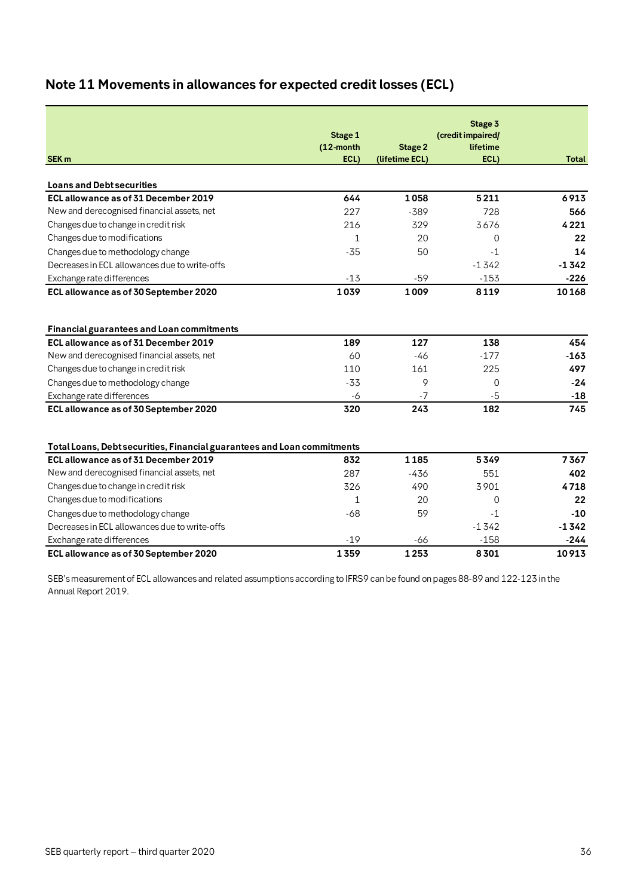## Note 11 Movements in allowances for expected credit losses (ECL)

| SEK m | Stage 1 (12-month ECL) | Stage 2 (lifetime ECL) | Stage 3 (credit impaired/ lifetime ECL) | Total |
|---|---|---|---|---|
| **Loans and Debt securities** | | | | |
| **ECL allowance as of 31 December 2019** | **644** | **1 058** | **5 211** | **6 913** |
| New and derecognised financial assets, net | 227 | -389 | 728 | **566** |
| Changes due to change in credit risk | 216 | 329 | 3 676 | **4 221** |
| Changes due to modifications | 1 | 20 | 0 | **22** |
| Changes due to methodology change | -35 | 50 | -1 | **14** |
| Decreases in ECL allowances due to write-offs | | | -1 342 | **-1 342** |
| Exchange rate differences | -13 | -59 | -153 | **-226** |
| **ECL allowance as of 30 September 2020** | **1 039** | **1 009** | **8 119** | **10 168** |
| | | | | |
| **Financial guarantees and Loan commitments** | | | | |
| **ECL allowance as of 31 December 2019** | **189** | **127** | **138** | **454** |
| New and derecognised financial assets, net | 60 | -46 | -177 | **-163** |
| Changes due to change in credit risk | 110 | 161 | 225 | **497** |
| Changes due to methodology change | -33 | 9 | 0 | **-24** |
| Exchange rate differences | -6 | -7 | -5 | **-18** |
| **ECL allowance as of 30 September 2020** | **320** | **243** | **182** | **745** |
| | | | | |
| **Total Loans, Debt securities, Financial guarantees and Loan commitments** | | | | |
| **ECL allowance as of 31 December 2019** | **832** | **1 185** | **5 349** | **7 367** |
| New and derecognised financial assets, net | 287 | -436 | 551 | **402** |
| Changes due to change in credit risk | 326 | 490 | 3 901 | **4 718** |
| Changes due to modifications | 1 | 20 | 0 | **22** |
| Changes due to methodology change | -68 | 59 | -1 | **-10** |
| Decreases in ECL allowances due to write-offs | | | -1 342 | **-1 342** |
| Exchange rate differences | -19 | -66 | -158 | **-244** |
| **ECL allowance as of 30 September 2020** | **1 359** | **1 253** | **8 301** | **10 913** |

SEB's measurement of ECL allowances and related assumptions according to IFRS9 can be found on pages 88-89 and 122-123 in the Annual Report 2019.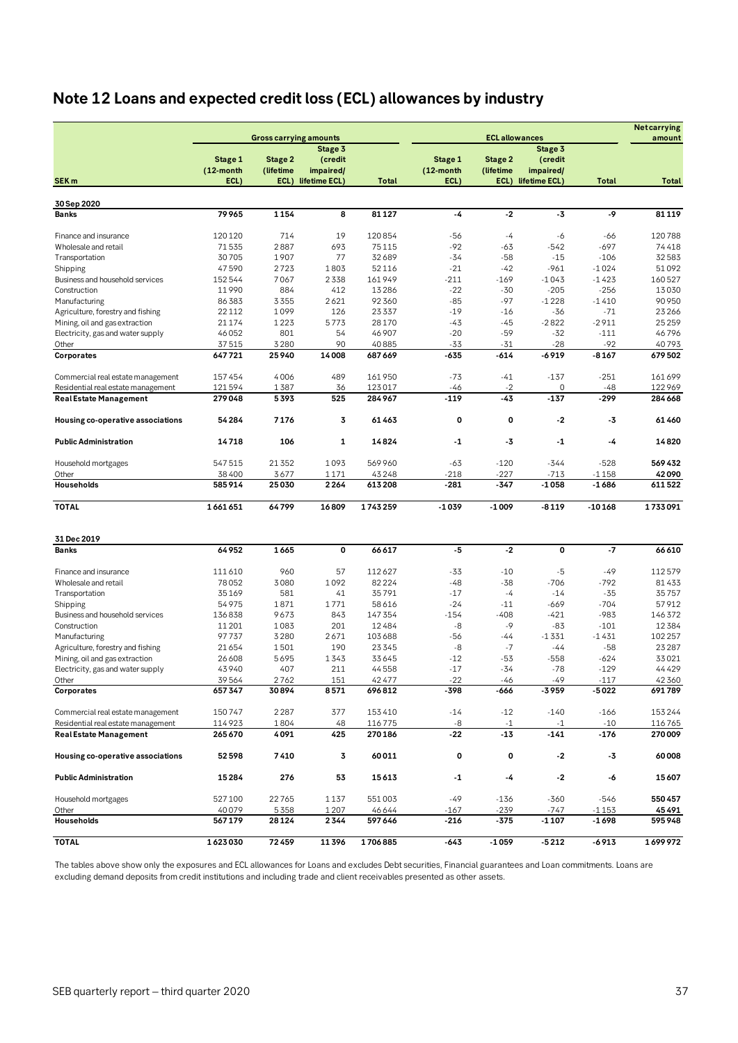# Note 12 Loans and expected credit loss (ECL) allowances by industry

| SEK m | Gross carrying amounts | | | | ECL allowances | | | | Net carrying amount |
|---|---|---|---|---|---|---|---|---|---|
| | Stage 1 (12-month ECL) | Stage 2 (lifetime ECL) | Stage 3 (credit impaired/ lifetime ECL) | Total | Stage 1 (12-month ECL) | Stage 2 (lifetime ECL) | Stage 3 (credit impaired/ lifetime ECL) | Total | Total |
| **30 Sep 2020** | | | | | | | | | |
| **Banks** | **79965** | **1154** | **8** | **81127** | **-4** | **-2** | **-3** | **-9** | **81119** |
| Finance and insurance | 120120 | 714 | 19 | 120854 | -56 | -4 | -6 | -66 | 120788 |
| Wholesale and retail | 71535 | 2887 | 693 | 75115 | -92 | -63 | -542 | -697 | 74418 |
| Transportation | 30705 | 1907 | 77 | 32689 | -34 | -58 | -15 | -106 | 32583 |
| Shipping | 47590 | 2723 | 1803 | 52116 | -21 | -42 | -961 | -1024 | 51092 |
| Business and household services | 152544 | 7067 | 2338 | 161949 | -211 | -169 | -1043 | -1423 | 160527 |
| Construction | 11990 | 884 | 412 | 13286 | -22 | -30 | -205 | -256 | 13030 |
| Manufacturing | 86383 | 3355 | 2621 | 92360 | -85 | -97 | -1228 | -1410 | 90950 |
| Agriculture, forestry and fishing | 22112 | 1099 | 126 | 23337 | -19 | -16 | -36 | -71 | 23266 |
| Mining, oil and gas extraction | 21174 | 1223 | 5773 | 28170 | -43 | -45 | -2822 | -2911 | 25259 |
| Electricity, gas and water supply | 46052 | 801 | 54 | 46907 | -20 | -59 | -32 | -111 | 46796 |
| Other | 37515 | 3280 | 90 | 40885 | -33 | -31 | -28 | -92 | 40793 |
| **Corporates** | **647721** | **25940** | **14008** | **687669** | **-635** | **-614** | **-6919** | **-8167** | **679502** |
| Commercial real estate management | 157454 | 4006 | 489 | 161950 | -73 | -41 | -137 | -251 | 161699 |
| Residential real estate management | 121594 | 1387 | 36 | 123017 | -46 | -2 | 0 | -48 | 122969 |
| **Real Estate Management** | **279048** | **5393** | **525** | **284967** | **-119** | **-43** | **-137** | **-299** | **284668** |
| **Housing co-operative associations** | **54284** | **7176** | **3** | **61463** | **0** | **0** | **-2** | **-3** | **61460** |
| **Public Administration** | **14718** | **106** | **1** | **14824** | **-1** | **-3** | **-1** | **-4** | **14820** |
| Household mortgages | 547515 | 21352 | 1093 | 569960 | -63 | -120 | -344 | -528 | **569432** |
| Other | 38400 | 3677 | 1171 | 43248 | -218 | -227 | -713 | -1158 | **42090** |
| **Households** | **585914** | **25030** | **2264** | **613208** | **-281** | **-347** | **-1058** | **-1686** | **611522** |
| **TOTAL** | **1661651** | **64799** | **16809** | **1743259** | **-1039** | **-1009** | **-8119** | **-10168** | **1733091** |
| **31 Dec 2019** | | | | | | | | | |
| **Banks** | **64952** | **1665** | **0** | **66617** | **-5** | **-2** | **0** | **-7** | **66610** |
| Finance and insurance | 111610 | 960 | 57 | 112627 | -33 | -10 | -5 | -49 | 112579 |
| Wholesale and retail | 78052 | 3080 | 1092 | 82224 | -48 | -38 | -706 | -792 | 81433 |
| Transportation | 35169 | 581 | 41 | 35791 | -17 | -4 | -14 | -35 | 35757 |
| Shipping | 54975 | 1871 | 1771 | 58616 | -24 | -11 | -669 | -704 | 57912 |
| Business and household services | 136838 | 9673 | 843 | 147354 | -154 | -408 | -421 | -983 | 146372 |
| Construction | 11201 | 1083 | 201 | 12484 | -8 | -9 | -83 | -101 | 12384 |
| Manufacturing | 97737 | 3280 | 2671 | 103688 | -56 | -44 | -1331 | -1431 | 102257 |
| Agriculture, forestry and fishing | 21654 | 1501 | 190 | 23345 | -8 | -7 | -44 | -58 | 23287 |
| Mining, oil and gas extraction | 26608 | 5695 | 1343 | 33645 | -12 | -53 | -558 | -624 | 33021 |
| Electricity, gas and water supply | 43940 | 407 | 211 | 44558 | -17 | -34 | -78 | -129 | 44429 |
| Other | 39564 | 2762 | 151 | 42477 | -22 | -46 | -49 | -117 | 42360 |
| **Corporates** | **657347** | **30894** | **8571** | **696812** | **-398** | **-666** | **-3959** | **-5022** | **691789** |
| Commercial real estate management | 150747 | 2287 | 377 | 153410 | -14 | -12 | -140 | -166 | 153244 |
| Residential real estate management | 114923 | 1804 | 48 | 116775 | -8 | -1 | -1 | -10 | 116765 |
| **Real Estate Management** | **265670** | **4091** | **425** | **270186** | **-22** | **-13** | **-141** | **-176** | **270009** |
| **Housing co-operative associations** | **52598** | **7410** | **3** | **60011** | **0** | **0** | **-2** | **-3** | **60008** |
| **Public Administration** | **15284** | **276** | **53** | **15613** | **-1** | **-4** | **-2** | **-6** | **15607** |
| Household mortgages | 527100 | 22765 | 1137 | 551003 | -49 | -136 | -360 | -546 | **550457** |
| Other | 40079 | 5358 | 1207 | 46644 | -167 | -239 | -747 | -1153 | **45491** |
| **Households** | **567179** | **28124** | **2344** | **597646** | **-216** | **-375** | **-1107** | **-1698** | **595948** |
| **TOTAL** | **1623030** | **72459** | **11396** | **1706885** | **-643** | **-1059** | **-5212** | **-6913** | **1699972** |

The tables above show only the exposures and ECL allowances for Loans and excludes Debt securities, Financial guarantees and Loan commitments. Loans are excluding demand deposits from credit institutions and including trade and client receivables presented as other assets.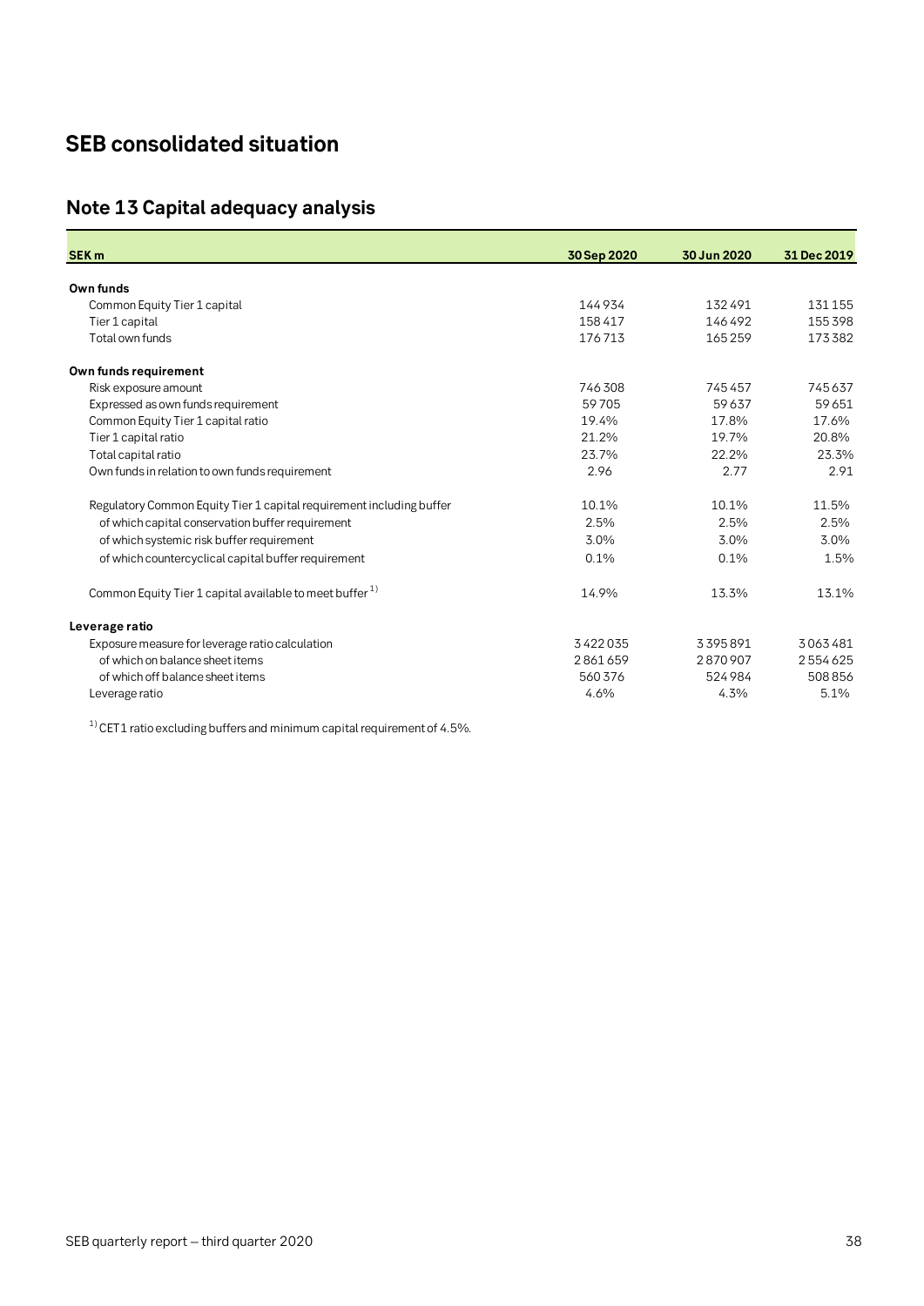# SEB consolidated situation

## Note 13 Capital adequacy analysis

| SEK m | 30 Sep 2020 | 30 Jun 2020 | 31 Dec 2019 |
|---|---|---|---|
| **Own funds** | | | |
| Common Equity Tier 1 capital | 144 934 | 132 491 | 131 155 |
| Tier 1 capital | 158 417 | 146 492 | 155 398 |
| Total own funds | 176 713 | 165 259 | 173 382 |
| **Own funds requirement** | | | |
| Risk exposure amount | 746 308 | 745 457 | 745 637 |
| Expressed as own funds requirement | 59 705 | 59 637 | 59 651 |
| Common Equity Tier 1 capital ratio | 19.4% | 17.8% | 17.6% |
| Tier 1 capital ratio | 21.2% | 19.7% | 20.8% |
| Total capital ratio | 23.7% | 22.2% | 23.3% |
| Own funds in relation to own funds requirement | 2.96 | 2.77 | 2.91 |
| Regulatory Common Equity Tier 1 capital requirement including buffer | 10.1% | 10.1% | 11.5% |
| of which capital conservation buffer requirement | 2.5% | 2.5% | 2.5% |
| of which systemic risk buffer requirement | 3.0% | 3.0% | 3.0% |
| of which countercyclical capital buffer requirement | 0.1% | 0.1% | 1.5% |
| Common Equity Tier 1 capital available to meet buffer [1] | 14.9% | 13.3% | 13.1% |
| **Leverage ratio** | | | |
| Exposure measure for leverage ratio calculation | 3 422 035 | 3 395 891 | 3 063 481 |
| of which on balance sheet items | 2 861 659 | 2 870 907 | 2 554 625 |
| of which off balance sheet items | 560 376 | 524 984 | 508 856 |
| Leverage ratio | 4.6% | 4.3% | 5.1% |

[1] CET1 ratio excluding buffers and minimum capital requirement of 4.5%.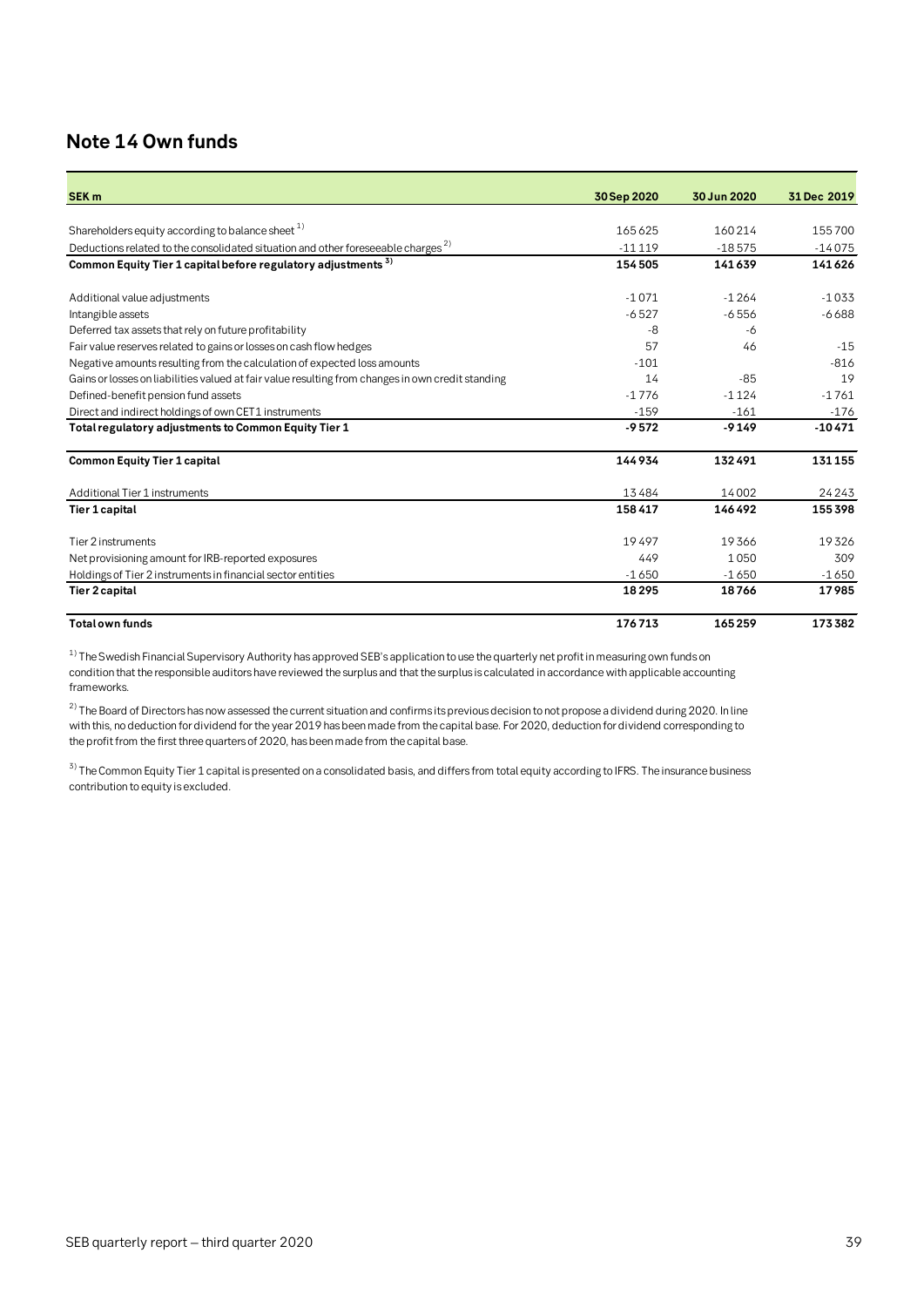## Note 14 Own funds

| SEK m | 30 Sep 2020 | 30 Jun 2020 | 31 Dec 2019 |
|---|---|---|---|
| Shareholders equity according to balance sheet [1] | 165 625 | 160 214 | 155 700 |
| Deductions related to the consolidated situation and other foreseeable charges [2] | -11 119 | -18 575 | -14 075 |
| **Common Equity Tier 1 capital before regulatory adjustments [3]** | **154 505** | **141 639** | **141 626** |
| Additional value adjustments | -1 071 | -1 264 | -1 033 |
| Intangible assets | -6 527 | -6 556 | -6 688 |
| Deferred tax assets that rely on future profitability | -8 | -6 | |
| Fair value reserves related to gains or losses on cash flow hedges | 57 | 46 | -15 |
| Negative amounts resulting from the calculation of expected loss amounts | -101 | | -816 |
| Gains or losses on liabilities valued at fair value resulting from changes in own credit standing | 14 | -85 | 19 |
| Defined-benefit pension fund assets | -1 776 | -1 124 | -1 761 |
| Direct and indirect holdings of own CET1 instruments | -159 | -161 | -176 |
| **Total regulatory adjustments to Common Equity Tier 1** | **-9 572** | **-9 149** | **-10 471** |
| **Common Equity Tier 1 capital** | **144 934** | **132 491** | **131 155** |
| Additional Tier 1 instruments | 13 484 | 14 002 | 24 243 |
| **Tier 1 capital** | **158 417** | **146 492** | **155 398** |
| Tier 2 instruments | 19 497 | 19 366 | 19 326 |
| Net provisioning amount for IRB-reported exposures | 449 | 1 050 | 309 |
| Holdings of Tier 2 instruments in financial sector entities | -1 650 | -1 650 | -1 650 |
| **Tier 2 capital** | **18 295** | **18 766** | **17 985** |
| **Total own funds** | **176 713** | **165 259** | **173 382** |

[1] The Swedish Financial Supervisory Authority has approved SEB's application to use the quarterly net profit in measuring own funds on condition that the responsible auditors have reviewed the surplus and that the surplus is calculated in accordance with applicable accounting frameworks.

[2] The Board of Directors has now assessed the current situation and confirms its previous decision to not propose a dividend during 2020. In line with this, no deduction for dividend for the year 2019 has been made from the capital base. For 2020, deduction for dividend corresponding to the profit from the first three quarters of 2020, has been made from the capital base.

[3] The Common Equity Tier 1 capital is presented on a consolidated basis, and differs from total equity according to IFRS. The insurance business contribution to equity is excluded.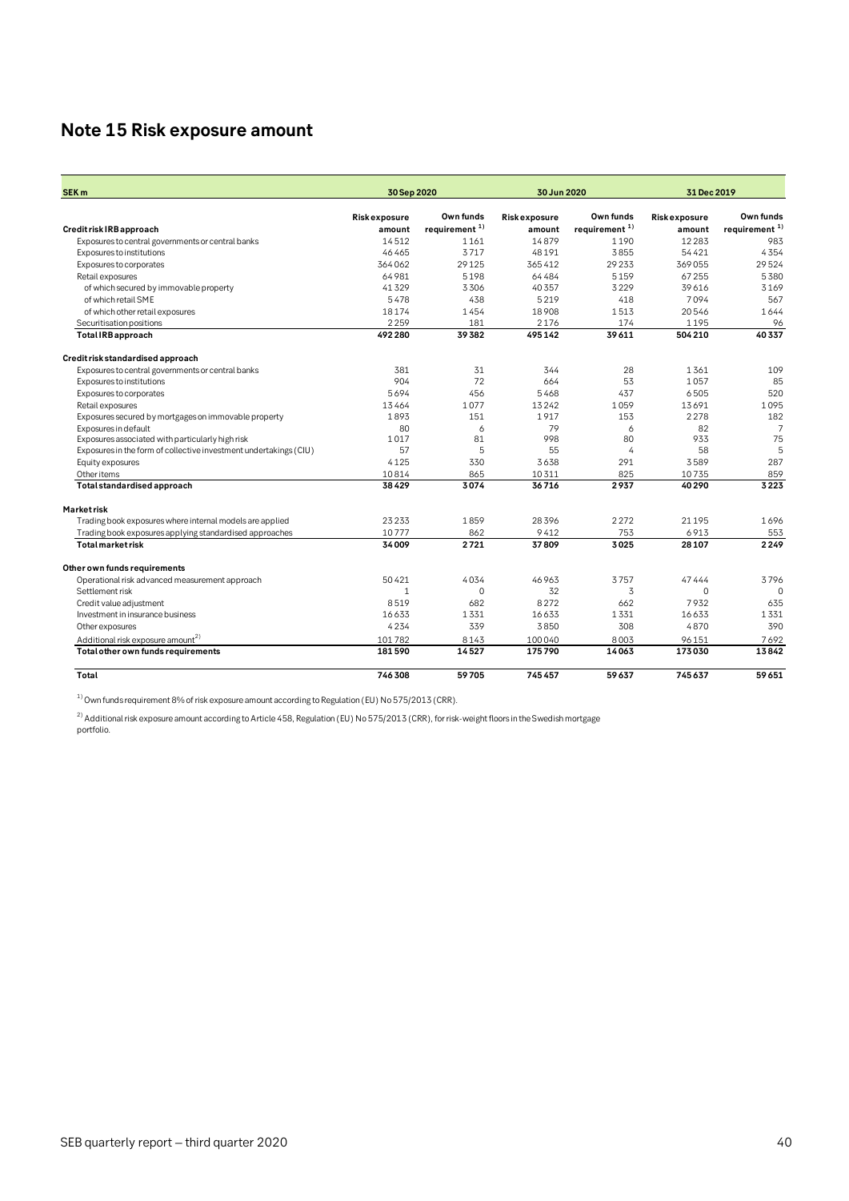# Note 15 Risk exposure amount

| SEK m | 30 Sep 2020 | | 30 Jun 2020 | | 31 Dec 2019 | |
|---|---|---|---|---|---|---|
| | Risk exposure amount | Own funds requirement [1] | Risk exposure amount | Own funds requirement [1] | Risk exposure amount | Own funds requirement [1] |
| **Credit risk IRB approach** | | | | | | |
| Exposures to central governments or central banks | 14 512 | 1 161 | 14 879 | 1 190 | 12 283 | 983 |
| Exposures to institutions | 46 465 | 3 717 | 48 191 | 3 855 | 54 421 | 4 354 |
| Exposures to corporates | 364 062 | 29 125 | 365 412 | 29 233 | 369 055 | 29 524 |
| Retail exposures | 64 981 | 5 198 | 64 484 | 5 159 | 67 255 | 5 380 |
| of which secured by immovable property | 41 329 | 3 306 | 40 357 | 3 229 | 39 616 | 3 169 |
| of which retail SME | 5 478 | 438 | 5 219 | 418 | 7 094 | 567 |
| of which other retail exposures | 18 174 | 1 454 | 18 908 | 1 513 | 20 546 | 1 644 |
| Securitisation positions | 2 259 | 181 | 2 176 | 174 | 1 195 | 96 |
| **Total IRB approach** | **492 280** | **39 382** | **495 142** | **39 611** | **504 210** | **40 337** |
| **Credit risk standardised approach** | | | | | | |
| Exposures to central governments or central banks | 381 | 31 | 344 | 28 | 1 361 | 109 |
| Exposures to institutions | 904 | 72 | 664 | 53 | 1 057 | 85 |
| Exposures to corporates | 5 694 | 456 | 5 468 | 437 | 6 505 | 520 |
| Retail exposures | 13 464 | 1 077 | 13 242 | 1 059 | 13 691 | 1 095 |
| Exposures secured by mortgages on immovable property | 1 893 | 151 | 1 917 | 153 | 2 278 | 182 |
| Exposures in default | 80 | 6 | 79 | 6 | 82 | 7 |
| Exposures associated with particularly high risk | 1 017 | 81 | 998 | 80 | 933 | 75 |
| Exposures in the form of collective investment undertakings (CIU) | 57 | 5 | 55 | 4 | 58 | 5 |
| Equity exposures | 4 125 | 330 | 3 638 | 291 | 3 589 | 287 |
| Other items | 10 814 | 865 | 10 311 | 825 | 10 735 | 859 |
| **Total standardised approach** | **38 429** | **3 074** | **36 716** | **2 937** | **40 290** | **3 223** |
| **Market risk** | | | | | | |
| Trading book exposures where internal models are applied | 23 233 | 1 859 | 28 396 | 2 272 | 21 195 | 1 696 |
| Trading book exposures applying standardised approaches | 10 777 | 862 | 9 412 | 753 | 6 913 | 553 |
| **Total market risk** | **34 009** | **2 721** | **37 809** | **3 025** | **28 107** | **2 249** |
| **Other own funds requirements** | | | | | | |
| Operational risk advanced measurement approach | 50 421 | 4 034 | 46 963 | 3 757 | 47 444 | 3 796 |
| Settlement risk | 1 | 0 | 32 | 3 | 0 | 0 |
| Credit value adjustment | 8 519 | 682 | 8 272 | 662 | 7 932 | 635 |
| Investment in insurance business | 16 633 | 1 331 | 16 633 | 1 331 | 16 633 | 1 331 |
| Other exposures | 4 234 | 339 | 3 850 | 308 | 4 870 | 390 |
| Additional risk exposure amount [2] | 101 782 | 8 143 | 100 040 | 8 003 | 96 151 | 7 692 |
| **Total other own funds requirements** | **181 590** | **14 527** | **175 790** | **14 063** | **173 030** | **13 842** |
| **Total** | **746 308** | **59 705** | **745 457** | **59 637** | **745 637** | **59 651** |

[1] Own funds requirement 8% of risk exposure amount according to Regulation (EU) No 575/2013 (CRR).

[2] Additional risk exposure amount according to Article 458, Regulation (EU) No 575/2013 (CRR), for risk-weight floors in the Swedish mortgage portfolio.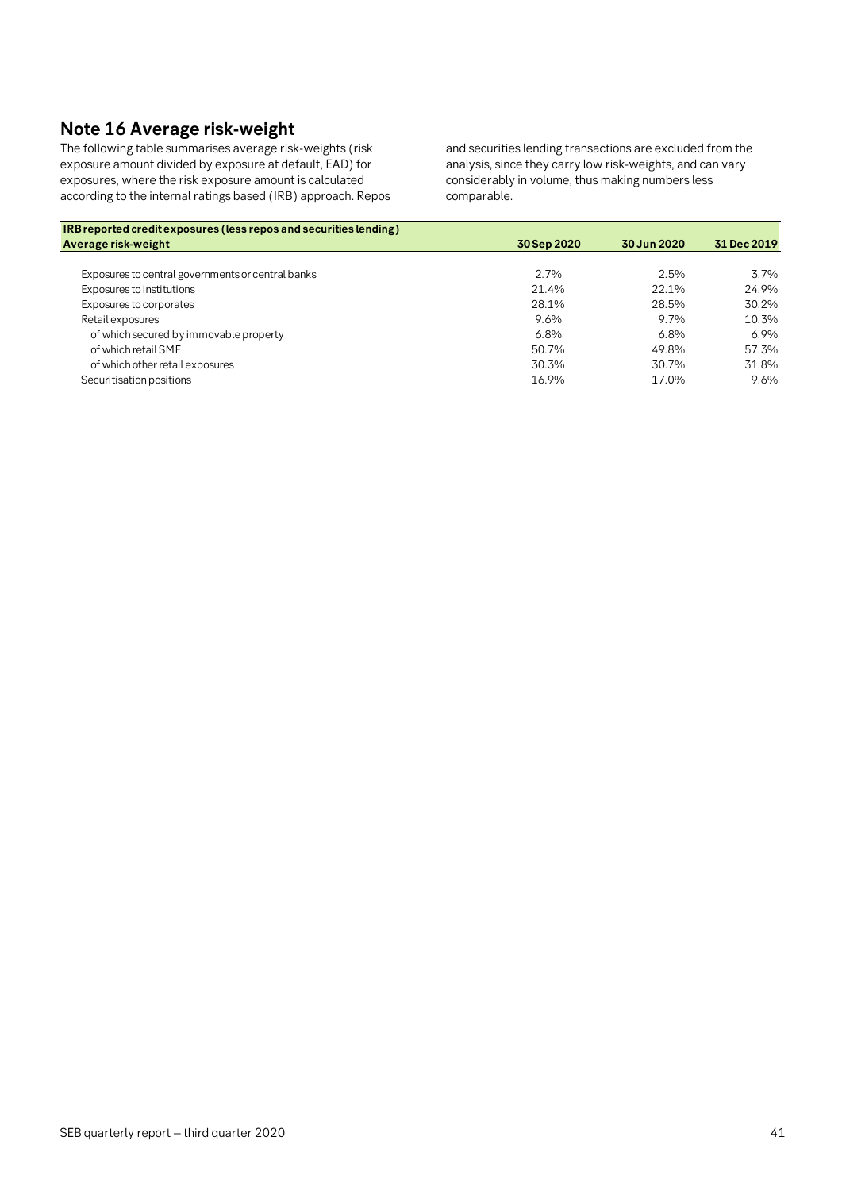## Note 16 Average risk-weight

The following table summarises average risk-weights (risk exposure amount divided by exposure at default, EAD) for exposures, where the risk exposure amount is calculated according to the internal ratings based (IRB) approach. Repos and securities lending transactions are excluded from the analysis, since they carry low risk-weights, and can vary considerably in volume, thus making numbers less comparable.

| **IRB reported credit exposures (less repos and securities lending)** | | | |
|---|---|---|---|
| **Average risk-weight** | **30 Sep 2020** | **30 Jun 2020** | **31 Dec 2019** |
| Exposures to central governments or central banks | 2.7% | 2.5% | 3.7% |
| Exposures to institutions | 21.4% | 22.1% | 24.9% |
| Exposures to corporates | 28.1% | 28.5% | 30.2% |
| Retail exposures | 9.6% | 9.7% | 10.3% |
| of which secured by immovable property | 6.8% | 6.8% | 6.9% |
| of which retail SME | 50.7% | 49.8% | 57.3% |
| of which other retail exposures | 30.3% | 30.7% | 31.8% |
| Securitisation positions | 16.9% | 17.0% | 9.6% |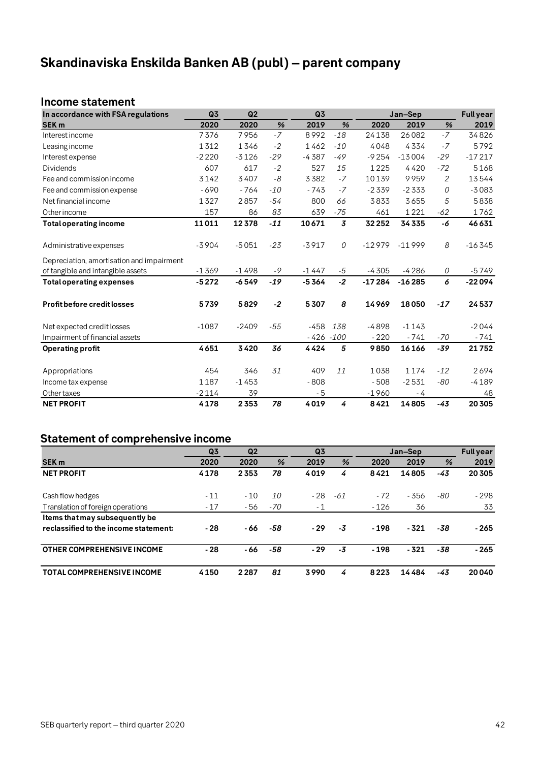# Skandinaviska Enskilda Banken AB (publ) – parent company

## Income statement

| In accordance with FSA regulations | Q3 | Q2 | | Q3 | | Jan–Sep | | | Full year |
|---|---|---|---|---|---|---|---|---|---|
| SEK m | 2020 | 2020 | % | 2019 | % | 2020 | 2019 | % | 2019 |
| Interest income | 7376 | 7956 | -7 | 8992 | -18 | 24138 | 26082 | -7 | 34826 |
| Leasing income | 1312 | 1346 | -2 | 1462 | -10 | 4048 | 4334 | -7 | 5792 |
| Interest expense | -2220 | -3126 | -29 | -4387 | -49 | -9254 | -13004 | -29 | -17217 |
| Dividends | 607 | 617 | -2 | 527 | 15 | 1225 | 4420 | -72 | 5168 |
| Fee and commission income | 3142 | 3407 | -8 | 3382 | -7 | 10139 | 9959 | 2 | 13544 |
| Fee and commission expense | -690 | -764 | -10 | -743 | -7 | -2339 | -2333 | 0 | -3083 |
| Net financial income | 1327 | 2857 | -54 | 800 | 66 | 3833 | 3655 | 5 | 5838 |
| Other income | 157 | 86 | 83 | 639 | -75 | 461 | 1221 | -62 | 1762 |
| **Total operating income** | **11011** | **12378** | **-11** | **10671** | **3** | **32252** | **34335** | **-6** | **46631** |
| Administrative expenses | -3904 | -5051 | -23 | -3917 | 0 | -12979 | -11999 | 8 | -16345 |
| Depreciation, amortisation and impairment of tangible and intangible assets | -1369 | -1498 | -9 | -1447 | -5 | -4305 | -4286 | 0 | -5749 |
| **Total operating expenses** | **-5272** | **-6549** | **-19** | **-5364** | **-2** | **-17284** | **-16285** | **6** | **-22094** |
| **Profit before credit losses** | **5739** | **5829** | **-2** | **5307** | **8** | **14969** | **18050** | **-17** | **24537** |
| Net expected credit losses | -1087 | -2409 | -55 | -458 | 138 | -4898 | -1143 | | -2044 |
| Impairment of financial assets | | | | -426 | -100 | -220 | -741 | -70 | -741 |
| **Operating profit** | **4651** | **3420** | **36** | **4424** | **5** | **9850** | **16166** | **-39** | **21752** |
| Appropriations | 454 | 346 | 31 | 409 | 11 | 1038 | 1174 | -12 | 2694 |
| Income tax expense | 1187 | -1453 | | -808 | | -508 | -2531 | -80 | -4189 |
| Other taxes | -2114 | 39 | | -5 | | -1960 | -4 | | 48 |
| **NET PROFIT** | **4178** | **2353** | **78** | **4019** | **4** | **8421** | **14805** | **-43** | **20305** |

## Statement of comprehensive income

| | Q3 | Q2 | | Q3 | | Jan–Sep | | | Full year |
|---|---|---|---|---|---|---|---|---|---|
| SEK m | 2020 | 2020 | % | 2019 | % | 2020 | 2019 | % | 2019 |
| **NET PROFIT** | **4178** | **2353** | **78** | **4019** | **4** | **8421** | **14805** | **-43** | **20305** |
| Cash flow hedges | -11 | -10 | 10 | -28 | -61 | -72 | -356 | -80 | -298 |
| Translation of foreign operations | -17 | -56 | -70 | -1 | | -126 | 36 | | 33 |
| **Items that may subsequently be reclassified to the income statement:** | **-28** | **-66** | **-58** | **-29** | **-3** | **-198** | **-321** | **-38** | **-265** |
| **OTHER COMPREHENSIVE INCOME** | **-28** | **-66** | **-58** | **-29** | **-3** | **-198** | **-321** | **-38** | **-265** |
| **TOTAL COMPREHENSIVE INCOME** | **4150** | **2287** | **81** | **3990** | **4** | **8223** | **14484** | **-43** | **20040** |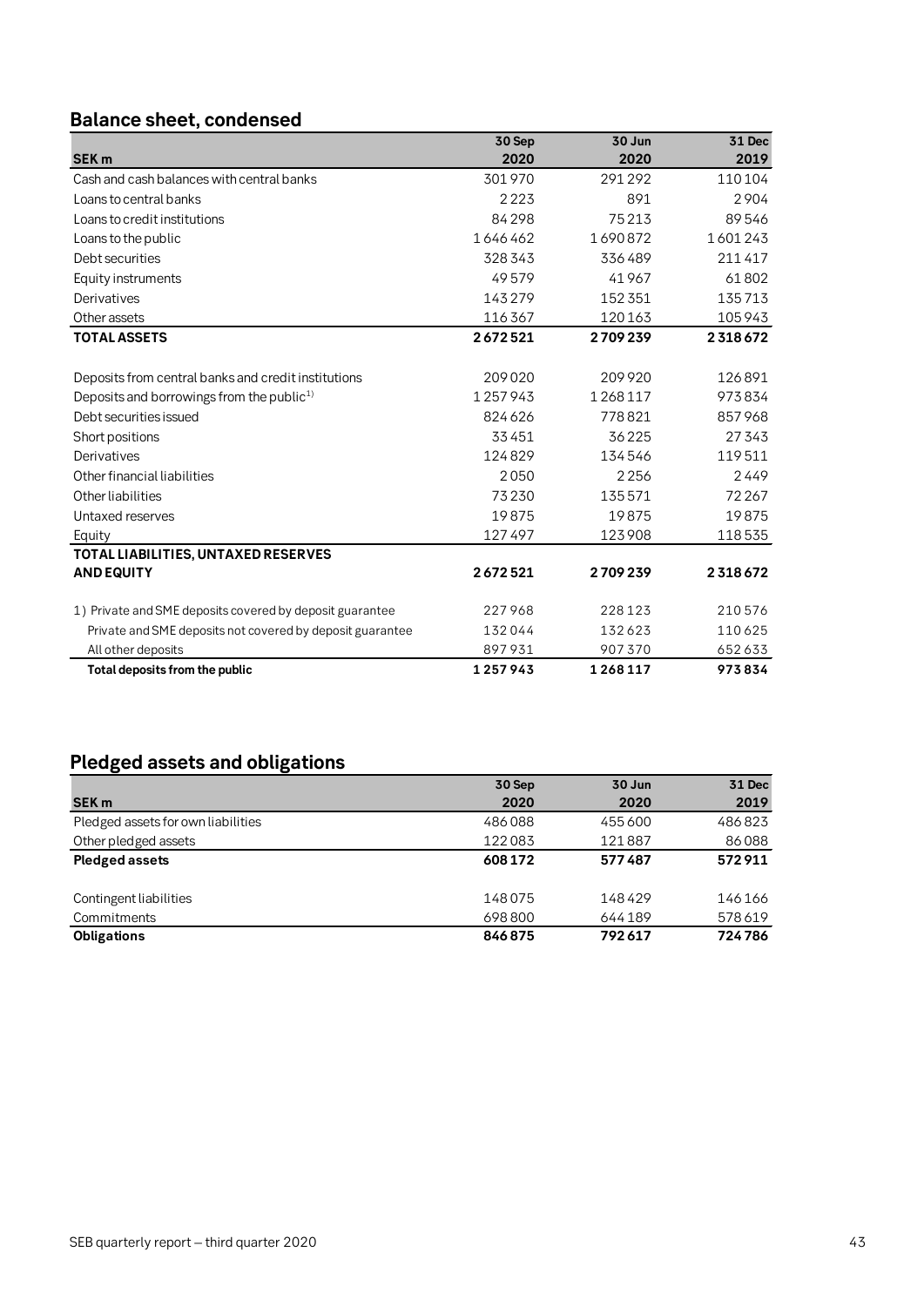## Balance sheet, condensed

| SEK m | 30 Sep 2020 | 30 Jun 2020 | 31 Dec 2019 |
|---|---|---|---|
| Cash and cash balances with central banks | 301 970 | 291 292 | 110 104 |
| Loans to central banks | 2 223 | 891 | 2 904 |
| Loans to credit institutions | 84 298 | 75 213 | 89 546 |
| Loans to the public | 1 646 462 | 1 690 872 | 1 601 243 |
| Debt securities | 328 343 | 336 489 | 211 417 |
| Equity instruments | 49 579 | 41 967 | 61 802 |
| Derivatives | 143 279 | 152 351 | 135 713 |
| Other assets | 116 367 | 120 163 | 105 943 |
| **TOTAL ASSETS** | **2 672 521** | **2 709 239** | **2 318 672** |
| | | | |
| Deposits from central banks and credit institutions | 209 020 | 209 920 | 126 891 |
| Deposits and borrowings from the public[1] | 1 257 943 | 1 268 117 | 973 834 |
| Debt securities issued | 824 626 | 778 821 | 857 968 |
| Short positions | 33 451 | 36 225 | 27 343 |
| Derivatives | 124 829 | 134 546 | 119 511 |
| Other financial liabilities | 2 050 | 2 256 | 2 449 |
| Other liabilities | 73 230 | 135 571 | 72 267 |
| Untaxed reserves | 19 875 | 19 875 | 19 875 |
| Equity | 127 497 | 123 908 | 118 535 |
| **TOTAL LIABILITIES, UNTAXED RESERVES AND EQUITY** | **2 672 521** | **2 709 239** | **2 318 672** |
| | | | |
| 1) Private and SME deposits covered by deposit guarantee | 227 968 | 228 123 | 210 576 |
| Private and SME deposits not covered by deposit guarantee | 132 044 | 132 623 | 110 625 |
| All other deposits | 897 931 | 907 370 | 652 633 |
| **Total deposits from the public** | **1 257 943** | **1 268 117** | **973 834** |

## Pledged assets and obligations

| SEK m | 30 Sep 2020 | 30 Jun 2020 | 31 Dec 2019 |
|---|---|---|---|
| Pledged assets for own liabilities | 486 088 | 455 600 | 486 823 |
| Other pledged assets | 122 083 | 121 887 | 86 088 |
| **Pledged assets** | **608 172** | **577 487** | **572 911** |
| | | | |
| Contingent liabilities | 148 075 | 148 429 | 146 166 |
| Commitments | 698 800 | 644 189 | 578 619 |
| **Obligations** | **846 875** | **792 617** | **724 786** |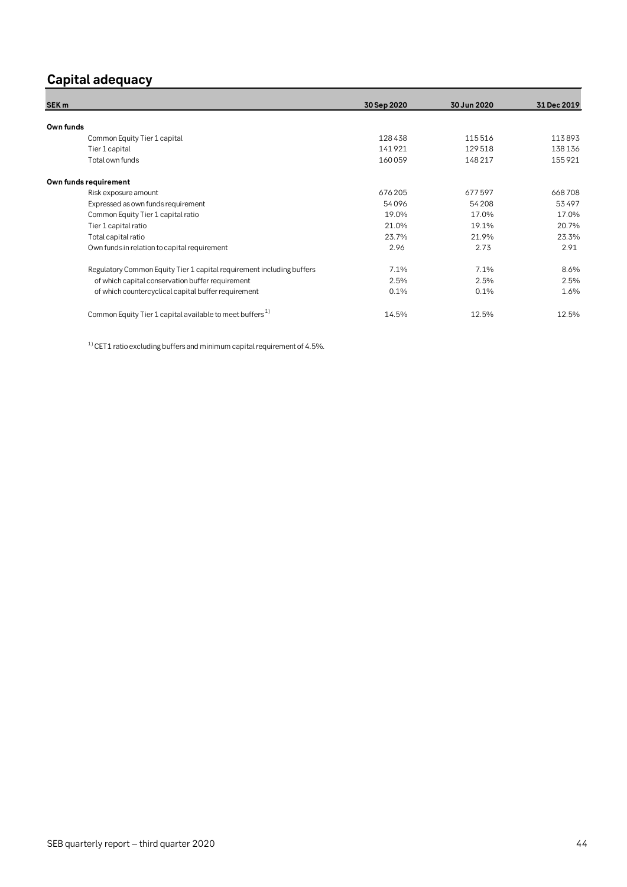## Capital adequacy

| SEK m | 30 Sep 2020 | 30 Jun 2020 | 31 Dec 2019 |
|---|---|---|---|
| **Own funds** | | | |
| Common Equity Tier 1 capital | 128 438 | 115 516 | 113 893 |
| Tier 1 capital | 141 921 | 129 518 | 138 136 |
| Total own funds | 160 059 | 148 217 | 155 921 |
| **Own funds requirement** | | | |
| Risk exposure amount | 676 205 | 677 597 | 668 708 |
| Expressed as own funds requirement | 54 096 | 54 208 | 53 497 |
| Common Equity Tier 1 capital ratio | 19.0% | 17.0% | 17.0% |
| Tier 1 capital ratio | 21.0% | 19.1% | 20.7% |
| Total capital ratio | 23.7% | 21.9% | 23.3% |
| Own funds in relation to capital requirement | 2.96 | 2.73 | 2.91 |
| Regulatory Common Equity Tier 1 capital requirement including buffers | 7.1% | 7.1% | 8.6% |
| of which capital conservation buffer requirement | 2.5% | 2.5% | 2.5% |
| of which countercyclical capital buffer requirement | 0.1% | 0.1% | 1.6% |
| Common Equity Tier 1 capital available to meet buffers [1] | 14.5% | 12.5% | 12.5% |

[1] CET1 ratio excluding buffers and minimum capital requirement of 4.5%.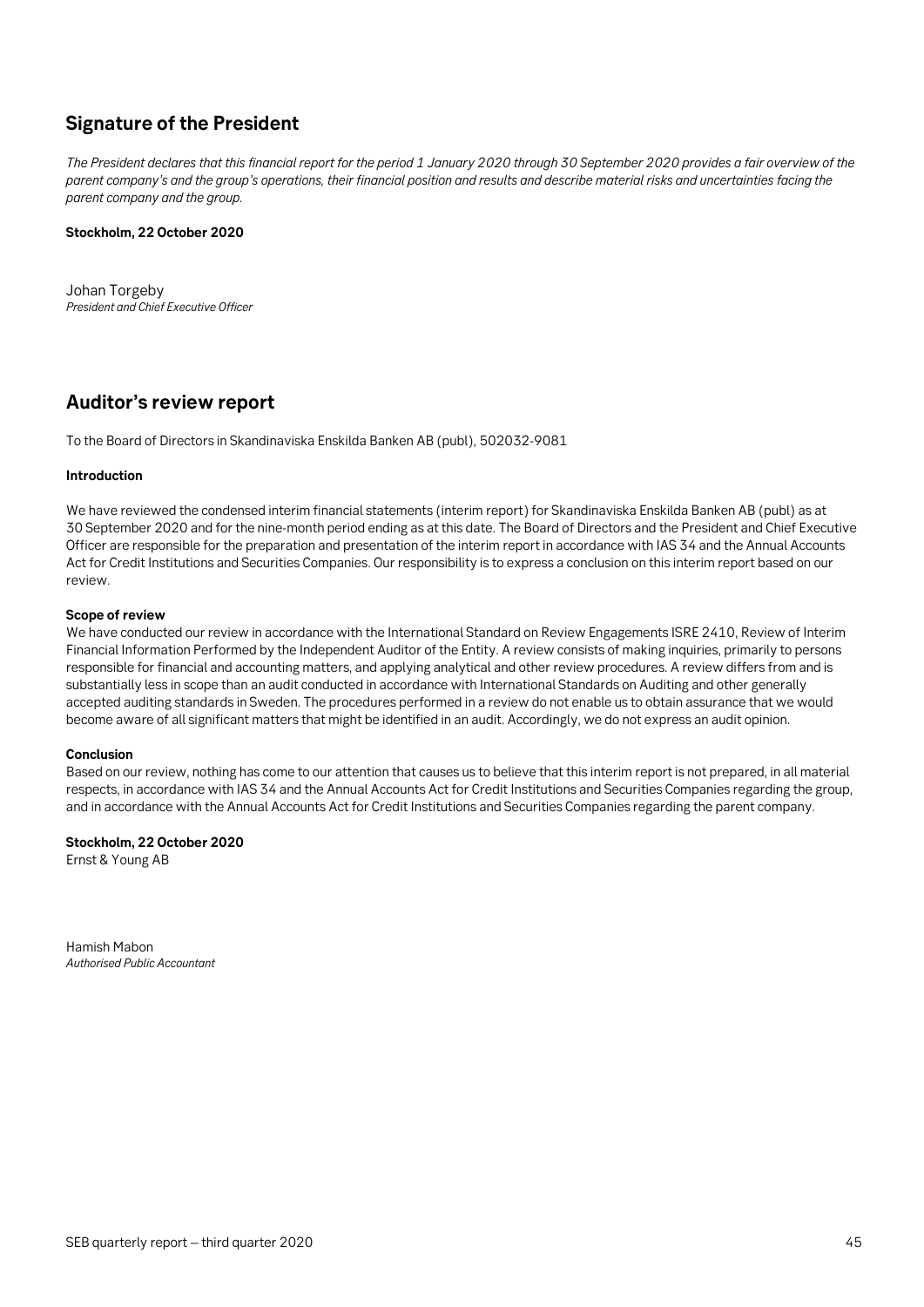## Signature of the President

*The President declares that this financial report for the period 1 January 2020 through 30 September 2020 provides a fair overview of the parent company's and the group's operations, their financial position and results and describe material risks and uncertainties facing the parent company and the group.*

**Stockholm, 22 October 2020**

Johan Torgeby
*President and Chief Executive Officer*

## Auditor's review report

To the Board of Directors in Skandinaviska Enskilda Banken AB (publ), 502032-9081

**Introduction**

We have reviewed the condensed interim financial statements (interim report) for Skandinaviska Enskilda Banken AB (publ) as at 30 September 2020 and for the nine-month period ending as at this date. The Board of Directors and the President and Chief Executive Officer are responsible for the preparation and presentation of the interim report in accordance with IAS 34 and the Annual Accounts Act for Credit Institutions and Securities Companies. Our responsibility is to express a conclusion on this interim report based on our review.

**Scope of review**

We have conducted our review in accordance with the International Standard on Review Engagements ISRE 2410, Review of Interim Financial Information Performed by the Independent Auditor of the Entity. A review consists of making inquiries, primarily to persons responsible for financial and accounting matters, and applying analytical and other review procedures. A review differs from and is substantially less in scope than an audit conducted in accordance with International Standards on Auditing and other generally accepted auditing standards in Sweden. The procedures performed in a review do not enable us to obtain assurance that we would become aware of all significant matters that might be identified in an audit. Accordingly, we do not express an audit opinion.

**Conclusion**

Based on our review, nothing has come to our attention that causes us to believe that this interim report is not prepared, in all material respects, in accordance with IAS 34 and the Annual Accounts Act for Credit Institutions and Securities Companies regarding the group, and in accordance with the Annual Accounts Act for Credit Institutions and Securities Companies regarding the parent company.

**Stockholm, 22 October 2020**
Ernst & Young AB

Hamish Mabon
*Authorised Public Accountant*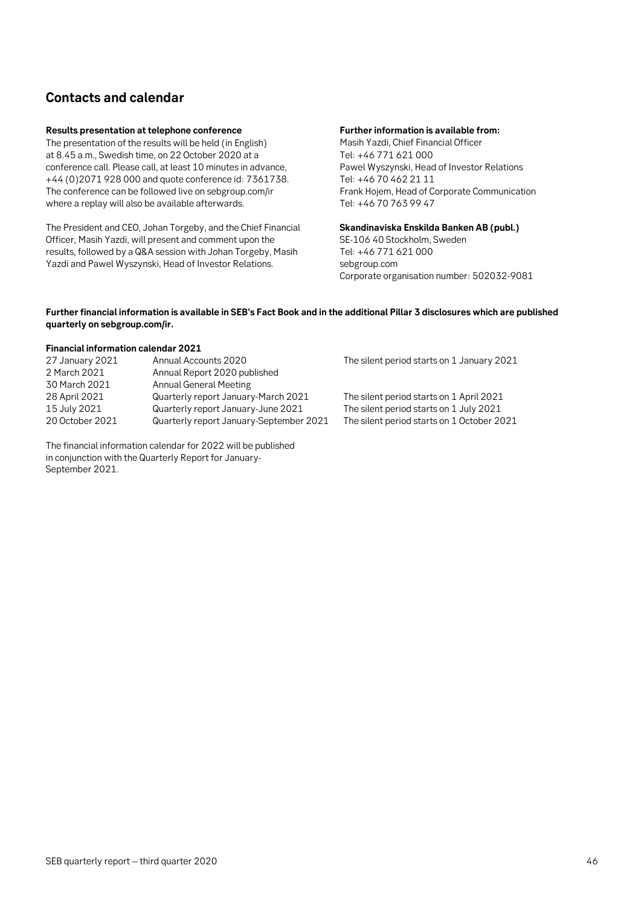## Contacts and calendar

**Results presentation at telephone conference**

The presentation of the results will be held (in English) at 8.45 a.m., Swedish time, on 22 October 2020 at a conference call. Please call, at least 10 minutes in advance, +44 (0)2071 928 000 and quote conference id: 7361738. The conference can be followed live on sebgroup.com/ir where a replay will also be available afterwards.

The President and CEO, Johan Torgeby, and the Chief Financial Officer, Masih Yazdi, will present and comment upon the results, followed by a Q&A session with Johan Torgeby, Masih Yazdi and Pawel Wyszynski, Head of Investor Relations.

**Further information is available from:**

Masih Yazdi, Chief Financial Officer
Tel: +46 771 621 000
Pawel Wyszynski, Head of Investor Relations
Tel: +46 70 462 21 11
Frank Hojem, Head of Corporate Communication
Tel: +46 70 763 99 47

**Skandinaviska Enskilda Banken AB (publ.)**

SE-106 40 Stockholm, Sweden
Tel: +46 771 621 000
sebgroup.com
Corporate organisation number: 502032-9081

**Further financial information is available in SEB's Fact Book and in the additional Pillar 3 disclosures which are published quarterly on sebgroup.com/ir.**

**Financial information calendar 2021**

| | | |
|---|---|---|
| 27 January 2021 | Annual Accounts 2020 | The silent period starts on 1 January 2021 |
| 2 March 2021 | Annual Report 2020 published | |
| 30 March 2021 | Annual General Meeting | |
| 28 April 2021 | Quarterly report January-March 2021 | The silent period starts on 1 April 2021 |
| 15 July 2021 | Quarterly report January-June 2021 | The silent period starts on 1 July 2021 |
| 20 October 2021 | Quarterly report January-September 2021 | The silent period starts on 1 October 2021 |

The financial information calendar for 2022 will be published in conjunction with the Quarterly Report for January-September 2021.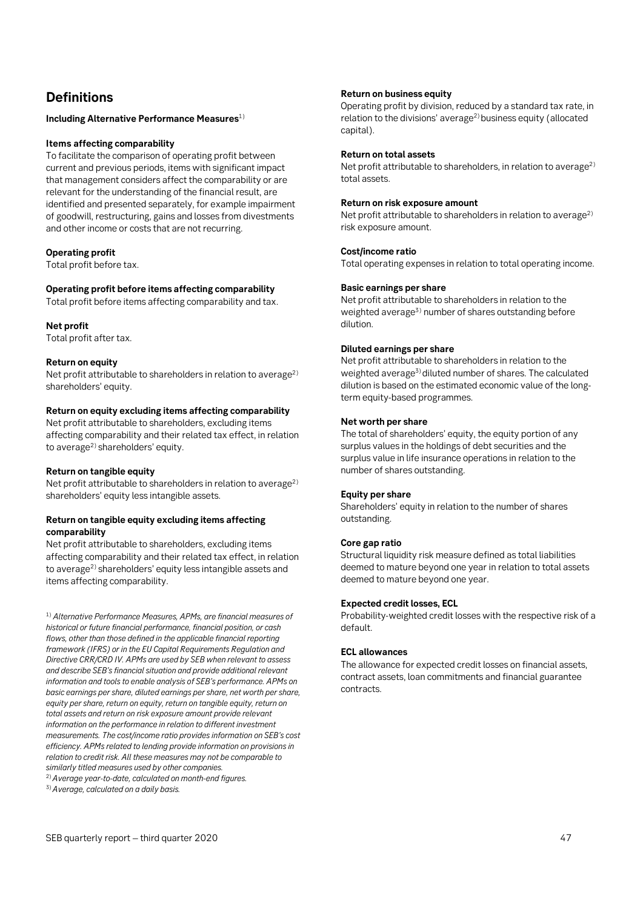## Definitions

**Including Alternative Performance Measures**[1]

**Items affecting comparability**

To facilitate the comparison of operating profit between current and previous periods, items with significant impact that management considers affect the comparability or are relevant for the understanding of the financial result, are identified and presented separately, for example impairment of goodwill, restructuring, gains and losses from divestments and other income or costs that are not recurring.

**Operating profit**

Total profit before tax.

**Operating profit before items affecting comparability**

Total profit before items affecting comparability and tax.

**Net profit**

Total profit after tax.

**Return on equity**

Net profit attributable to shareholders in relation to average[2] shareholders' equity.

**Return on equity excluding items affecting comparability**

Net profit attributable to shareholders, excluding items affecting comparability and their related tax effect, in relation to average[2] shareholders' equity.

**Return on tangible equity**

Net profit attributable to shareholders in relation to average[2] shareholders' equity less intangible assets.

**Return on tangible equity excluding items affecting comparability**

Net profit attributable to shareholders, excluding items affecting comparability and their related tax effect, in relation to average[2] shareholders' equity less intangible assets and items affecting comparability.

[1] *Alternative Performance Measures, APMs, are financial measures of historical or future financial performance, financial position, or cash flows, other than those defined in the applicable financial reporting framework (IFRS) or in the EU Capital Requirements Regulation and Directive CRR/CRD IV. APMs are used by SEB when relevant to assess and describe SEB's financial situation and provide additional relevant information and tools to enable analysis of SEB's performance. APMs on basic earnings per share, diluted earnings per share, net worth per share, equity per share, return on equity, return on tangible equity, return on total assets and return on risk exposure amount provide relevant information on the performance in relation to different investment measurements. The cost/income ratio provides information on SEB's cost efficiency. APMs related to lending provide information on provisions in relation to credit risk. All these measures may not be comparable to similarly titled measures used by other companies.*

[2] *Average year-to-date, calculated on month-end figures.*

[3] *Average, calculated on a daily basis.*

**Return on business equity**

Operating profit by division, reduced by a standard tax rate, in relation to the divisions' average[2] business equity (allocated capital).

**Return on total assets**

Net profit attributable to shareholders, in relation to average[2] total assets.

**Return on risk exposure amount**

Net profit attributable to shareholders in relation to average[2] risk exposure amount.

**Cost/income ratio**

Total operating expenses in relation to total operating income.

**Basic earnings per share**

Net profit attributable to shareholders in relation to the weighted average[3] number of shares outstanding before dilution.

**Diluted earnings per share**

Net profit attributable to shareholders in relation to the weighted average[3] diluted number of shares. The calculated dilution is based on the estimated economic value of the long-term equity-based programmes.

**Net worth per share**

The total of shareholders' equity, the equity portion of any surplus values in the holdings of debt securities and the surplus value in life insurance operations in relation to the number of shares outstanding.

**Equity per share**

Shareholders' equity in relation to the number of shares outstanding.

**Core gap ratio**

Structural liquidity risk measure defined as total liabilities deemed to mature beyond one year in relation to total assets deemed to mature beyond one year.

**Expected credit losses, ECL**

Probability-weighted credit losses with the respective risk of a default.

**ECL allowances**

The allowance for expected credit losses on financial assets, contract assets, loan commitments and financial guarantee contracts.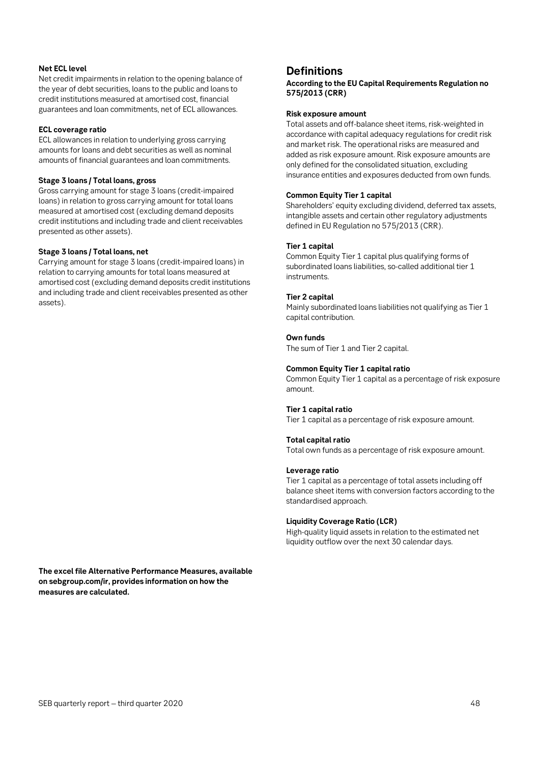**Net ECL level**
Net credit impairments in relation to the opening balance of the year of debt securities, loans to the public and loans to credit institutions measured at amortised cost, financial guarantees and loan commitments, net of ECL allowances.

**ECL coverage ratio**
ECL allowances in relation to underlying gross carrying amounts for loans and debt securities as well as nominal amounts of financial guarantees and loan commitments.

**Stage 3 loans / Total loans, gross**
Gross carrying amount for stage 3 loans (credit-impaired loans) in relation to gross carrying amount for total loans measured at amortised cost (excluding demand deposits credit institutions and including trade and client receivables presented as other assets).

**Stage 3 loans / Total loans, net**
Carrying amount for stage 3 loans (credit-impaired loans) in relation to carrying amounts for total loans measured at amortised cost (excluding demand deposits credit institutions and including trade and client receivables presented as other assets).

**The excel file Alternative Performance Measures, available on sebgroup.com/ir, provides information on how the measures are calculated.**

## Definitions

**According to the EU Capital Requirements Regulation no 575/2013 (CRR)**

**Risk exposure amount**
Total assets and off-balance sheet items, risk-weighted in accordance with capital adequacy regulations for credit risk and market risk. The operational risks are measured and added as risk exposure amount. Risk exposure amounts are only defined for the consolidated situation, excluding insurance entities and exposures deducted from own funds.

**Common Equity Tier 1 capital**
Shareholders' equity excluding dividend, deferred tax assets, intangible assets and certain other regulatory adjustments defined in EU Regulation no 575/2013 (CRR).

**Tier 1 capital**
Common Equity Tier 1 capital plus qualifying forms of subordinated loans liabilities, so-called additional tier 1 instruments.

**Tier 2 capital**
Mainly subordinated loans liabilities not qualifying as Tier 1 capital contribution.

**Own funds**
The sum of Tier 1 and Tier 2 capital.

**Common Equity Tier 1 capital ratio**
Common Equity Tier 1 capital as a percentage of risk exposure amount.

**Tier 1 capital ratio**
Tier 1 capital as a percentage of risk exposure amount.

**Total capital ratio**
Total own funds as a percentage of risk exposure amount.

**Leverage ratio**
Tier 1 capital as a percentage of total assets including off balance sheet items with conversion factors according to the standardised approach.

**Liquidity Coverage Ratio (LCR)**
High-quality liquid assets in relation to the estimated net liquidity outflow over the next 30 calendar days.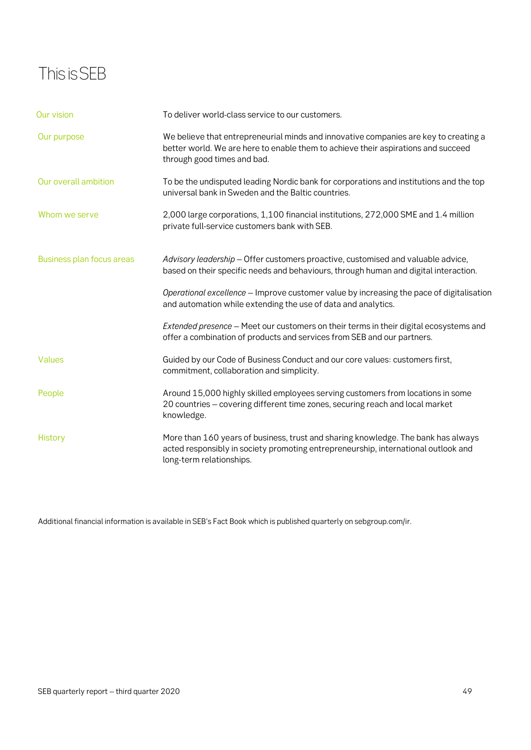# This is SEB

| | |
|---|---|
| Our vision | To deliver world-class service to our customers. |
| Our purpose | We believe that entrepreneurial minds and innovative companies are key to creating a better world. We are here to enable them to achieve their aspirations and succeed through good times and bad. |
| Our overall ambition | To be the undisputed leading Nordic bank for corporations and institutions and the top universal bank in Sweden and the Baltic countries. |
| Whom we serve | 2,000 large corporations, 1,100 financial institutions, 272,000 SME and 1.4 million private full-service customers bank with SEB. |
| Business plan focus areas | *Advisory leadership* – Offer customers proactive, customised and valuable advice, based on their specific needs and behaviours, through human and digital interaction. |
| | *Operational excellence* – Improve customer value by increasing the pace of digitalisation and automation while extending the use of data and analytics. |
| | *Extended presence* – Meet our customers on their terms in their digital ecosystems and offer a combination of products and services from SEB and our partners. |
| Values | Guided by our Code of Business Conduct and our core values: customers first, commitment, collaboration and simplicity. |
| People | Around 15,000 highly skilled employees serving customers from locations in some 20 countries – covering different time zones, securing reach and local market knowledge. |
| History | More than 160 years of business, trust and sharing knowledge. The bank has always acted responsibly in society promoting entrepreneurship, international outlook and long-term relationships. |

Additional financial information is available in SEB's Fact Book which is published quarterly on sebgroup.com/ir.